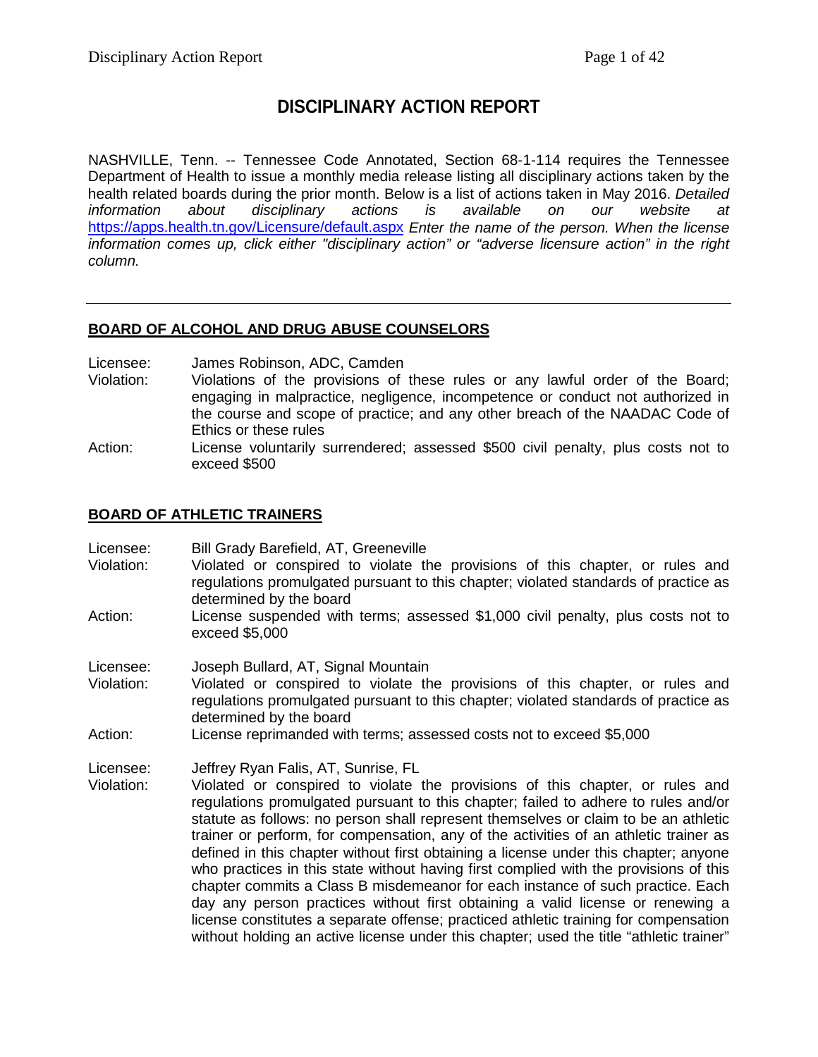# DISCIPLINARY ACTION REPORT

NASHVILLE, Tenn. -- Tennessee Code Annotated, Section 68-1-114 requires the Tennessee Department of Health to issue a monthly media release listing all disciplinary actions taken by the health related boards during the prior month. Below is a list of actions taken in May 2016. *Detailed information about disciplinary actions is available on our website at* https://apps.health.tn.gov/Licensure/default.aspx *Enter the name of the person. When the license information comes up, click either "disciplinary action" or "adverse licensure action" in the right column.*

---

## BOARD OF ALCOHOL AND DRUG ABUSE COUNSELORS

Licensee: James Robinson, ADC, Camden
Violation: Violations of the provisions of these rules or any lawful order of the Board; engaging in malpractice, negligence, incompetence or conduct not authorized in the course and scope of practice; and any other breach of the NAADAC Code of Ethics or these rules
Action: License voluntarily surrendered; assessed $500 civil penalty, plus costs not to exceed $500

## BOARD OF ATHLETIC TRAINERS

Licensee: Bill Grady Barefield, AT, Greeneville
Violation: Violated or conspired to violate the provisions of this chapter, or rules and regulations promulgated pursuant to this chapter; violated standards of practice as determined by the board
Action: License suspended with terms; assessed $1,000 civil penalty, plus costs not to exceed $5,000

Licensee: Joseph Bullard, AT, Signal Mountain
Violation: Violated or conspired to violate the provisions of this chapter, or rules and regulations promulgated pursuant to this chapter; violated standards of practice as determined by the board
Action: License reprimanded with terms; assessed costs not to exceed $5,000

Licensee: Jeffrey Ryan Falis, AT, Sunrise, FL
Violation: Violated or conspired to violate the provisions of this chapter, or rules and regulations promulgated pursuant to this chapter; failed to adhere to rules and/or statute as follows: no person shall represent themselves or claim to be an athletic trainer or perform, for compensation, any of the activities of an athletic trainer as defined in this chapter without first obtaining a license under this chapter; anyone who practices in this state without having first complied with the provisions of this chapter commits a Class B misdemeanor for each instance of such practice. Each day any person practices without first obtaining a valid license or renewing a license constitutes a separate offense; practiced athletic training for compensation without holding an active license under this chapter; used the title "athletic trainer"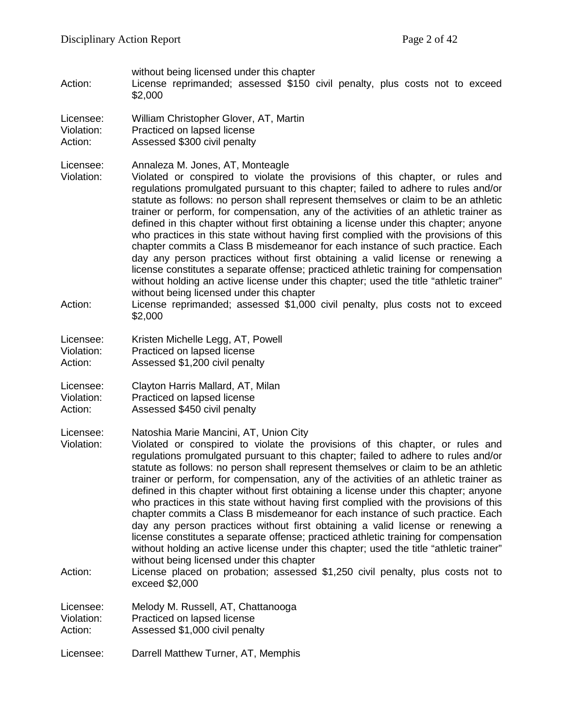without being licensed under this chapter

Action: License reprimanded; assessed $150 civil penalty, plus costs not to exceed $2,000

Licensee: William Christopher Glover, AT, Martin
Violation: Practiced on lapsed license
Action: Assessed $300 civil penalty

Licensee: Annaleza M. Jones, AT, Monteagle
Violation: Violated or conspired to violate the provisions of this chapter, or rules and regulations promulgated pursuant to this chapter; failed to adhere to rules and/or statute as follows: no person shall represent themselves or claim to be an athletic trainer or perform, for compensation, any of the activities of an athletic trainer as defined in this chapter without first obtaining a license under this chapter; anyone who practices in this state without having first complied with the provisions of this chapter commits a Class B misdemeanor for each instance of such practice. Each day any person practices without first obtaining a valid license or renewing a license constitutes a separate offense; practiced athletic training for compensation without holding an active license under this chapter; used the title "athletic trainer" without being licensed under this chapter
Action: License reprimanded; assessed $1,000 civil penalty, plus costs not to exceed $2,000

Licensee: Kristen Michelle Legg, AT, Powell
Violation: Practiced on lapsed license
Action: Assessed $1,200 civil penalty

Licensee: Clayton Harris Mallard, AT, Milan
Violation: Practiced on lapsed license
Action: Assessed $450 civil penalty

Licensee: Natoshia Marie Mancini, AT, Union City
Violation: Violated or conspired to violate the provisions of this chapter, or rules and regulations promulgated pursuant to this chapter; failed to adhere to rules and/or statute as follows: no person shall represent themselves or claim to be an athletic trainer or perform, for compensation, any of the activities of an athletic trainer as defined in this chapter without first obtaining a license under this chapter; anyone who practices in this state without having first complied with the provisions of this chapter commits a Class B misdemeanor for each instance of such practice. Each day any person practices without first obtaining a valid license or renewing a license constitutes a separate offense; practiced athletic training for compensation without holding an active license under this chapter; used the title "athletic trainer" without being licensed under this chapter
Action: License placed on probation; assessed $1,250 civil penalty, plus costs not to exceed $2,000

Licensee: Melody M. Russell, AT, Chattanooga
Violation: Practiced on lapsed license
Action: Assessed $1,000 civil penalty

Licensee: Darrell Matthew Turner, AT, Memphis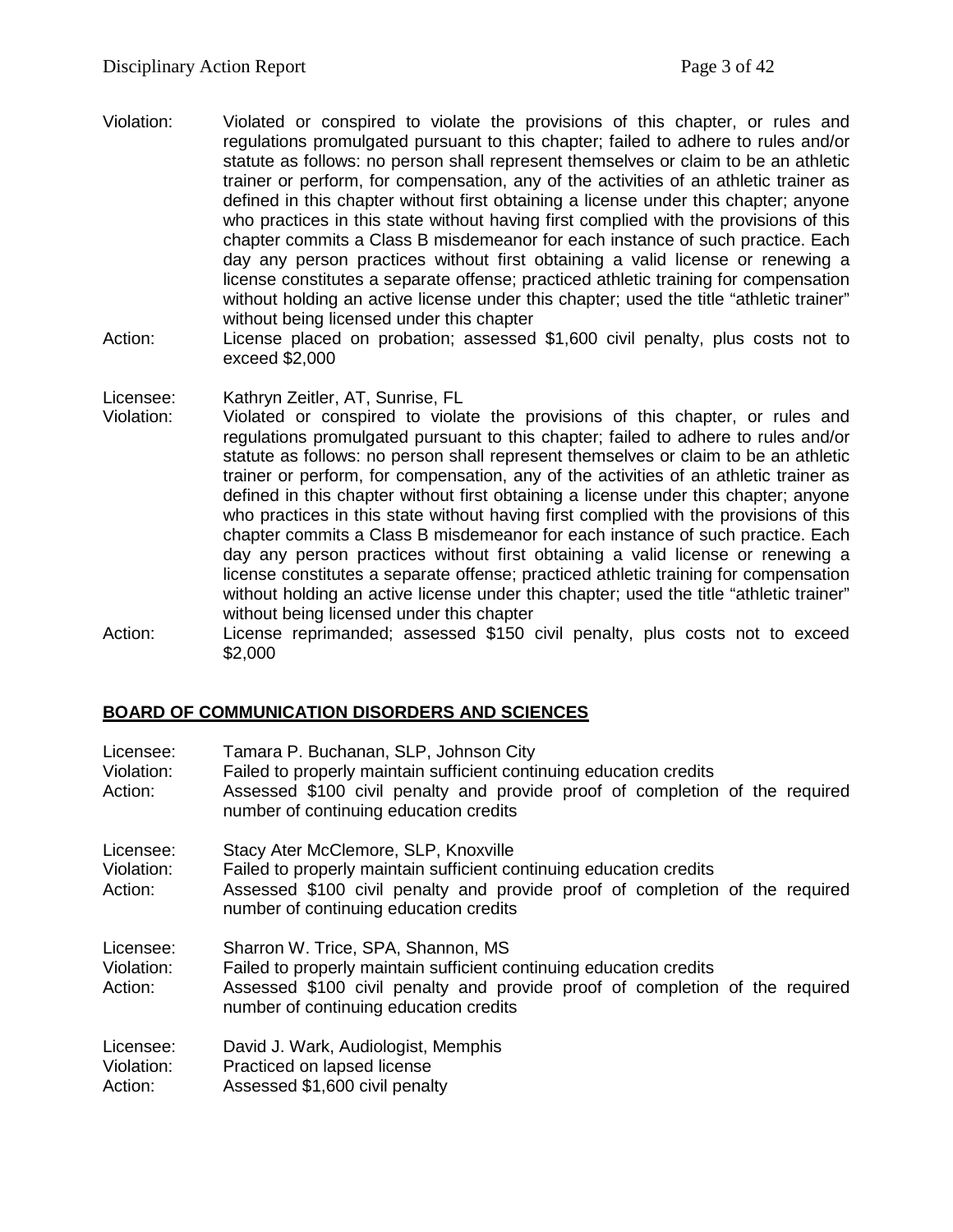Violation: Violated or conspired to violate the provisions of this chapter, or rules and regulations promulgated pursuant to this chapter; failed to adhere to rules and/or statute as follows: no person shall represent themselves or claim to be an athletic trainer or perform, for compensation, any of the activities of an athletic trainer as defined in this chapter without first obtaining a license under this chapter; anyone who practices in this state without having first complied with the provisions of this chapter commits a Class B misdemeanor for each instance of such practice. Each day any person practices without first obtaining a valid license or renewing a license constitutes a separate offense; practiced athletic training for compensation without holding an active license under this chapter; used the title "athletic trainer" without being licensed under this chapter

Action: License placed on probation; assessed $1,600 civil penalty, plus costs not to exceed $2,000

Licensee: Kathryn Zeitler, AT, Sunrise, FL

Violation: Violated or conspired to violate the provisions of this chapter, or rules and regulations promulgated pursuant to this chapter; failed to adhere to rules and/or statute as follows: no person shall represent themselves or claim to be an athletic trainer or perform, for compensation, any of the activities of an athletic trainer as defined in this chapter without first obtaining a license under this chapter; anyone who practices in this state without having first complied with the provisions of this chapter commits a Class B misdemeanor for each instance of such practice. Each day any person practices without first obtaining a valid license or renewing a license constitutes a separate offense; practiced athletic training for compensation without holding an active license under this chapter; used the title "athletic trainer" without being licensed under this chapter

Action: License reprimanded; assessed $150 civil penalty, plus costs not to exceed $2,000

## BOARD OF COMMUNICATION DISORDERS AND SCIENCES

Licensee: Tamara P. Buchanan, SLP, Johnson City

Violation: Failed to properly maintain sufficient continuing education credits

Action: Assessed $100 civil penalty and provide proof of completion of the required number of continuing education credits

Licensee: Stacy Ater McClemore, SLP, Knoxville

Violation: Failed to properly maintain sufficient continuing education credits

Action: Assessed $100 civil penalty and provide proof of completion of the required number of continuing education credits

Licensee: Sharron W. Trice, SPA, Shannon, MS

Violation: Failed to properly maintain sufficient continuing education credits

Action: Assessed $100 civil penalty and provide proof of completion of the required number of continuing education credits

Licensee: David J. Wark, Audiologist, Memphis

Violation: Practiced on lapsed license

Action: Assessed $1,600 civil penalty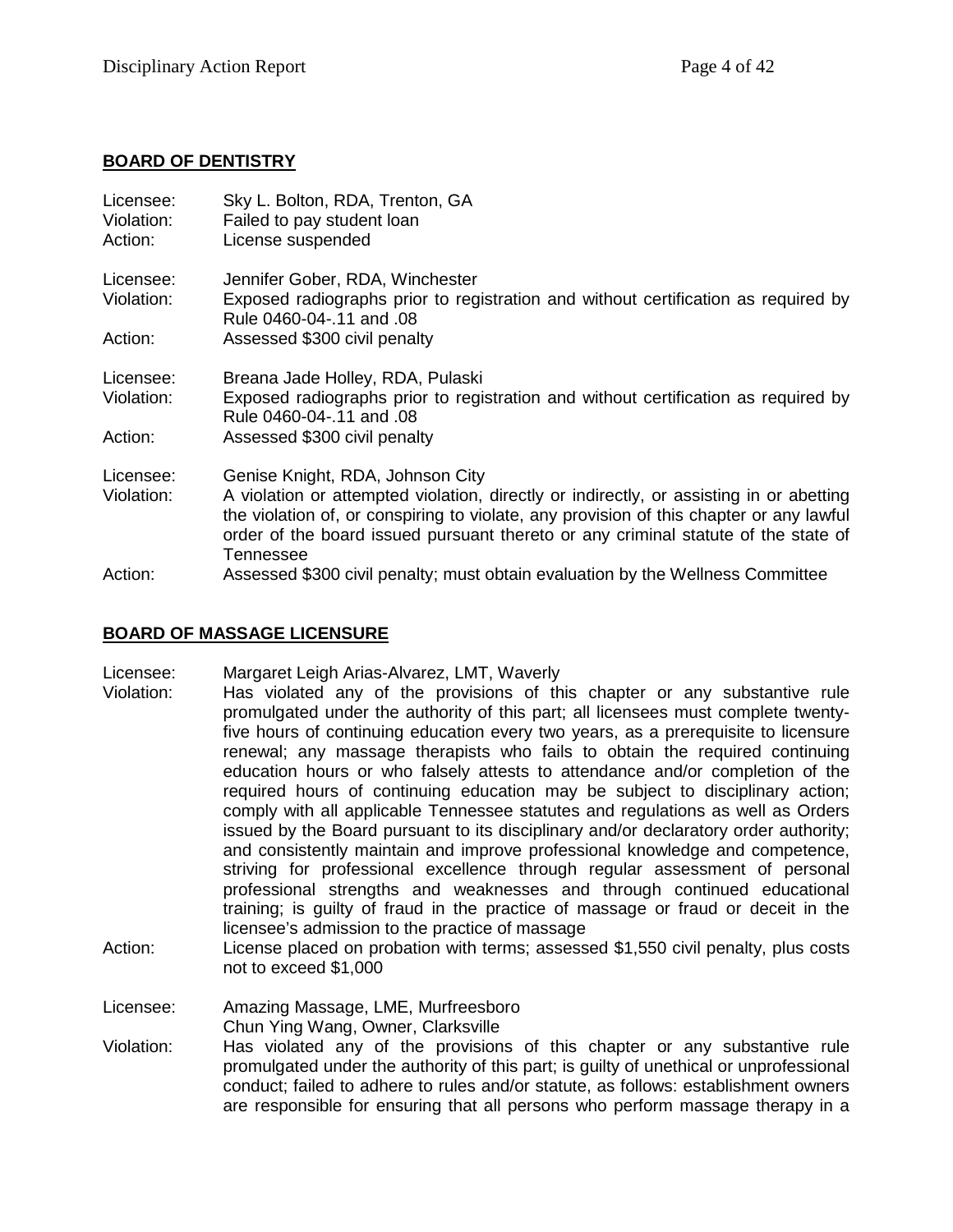## BOARD OF DENTISTRY

Licensee: Sky L. Bolton, RDA, Trenton, GA
Violation: Failed to pay student loan
Action: License suspended

Licensee: Jennifer Gober, RDA, Winchester
Violation: Exposed radiographs prior to registration and without certification as required by Rule 0460-04-.11 and .08
Action: Assessed $300 civil penalty

Licensee: Breana Jade Holley, RDA, Pulaski
Violation: Exposed radiographs prior to registration and without certification as required by Rule 0460-04-.11 and .08
Action: Assessed $300 civil penalty

Licensee: Genise Knight, RDA, Johnson City
Violation: A violation or attempted violation, directly or indirectly, or assisting in or abetting the violation of, or conspiring to violate, any provision of this chapter or any lawful order of the board issued pursuant thereto or any criminal statute of the state of Tennessee
Action: Assessed $300 civil penalty; must obtain evaluation by the Wellness Committee

## BOARD OF MASSAGE LICENSURE

Licensee: Margaret Leigh Arias-Alvarez, LMT, Waverly
Violation: Has violated any of the provisions of this chapter or any substantive rule promulgated under the authority of this part; all licensees must complete twenty-five hours of continuing education every two years, as a prerequisite to licensure renewal; any massage therapists who fails to obtain the required continuing education hours or who falsely attests to attendance and/or completion of the required hours of continuing education may be subject to disciplinary action; comply with all applicable Tennessee statutes and regulations as well as Orders issued by the Board pursuant to its disciplinary and/or declaratory order authority; and consistently maintain and improve professional knowledge and competence, striving for professional excellence through regular assessment of personal professional strengths and weaknesses and through continued educational training; is guilty of fraud in the practice of massage or fraud or deceit in the licensee's admission to the practice of massage
Action: License placed on probation with terms; assessed $1,550 civil penalty, plus costs not to exceed $1,000

Licensee: Amazing Massage, LME, Murfreesboro
Chun Ying Wang, Owner, Clarksville
Violation: Has violated any of the provisions of this chapter or any substantive rule promulgated under the authority of this part; is guilty of unethical or unprofessional conduct; failed to adhere to rules and/or statute, as follows: establishment owners are responsible for ensuring that all persons who perform massage therapy in a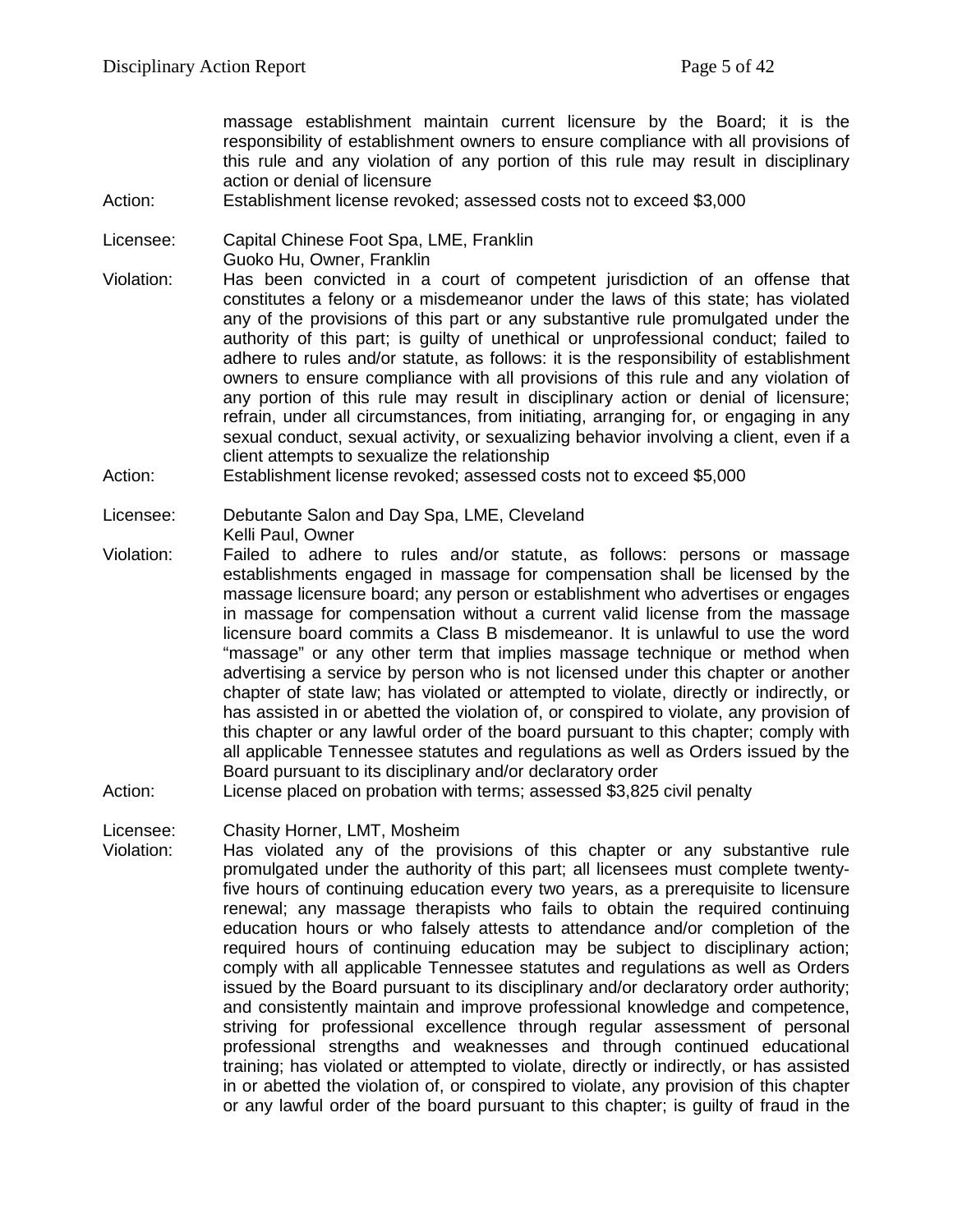massage establishment maintain current licensure by the Board; it is the responsibility of establishment owners to ensure compliance with all provisions of this rule and any violation of any portion of this rule may result in disciplinary action or denial of licensure

Action: Establishment license revoked; assessed costs not to exceed $3,000

Licensee: Capital Chinese Foot Spa, LME, Franklin
Guoko Hu, Owner, Franklin

Violation: Has been convicted in a court of competent jurisdiction of an offense that constitutes a felony or a misdemeanor under the laws of this state; has violated any of the provisions of this part or any substantive rule promulgated under the authority of this part; is guilty of unethical or unprofessional conduct; failed to adhere to rules and/or statute, as follows: it is the responsibility of establishment owners to ensure compliance with all provisions of this rule and any violation of any portion of this rule may result in disciplinary action or denial of licensure; refrain, under all circumstances, from initiating, arranging for, or engaging in any sexual conduct, sexual activity, or sexualizing behavior involving a client, even if a client attempts to sexualize the relationship

Action: Establishment license revoked; assessed costs not to exceed $5,000

Licensee: Debutante Salon and Day Spa, LME, Cleveland
Kelli Paul, Owner

Violation: Failed to adhere to rules and/or statute, as follows: persons or massage establishments engaged in massage for compensation shall be licensed by the massage licensure board; any person or establishment who advertises or engages in massage for compensation without a current valid license from the massage licensure board commits a Class B misdemeanor. It is unlawful to use the word "massage" or any other term that implies massage technique or method when advertising a service by person who is not licensed under this chapter or another chapter of state law; has violated or attempted to violate, directly or indirectly, or has assisted in or abetted the violation of, or conspired to violate, any provision of this chapter or any lawful order of the board pursuant to this chapter; comply with all applicable Tennessee statutes and regulations as well as Orders issued by the Board pursuant to its disciplinary and/or declaratory order

Action: License placed on probation with terms; assessed $3,825 civil penalty

Licensee: Chasity Horner, LMT, Mosheim

Violation: Has violated any of the provisions of this chapter or any substantive rule promulgated under the authority of this part; all licensees must complete twenty-five hours of continuing education every two years, as a prerequisite to licensure renewal; any massage therapists who fails to obtain the required continuing education hours or who falsely attests to attendance and/or completion of the required hours of continuing education may be subject to disciplinary action; comply with all applicable Tennessee statutes and regulations as well as Orders issued by the Board pursuant to its disciplinary and/or declaratory order authority; and consistently maintain and improve professional knowledge and competence, striving for professional excellence through regular assessment of personal professional strengths and weaknesses and through continued educational training; has violated or attempted to violate, directly or indirectly, or has assisted in or abetted the violation of, or conspired to violate, any provision of this chapter or any lawful order of the board pursuant to this chapter; is guilty of fraud in the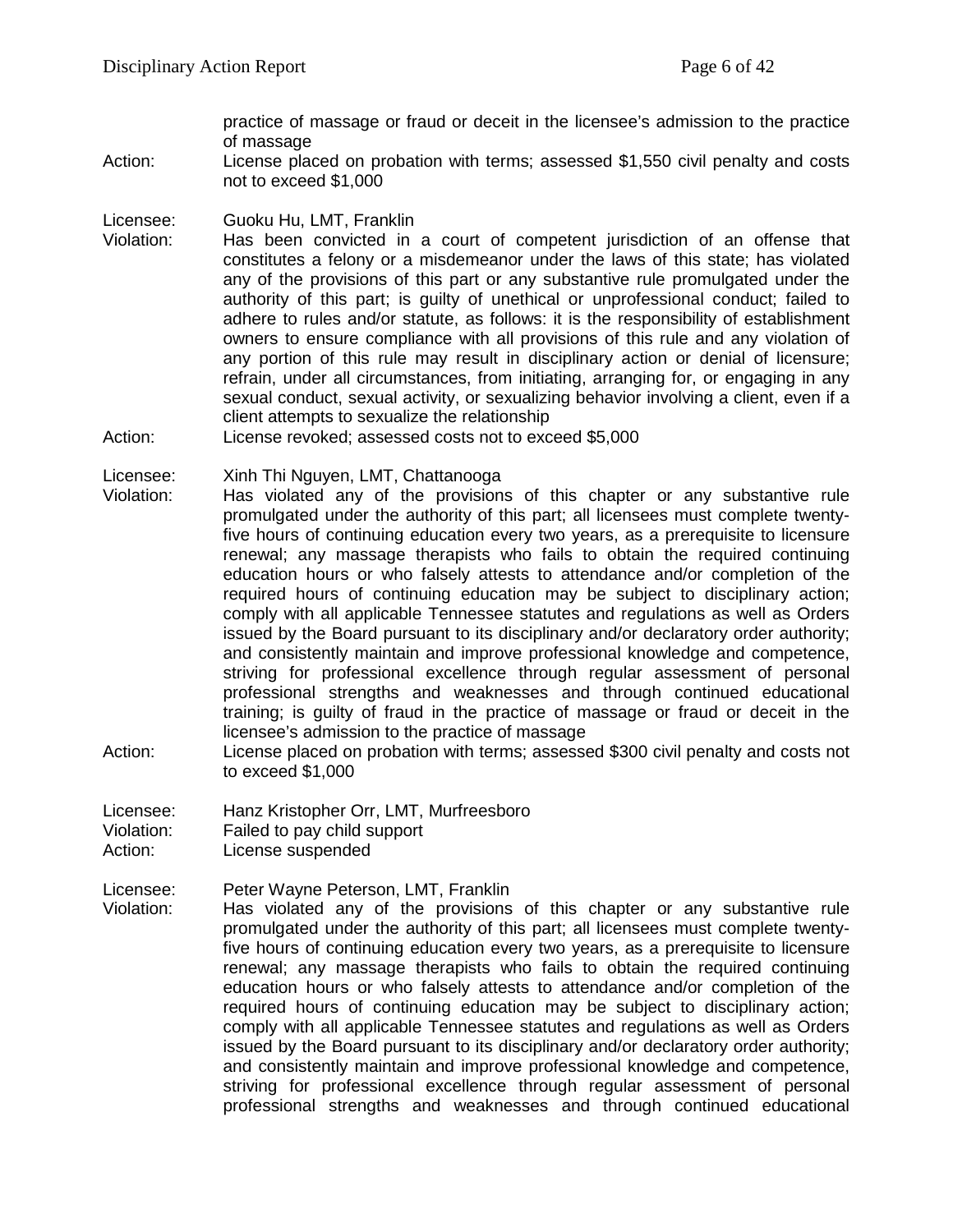practice of massage or fraud or deceit in the licensee's admission to the practice of massage

Action: License placed on probation with terms; assessed $1,550 civil penalty and costs not to exceed $1,000

Licensee: Guoku Hu, LMT, Franklin

Violation: Has been convicted in a court of competent jurisdiction of an offense that constitutes a felony or a misdemeanor under the laws of this state; has violated any of the provisions of this part or any substantive rule promulgated under the authority of this part; is guilty of unethical or unprofessional conduct; failed to adhere to rules and/or statute, as follows: it is the responsibility of establishment owners to ensure compliance with all provisions of this rule and any violation of any portion of this rule may result in disciplinary action or denial of licensure; refrain, under all circumstances, from initiating, arranging for, or engaging in any sexual conduct, sexual activity, or sexualizing behavior involving a client, even if a client attempts to sexualize the relationship

Action: License revoked; assessed costs not to exceed $5,000

Licensee: Xinh Thi Nguyen, LMT, Chattanooga

Violation: Has violated any of the provisions of this chapter or any substantive rule promulgated under the authority of this part; all licensees must complete twenty-five hours of continuing education every two years, as a prerequisite to licensure renewal; any massage therapists who fails to obtain the required continuing education hours or who falsely attests to attendance and/or completion of the required hours of continuing education may be subject to disciplinary action; comply with all applicable Tennessee statutes and regulations as well as Orders issued by the Board pursuant to its disciplinary and/or declaratory order authority; and consistently maintain and improve professional knowledge and competence, striving for professional excellence through regular assessment of personal professional strengths and weaknesses and through continued educational training; is guilty of fraud in the practice of massage or fraud or deceit in the licensee's admission to the practice of massage

Action: License placed on probation with terms; assessed $300 civil penalty and costs not to exceed $1,000

Licensee: Hanz Kristopher Orr, LMT, Murfreesboro

Violation: Failed to pay child support

Action: License suspended

Licensee: Peter Wayne Peterson, LMT, Franklin

Violation: Has violated any of the provisions of this chapter or any substantive rule promulgated under the authority of this part; all licensees must complete twenty-five hours of continuing education every two years, as a prerequisite to licensure renewal; any massage therapists who fails to obtain the required continuing education hours or who falsely attests to attendance and/or completion of the required hours of continuing education may be subject to disciplinary action; comply with all applicable Tennessee statutes and regulations as well as Orders issued by the Board pursuant to its disciplinary and/or declaratory order authority; and consistently maintain and improve professional knowledge and competence, striving for professional excellence through regular assessment of personal professional strengths and weaknesses and through continued educational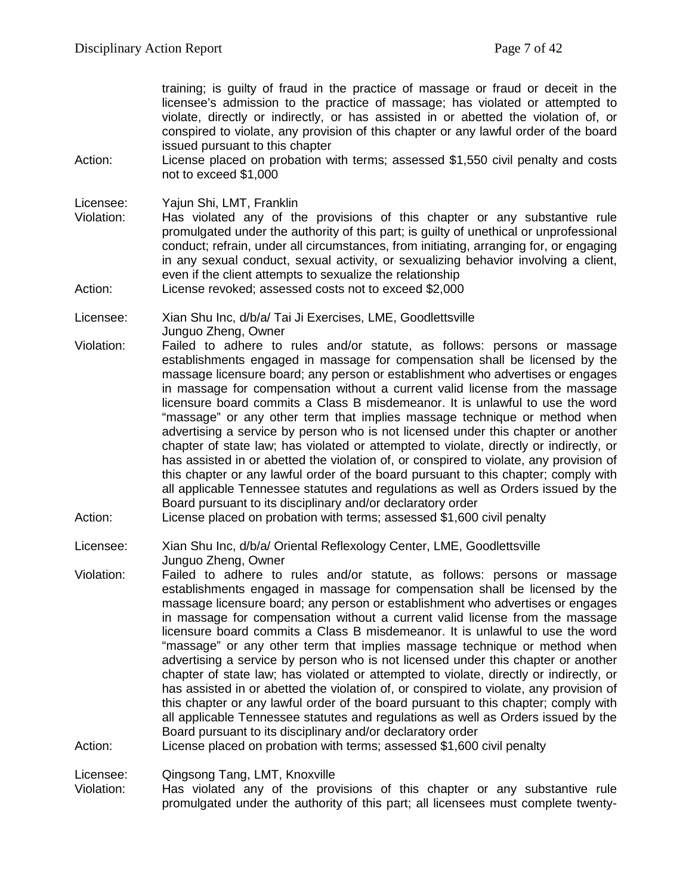training; is guilty of fraud in the practice of massage or fraud or deceit in the licensee's admission to the practice of massage; has violated or attempted to violate, directly or indirectly, or has assisted in or abetted the violation of, or conspired to violate, any provision of this chapter or any lawful order of the board issued pursuant to this chapter

Action: License placed on probation with terms; assessed $1,550 civil penalty and costs not to exceed $1,000

Licensee: Yajun Shi, LMT, Franklin

Violation: Has violated any of the provisions of this chapter or any substantive rule promulgated under the authority of this part; is guilty of unethical or unprofessional conduct; refrain, under all circumstances, from initiating, arranging for, or engaging in any sexual conduct, sexual activity, or sexualizing behavior involving a client, even if the client attempts to sexualize the relationship

Action: License revoked; assessed costs not to exceed $2,000

Licensee: Xian Shu Inc, d/b/a/ Tai Ji Exercises, LME, Goodlettsville
Junguo Zheng, Owner

Violation: Failed to adhere to rules and/or statute, as follows: persons or massage establishments engaged in massage for compensation shall be licensed by the massage licensure board; any person or establishment who advertises or engages in massage for compensation without a current valid license from the massage licensure board commits a Class B misdemeanor. It is unlawful to use the word "massage" or any other term that implies massage technique or method when advertising a service by person who is not licensed under this chapter or another chapter of state law; has violated or attempted to violate, directly or indirectly, or has assisted in or abetted the violation of, or conspired to violate, any provision of this chapter or any lawful order of the board pursuant to this chapter; comply with all applicable Tennessee statutes and regulations as well as Orders issued by the Board pursuant to its disciplinary and/or declaratory order

Action: License placed on probation with terms; assessed $1,600 civil penalty

Licensee: Xian Shu Inc, d/b/a/ Oriental Reflexology Center, LME, Goodlettsville
Junguo Zheng, Owner

Violation: Failed to adhere to rules and/or statute, as follows: persons or massage establishments engaged in massage for compensation shall be licensed by the massage licensure board; any person or establishment who advertises or engages in massage for compensation without a current valid license from the massage licensure board commits a Class B misdemeanor. It is unlawful to use the word "massage" or any other term that implies massage technique or method when advertising a service by person who is not licensed under this chapter or another chapter of state law; has violated or attempted to violate, directly or indirectly, or has assisted in or abetted the violation of, or conspired to violate, any provision of this chapter or any lawful order of the board pursuant to this chapter; comply with all applicable Tennessee statutes and regulations as well as Orders issued by the Board pursuant to its disciplinary and/or declaratory order

Action: License placed on probation with terms; assessed $1,600 civil penalty

Licensee: Qingsong Tang, LMT, Knoxville

Violation: Has violated any of the provisions of this chapter or any substantive rule promulgated under the authority of this part; all licensees must complete twenty-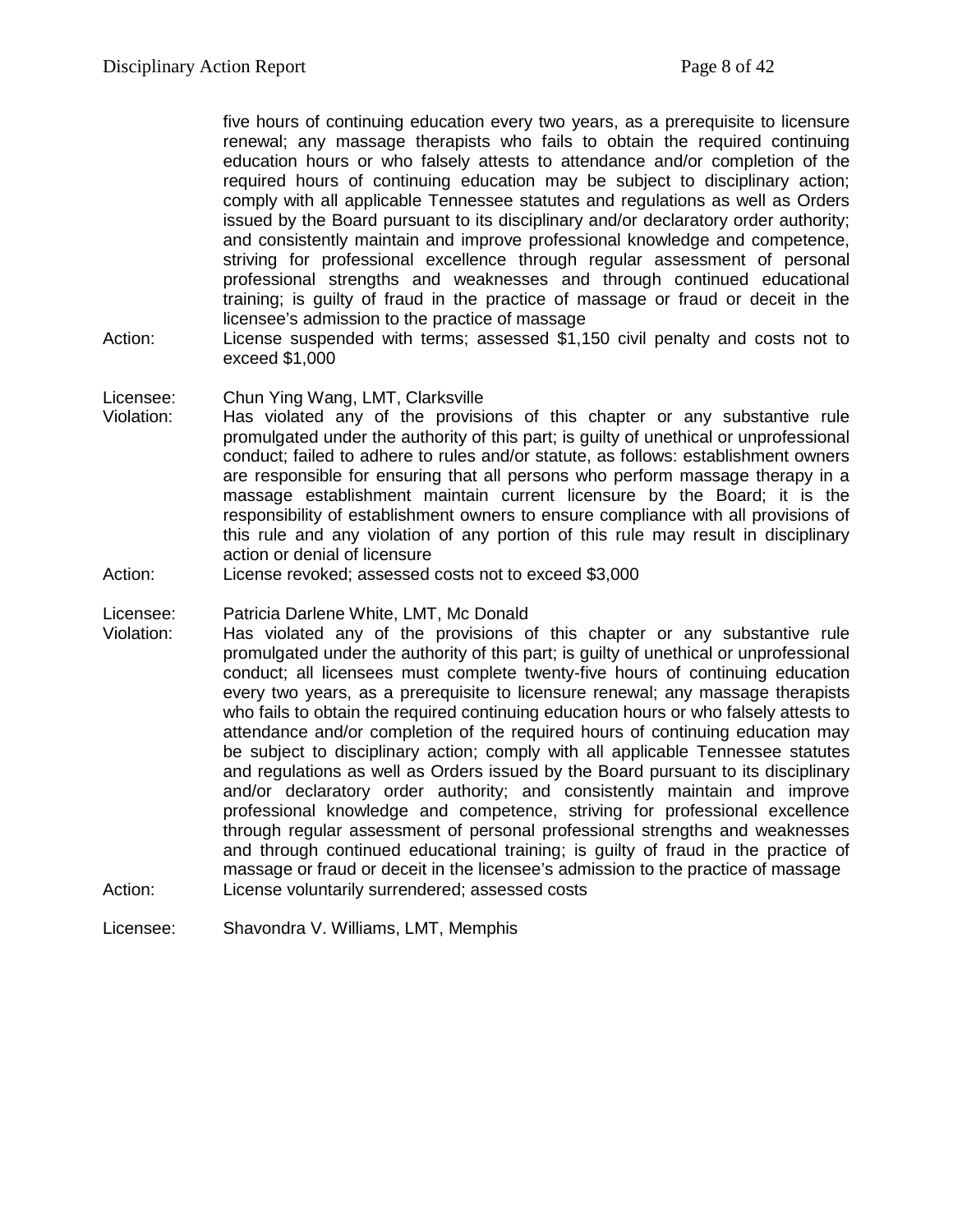five hours of continuing education every two years, as a prerequisite to licensure renewal; any massage therapists who fails to obtain the required continuing education hours or who falsely attests to attendance and/or completion of the required hours of continuing education may be subject to disciplinary action; comply with all applicable Tennessee statutes and regulations as well as Orders issued by the Board pursuant to its disciplinary and/or declaratory order authority; and consistently maintain and improve professional knowledge and competence, striving for professional excellence through regular assessment of personal professional strengths and weaknesses and through continued educational training; is guilty of fraud in the practice of massage or fraud or deceit in the licensee's admission to the practice of massage

Action: License suspended with terms; assessed $1,150 civil penalty and costs not to exceed $1,000

Licensee: Chun Ying Wang, LMT, Clarksville

Violation: Has violated any of the provisions of this chapter or any substantive rule promulgated under the authority of this part; is guilty of unethical or unprofessional conduct; failed to adhere to rules and/or statute, as follows: establishment owners are responsible for ensuring that all persons who perform massage therapy in a massage establishment maintain current licensure by the Board; it is the responsibility of establishment owners to ensure compliance with all provisions of this rule and any violation of any portion of this rule may result in disciplinary action or denial of licensure

Action: License revoked; assessed costs not to exceed $3,000

Licensee: Patricia Darlene White, LMT, Mc Donald

Violation: Has violated any of the provisions of this chapter or any substantive rule promulgated under the authority of this part; is guilty of unethical or unprofessional conduct; all licensees must complete twenty-five hours of continuing education every two years, as a prerequisite to licensure renewal; any massage therapists who fails to obtain the required continuing education hours or who falsely attests to attendance and/or completion of the required hours of continuing education may be subject to disciplinary action; comply with all applicable Tennessee statutes and regulations as well as Orders issued by the Board pursuant to its disciplinary and/or declaratory order authority; and consistently maintain and improve professional knowledge and competence, striving for professional excellence through regular assessment of personal professional strengths and weaknesses and through continued educational training; is guilty of fraud in the practice of massage or fraud or deceit in the licensee's admission to the practice of massage

Action: License voluntarily surrendered; assessed costs

Licensee: Shavondra V. Williams, LMT, Memphis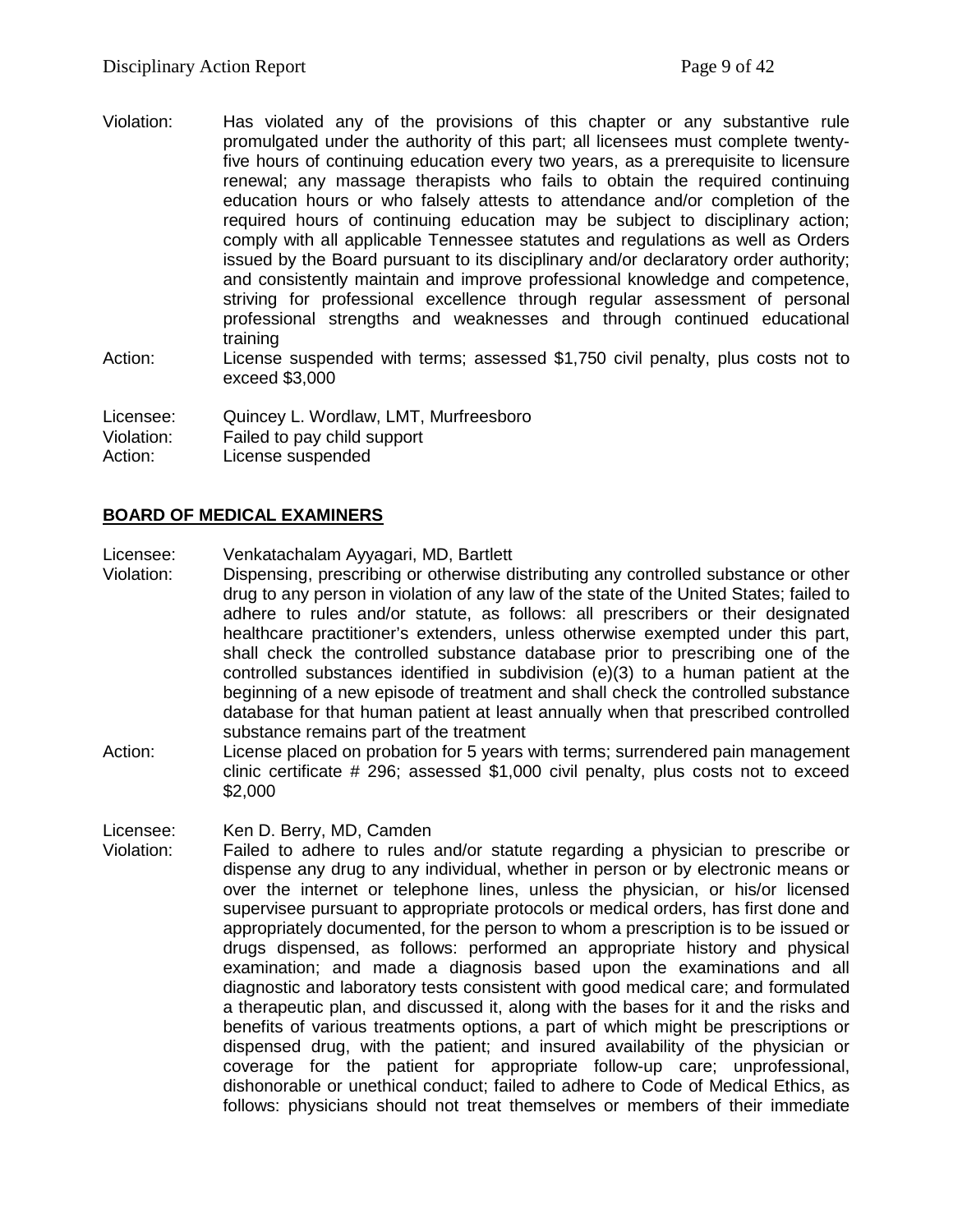Violation: Has violated any of the provisions of this chapter or any substantive rule promulgated under the authority of this part; all licensees must complete twenty-five hours of continuing education every two years, as a prerequisite to licensure renewal; any massage therapists who fails to obtain the required continuing education hours or who falsely attests to attendance and/or completion of the required hours of continuing education may be subject to disciplinary action; comply with all applicable Tennessee statutes and regulations as well as Orders issued by the Board pursuant to its disciplinary and/or declaratory order authority; and consistently maintain and improve professional knowledge and competence, striving for professional excellence through regular assessment of personal professional strengths and weaknesses and through continued educational training

Action: License suspended with terms; assessed $1,750 civil penalty, plus costs not to exceed $3,000

Licensee: Quincey L. Wordlaw, LMT, Murfreesboro
Violation: Failed to pay child support
Action: License suspended

## BOARD OF MEDICAL EXAMINERS

Licensee: Venkatachalam Ayyagari, MD, Bartlett
Violation: Dispensing, prescribing or otherwise distributing any controlled substance or other drug to any person in violation of any law of the state of the United States; failed to adhere to rules and/or statute, as follows: all prescribers or their designated healthcare practitioner's extenders, unless otherwise exempted under this part, shall check the controlled substance database prior to prescribing one of the controlled substances identified in subdivision (e)(3) to a human patient at the beginning of a new episode of treatment and shall check the controlled substance database for that human patient at least annually when that prescribed controlled substance remains part of the treatment
Action: License placed on probation for 5 years with terms; surrendered pain management clinic certificate # 296; assessed $1,000 civil penalty, plus costs not to exceed $2,000

Licensee: Ken D. Berry, MD, Camden
Violation: Failed to adhere to rules and/or statute regarding a physician to prescribe or dispense any drug to any individual, whether in person or by electronic means or over the internet or telephone lines, unless the physician, or his/or licensed supervisee pursuant to appropriate protocols or medical orders, has first done and appropriately documented, for the person to whom a prescription is to be issued or drugs dispensed, as follows: performed an appropriate history and physical examination; and made a diagnosis based upon the examinations and all diagnostic and laboratory tests consistent with good medical care; and formulated a therapeutic plan, and discussed it, along with the bases for it and the risks and benefits of various treatments options, a part of which might be prescriptions or dispensed drug, with the patient; and insured availability of the physician or coverage for the patient for appropriate follow-up care; unprofessional, dishonorable or unethical conduct; failed to adhere to Code of Medical Ethics, as follows: physicians should not treat themselves or members of their immediate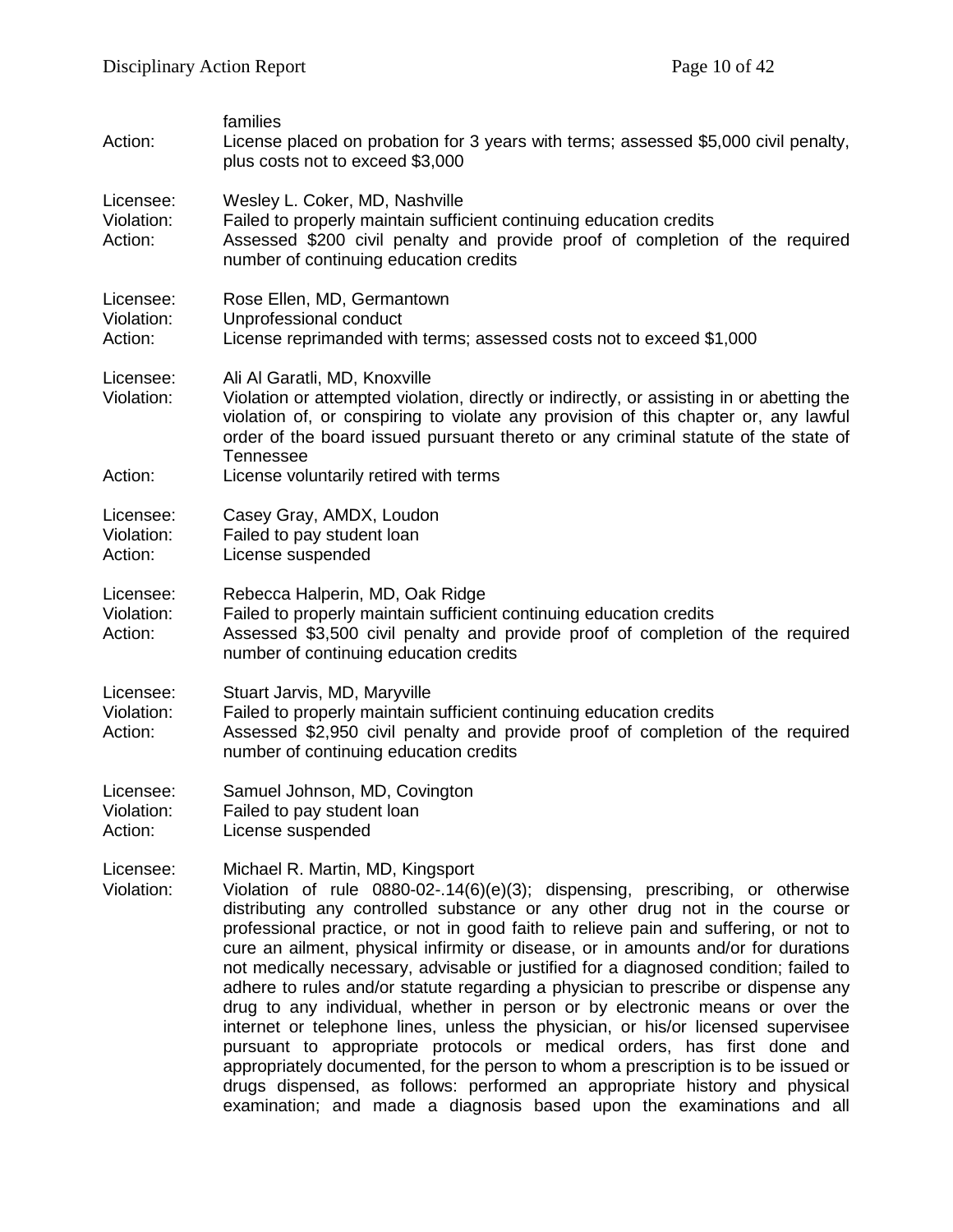families

Action: License placed on probation for 3 years with terms; assessed $5,000 civil penalty, plus costs not to exceed $3,000

Licensee: Wesley L. Coker, MD, Nashville
Violation: Failed to properly maintain sufficient continuing education credits
Action: Assessed $200 civil penalty and provide proof of completion of the required number of continuing education credits

Licensee: Rose Ellen, MD, Germantown
Violation: Unprofessional conduct
Action: License reprimanded with terms; assessed costs not to exceed $1,000

Licensee: Ali Al Garatli, MD, Knoxville
Violation: Violation or attempted violation, directly or indirectly, or assisting in or abetting the violation of, or conspiring to violate any provision of this chapter or, any lawful order of the board issued pursuant thereto or any criminal statute of the state of Tennessee
Action: License voluntarily retired with terms

Licensee: Casey Gray, AMDX, Loudon
Violation: Failed to pay student loan
Action: License suspended

Licensee: Rebecca Halperin, MD, Oak Ridge
Violation: Failed to properly maintain sufficient continuing education credits
Action: Assessed $3,500 civil penalty and provide proof of completion of the required number of continuing education credits

Licensee: Stuart Jarvis, MD, Maryville
Violation: Failed to properly maintain sufficient continuing education credits
Action: Assessed $2,950 civil penalty and provide proof of completion of the required number of continuing education credits

Licensee: Samuel Johnson, MD, Covington
Violation: Failed to pay student loan
Action: License suspended

Licensee: Michael R. Martin, MD, Kingsport
Violation: Violation of rule 0880-02-.14(6)(e)(3); dispensing, prescribing, or otherwise distributing any controlled substance or any other drug not in the course or professional practice, or not in good faith to relieve pain and suffering, or not to cure an ailment, physical infirmity or disease, or in amounts and/or for durations not medically necessary, advisable or justified for a diagnosed condition; failed to adhere to rules and/or statute regarding a physician to prescribe or dispense any drug to any individual, whether in person or by electronic means or over the internet or telephone lines, unless the physician, or his/or licensed supervisee pursuant to appropriate protocols or medical orders, has first done and appropriately documented, for the person to whom a prescription is to be issued or drugs dispensed, as follows: performed an appropriate history and physical examination; and made a diagnosis based upon the examinations and all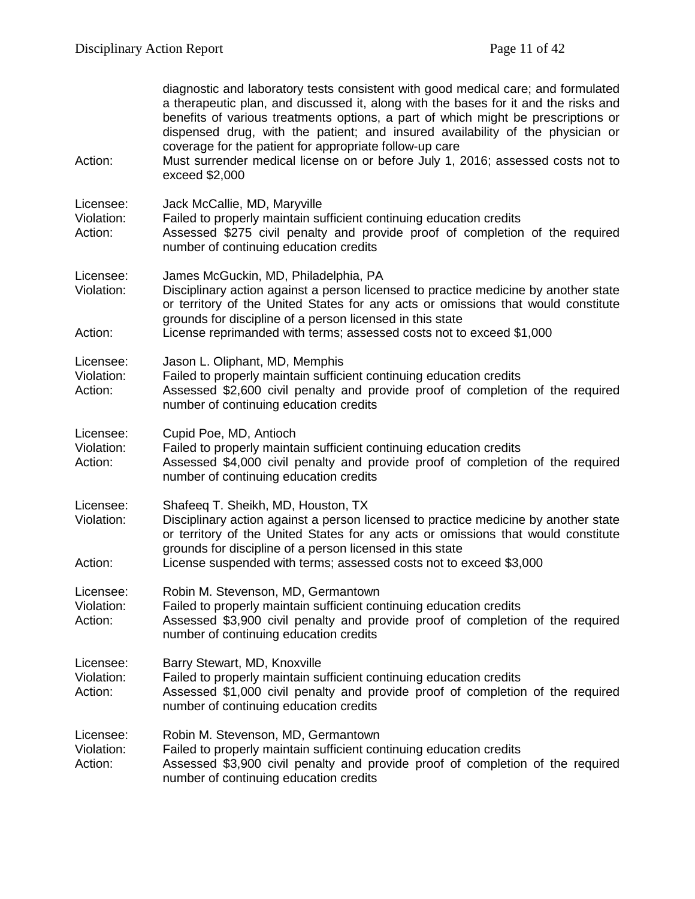diagnostic and laboratory tests consistent with good medical care; and formulated a therapeutic plan, and discussed it, along with the bases for it and the risks and benefits of various treatments options, a part of which might be prescriptions or dispensed drug, with the patient; and insured availability of the physician or coverage for the patient for appropriate follow-up care

Action: Must surrender medical license on or before July 1, 2016; assessed costs not to exceed $2,000

Licensee: Jack McCallie, MD, Maryville
Violation: Failed to properly maintain sufficient continuing education credits
Action: Assessed $275 civil penalty and provide proof of completion of the required number of continuing education credits

Licensee: James McGuckin, MD, Philadelphia, PA
Violation: Disciplinary action against a person licensed to practice medicine by another state or territory of the United States for any acts or omissions that would constitute grounds for discipline of a person licensed in this state
Action: License reprimanded with terms; assessed costs not to exceed $1,000

Licensee: Jason L. Oliphant, MD, Memphis
Violation: Failed to properly maintain sufficient continuing education credits
Action: Assessed $2,600 civil penalty and provide proof of completion of the required number of continuing education credits

Licensee: Cupid Poe, MD, Antioch
Violation: Failed to properly maintain sufficient continuing education credits
Action: Assessed $4,000 civil penalty and provide proof of completion of the required number of continuing education credits

Licensee: Shafeeq T. Sheikh, MD, Houston, TX
Violation: Disciplinary action against a person licensed to practice medicine by another state or territory of the United States for any acts or omissions that would constitute grounds for discipline of a person licensed in this state
Action: License suspended with terms; assessed costs not to exceed $3,000

Licensee: Robin M. Stevenson, MD, Germantown
Violation: Failed to properly maintain sufficient continuing education credits
Action: Assessed $3,900 civil penalty and provide proof of completion of the required number of continuing education credits

Licensee: Barry Stewart, MD, Knoxville
Violation: Failed to properly maintain sufficient continuing education credits
Action: Assessed $1,000 civil penalty and provide proof of completion of the required number of continuing education credits

Licensee: Robin M. Stevenson, MD, Germantown
Violation: Failed to properly maintain sufficient continuing education credits
Action: Assessed $3,900 civil penalty and provide proof of completion of the required number of continuing education credits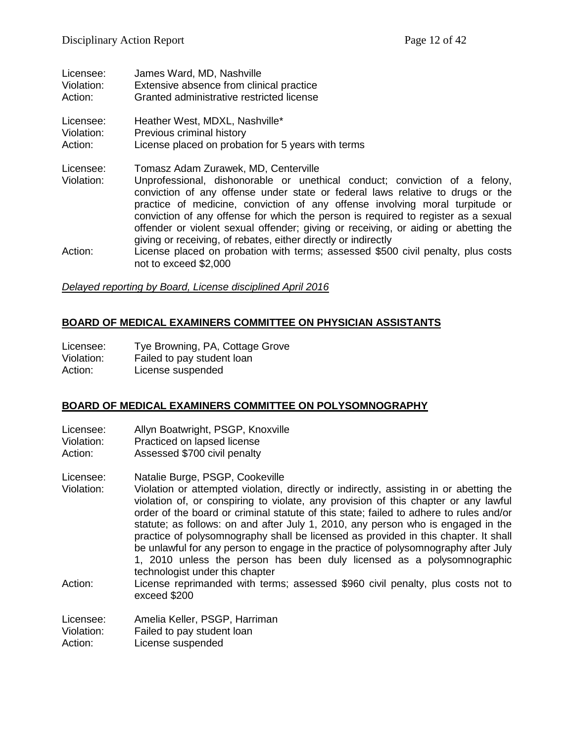Licensee: James Ward, MD, Nashville
Violation: Extensive absence from clinical practice
Action: Granted administrative restricted license

Licensee: Heather West, MDXL, Nashville*
Violation: Previous criminal history
Action: License placed on probation for 5 years with terms

Licensee: Tomasz Adam Zurawek, MD, Centerville
Violation: Unprofessional, dishonorable or unethical conduct; conviction of a felony, conviction of any offense under state or federal laws relative to drugs or the practice of medicine, conviction of any offense involving moral turpitude or conviction of any offense for which the person is required to register as a sexual offender or violent sexual offender; giving or receiving, or aiding or abetting the giving or receiving, of rebates, either directly or indirectly
Action: License placed on probation with terms; assessed $500 civil penalty, plus costs not to exceed $2,000

*Delayed reporting by Board, License disciplined April 2016*

## BOARD OF MEDICAL EXAMINERS COMMITTEE ON PHYSICIAN ASSISTANTS

Licensee: Tye Browning, PA, Cottage Grove
Violation: Failed to pay student loan
Action: License suspended

## BOARD OF MEDICAL EXAMINERS COMMITTEE ON POLYSOMNOGRAPHY

Licensee: Allyn Boatwright, PSGP, Knoxville
Violation: Practiced on lapsed license
Action: Assessed $700 civil penalty

Licensee: Natalie Burge, PSGP, Cookeville
Violation: Violation or attempted violation, directly or indirectly, assisting in or abetting the violation of, or conspiring to violate, any provision of this chapter or any lawful order of the board or criminal statute of this state; failed to adhere to rules and/or statute; as follows: on and after July 1, 2010, any person who is engaged in the practice of polysomnography shall be licensed as provided in this chapter. It shall be unlawful for any person to engage in the practice of polysomnography after July 1, 2010 unless the person has been duly licensed as a polysomnographic technologist under this chapter
Action: License reprimanded with terms; assessed $960 civil penalty, plus costs not to exceed $200

Licensee: Amelia Keller, PSGP, Harriman
Violation: Failed to pay student loan
Action: License suspended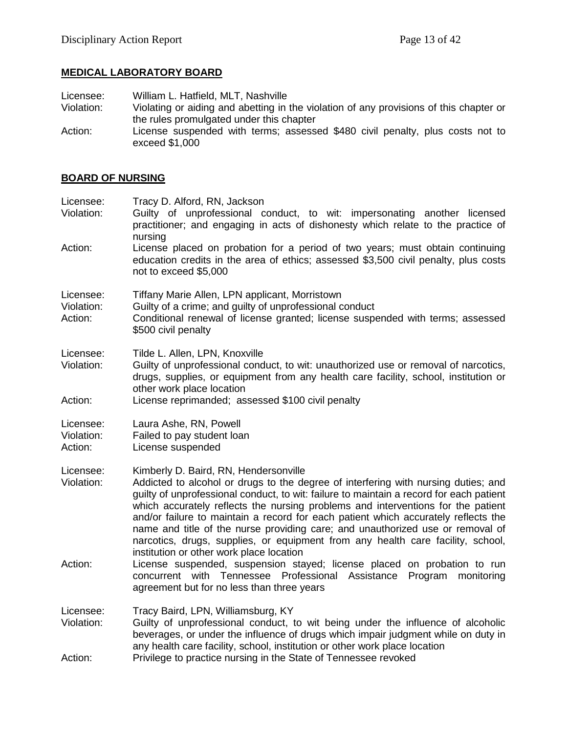## MEDICAL LABORATORY BOARD

Licensee: William L. Hatfield, MLT, Nashville
Violation: Violating or aiding and abetting in the violation of any provisions of this chapter or the rules promulgated under this chapter
Action: License suspended with terms; assessed $480 civil penalty, plus costs not to exceed $1,000

## BOARD OF NURSING

Licensee: Tracy D. Alford, RN, Jackson
Violation: Guilty of unprofessional conduct, to wit: impersonating another licensed practitioner; and engaging in acts of dishonesty which relate to the practice of nursing
Action: License placed on probation for a period of two years; must obtain continuing education credits in the area of ethics; assessed $3,500 civil penalty, plus costs not to exceed $5,000

Licensee: Tiffany Marie Allen, LPN applicant, Morristown
Violation: Guilty of a crime; and guilty of unprofessional conduct
Action: Conditional renewal of license granted; license suspended with terms; assessed $500 civil penalty

Licensee: Tilde L. Allen, LPN, Knoxville
Violation: Guilty of unprofessional conduct, to wit: unauthorized use or removal of narcotics, drugs, supplies, or equipment from any health care facility, school, institution or other work place location
Action: License reprimanded; assessed $100 civil penalty

Licensee: Laura Ashe, RN, Powell
Violation: Failed to pay student loan
Action: License suspended

Licensee: Kimberly D. Baird, RN, Hendersonville
Violation: Addicted to alcohol or drugs to the degree of interfering with nursing duties; and guilty of unprofessional conduct, to wit: failure to maintain a record for each patient which accurately reflects the nursing problems and interventions for the patient and/or failure to maintain a record for each patient which accurately reflects the name and title of the nurse providing care; and unauthorized use or removal of narcotics, drugs, supplies, or equipment from any health care facility, school, institution or other work place location
Action: License suspended, suspension stayed; license placed on probation to run concurrent with Tennessee Professional Assistance Program monitoring agreement but for no less than three years

Licensee: Tracy Baird, LPN, Williamsburg, KY
Violation: Guilty of unprofessional conduct, to wit being under the influence of alcoholic beverages, or under the influence of drugs which impair judgment while on duty in any health care facility, school, institution or other work place location
Action: Privilege to practice nursing in the State of Tennessee revoked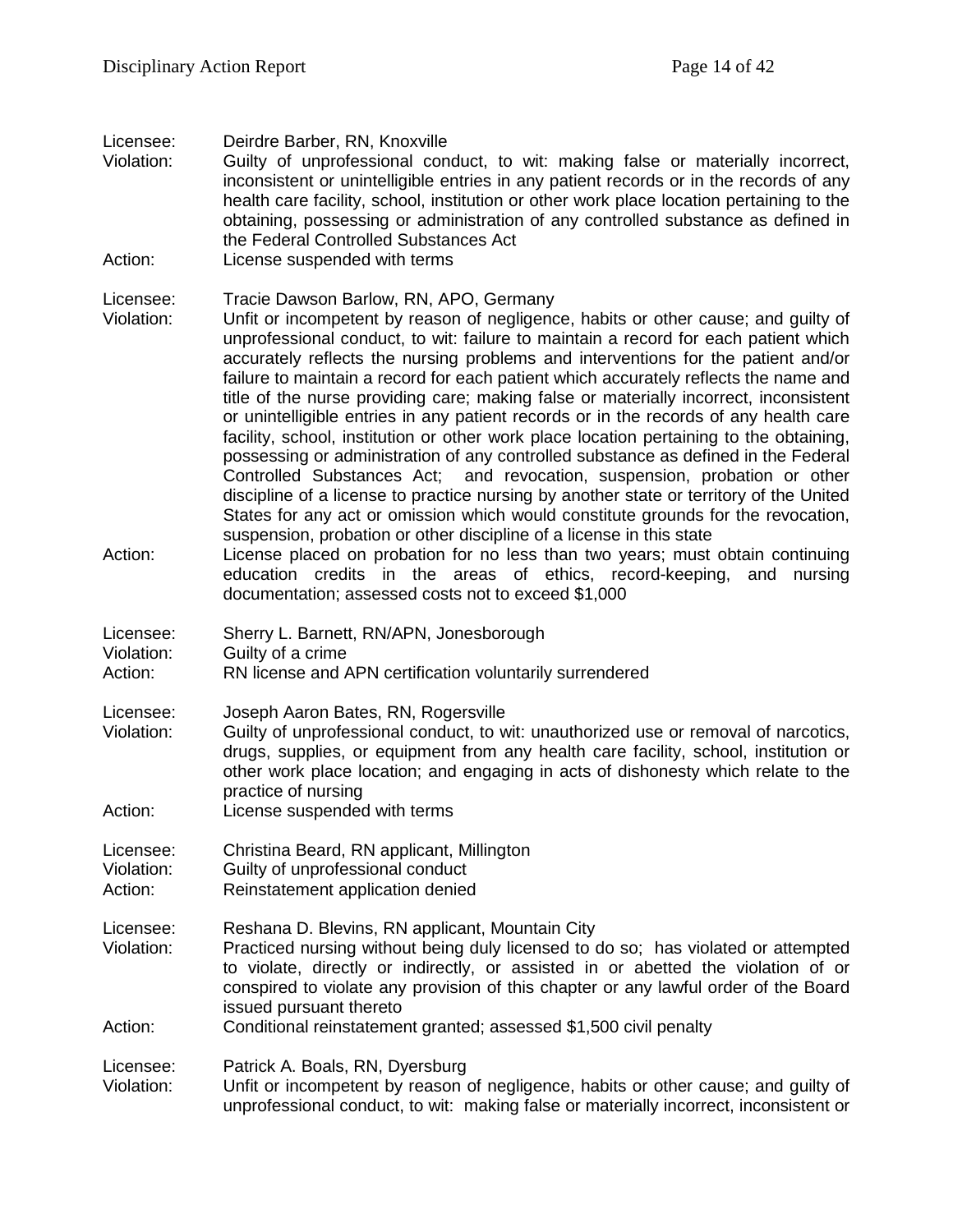Licensee: Deirdre Barber, RN, Knoxville
Violation: Guilty of unprofessional conduct, to wit: making false or materially incorrect, inconsistent or unintelligible entries in any patient records or in the records of any health care facility, school, institution or other work place location pertaining to the obtaining, possessing or administration of any controlled substance as defined in the Federal Controlled Substances Act
Action: License suspended with terms

Licensee: Tracie Dawson Barlow, RN, APO, Germany
Violation: Unfit or incompetent by reason of negligence, habits or other cause; and guilty of unprofessional conduct, to wit: failure to maintain a record for each patient which accurately reflects the nursing problems and interventions for the patient and/or failure to maintain a record for each patient which accurately reflects the name and title of the nurse providing care; making false or materially incorrect, inconsistent or unintelligible entries in any patient records or in the records of any health care facility, school, institution or other work place location pertaining to the obtaining, possessing or administration of any controlled substance as defined in the Federal Controlled Substances Act; and revocation, suspension, probation or other discipline of a license to practice nursing by another state or territory of the United States for any act or omission which would constitute grounds for the revocation, suspension, probation or other discipline of a license in this state
Action: License placed on probation for no less than two years; must obtain continuing education credits in the areas of ethics, record-keeping, and nursing documentation; assessed costs not to exceed $1,000

Licensee: Sherry L. Barnett, RN/APN, Jonesborough
Violation: Guilty of a crime
Action: RN license and APN certification voluntarily surrendered

Licensee: Joseph Aaron Bates, RN, Rogersville
Violation: Guilty of unprofessional conduct, to wit: unauthorized use or removal of narcotics, drugs, supplies, or equipment from any health care facility, school, institution or other work place location; and engaging in acts of dishonesty which relate to the practice of nursing
Action: License suspended with terms

Licensee: Christina Beard, RN applicant, Millington
Violation: Guilty of unprofessional conduct
Action: Reinstatement application denied

Licensee: Reshana D. Blevins, RN applicant, Mountain City
Violation: Practiced nursing without being duly licensed to do so; has violated or attempted to violate, directly or indirectly, or assisted in or abetted the violation of or conspired to violate any provision of this chapter or any lawful order of the Board issued pursuant thereto
Action: Conditional reinstatement granted; assessed $1,500 civil penalty

Licensee: Patrick A. Boals, RN, Dyersburg
Violation: Unfit or incompetent by reason of negligence, habits or other cause; and guilty of unprofessional conduct, to wit: making false or materially incorrect, inconsistent or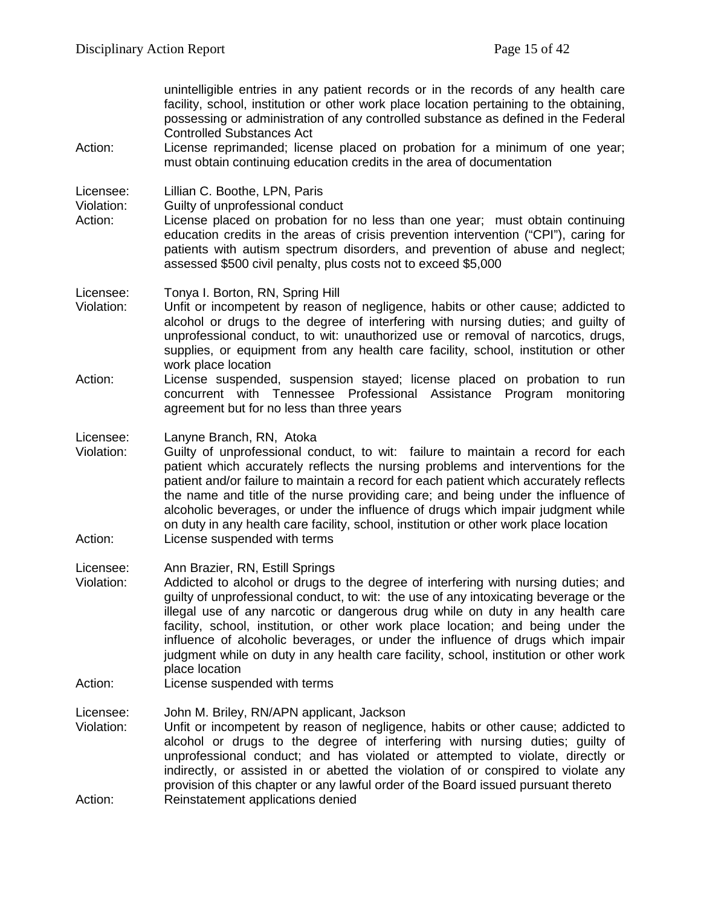unintelligible entries in any patient records or in the records of any health care facility, school, institution or other work place location pertaining to the obtaining, possessing or administration of any controlled substance as defined in the Federal Controlled Substances Act

Action: License reprimanded; license placed on probation for a minimum of one year; must obtain continuing education credits in the area of documentation

Licensee: Lillian C. Boothe, LPN, Paris
Violation: Guilty of unprofessional conduct
Action: License placed on probation for no less than one year; must obtain continuing education credits in the areas of crisis prevention intervention ("CPI"), caring for patients with autism spectrum disorders, and prevention of abuse and neglect; assessed $500 civil penalty, plus costs not to exceed $5,000

Licensee: Tonya I. Borton, RN, Spring Hill
Violation: Unfit or incompetent by reason of negligence, habits or other cause; addicted to alcohol or drugs to the degree of interfering with nursing duties; and guilty of unprofessional conduct, to wit: unauthorized use or removal of narcotics, drugs, supplies, or equipment from any health care facility, school, institution or other work place location
Action: License suspended, suspension stayed; license placed on probation to run concurrent with Tennessee Professional Assistance Program monitoring agreement but for no less than three years

Licensee: Lanyne Branch, RN, Atoka
Violation: Guilty of unprofessional conduct, to wit: failure to maintain a record for each patient which accurately reflects the nursing problems and interventions for the patient and/or failure to maintain a record for each patient which accurately reflects the name and title of the nurse providing care; and being under the influence of alcoholic beverages, or under the influence of drugs which impair judgment while on duty in any health care facility, school, institution or other work place location
Action: License suspended with terms

Licensee: Ann Brazier, RN, Estill Springs
Violation: Addicted to alcohol or drugs to the degree of interfering with nursing duties; and guilty of unprofessional conduct, to wit: the use of any intoxicating beverage or the illegal use of any narcotic or dangerous drug while on duty in any health care facility, school, institution, or other work place location; and being under the influence of alcoholic beverages, or under the influence of drugs which impair judgment while on duty in any health care facility, school, institution or other work place location
Action: License suspended with terms

Licensee: John M. Briley, RN/APN applicant, Jackson
Violation: Unfit or incompetent by reason of negligence, habits or other cause; addicted to alcohol or drugs to the degree of interfering with nursing duties; guilty of unprofessional conduct; and has violated or attempted to violate, directly or indirectly, or assisted in or abetted the violation of or conspired to violate any provision of this chapter or any lawful order of the Board issued pursuant thereto
Action: Reinstatement applications denied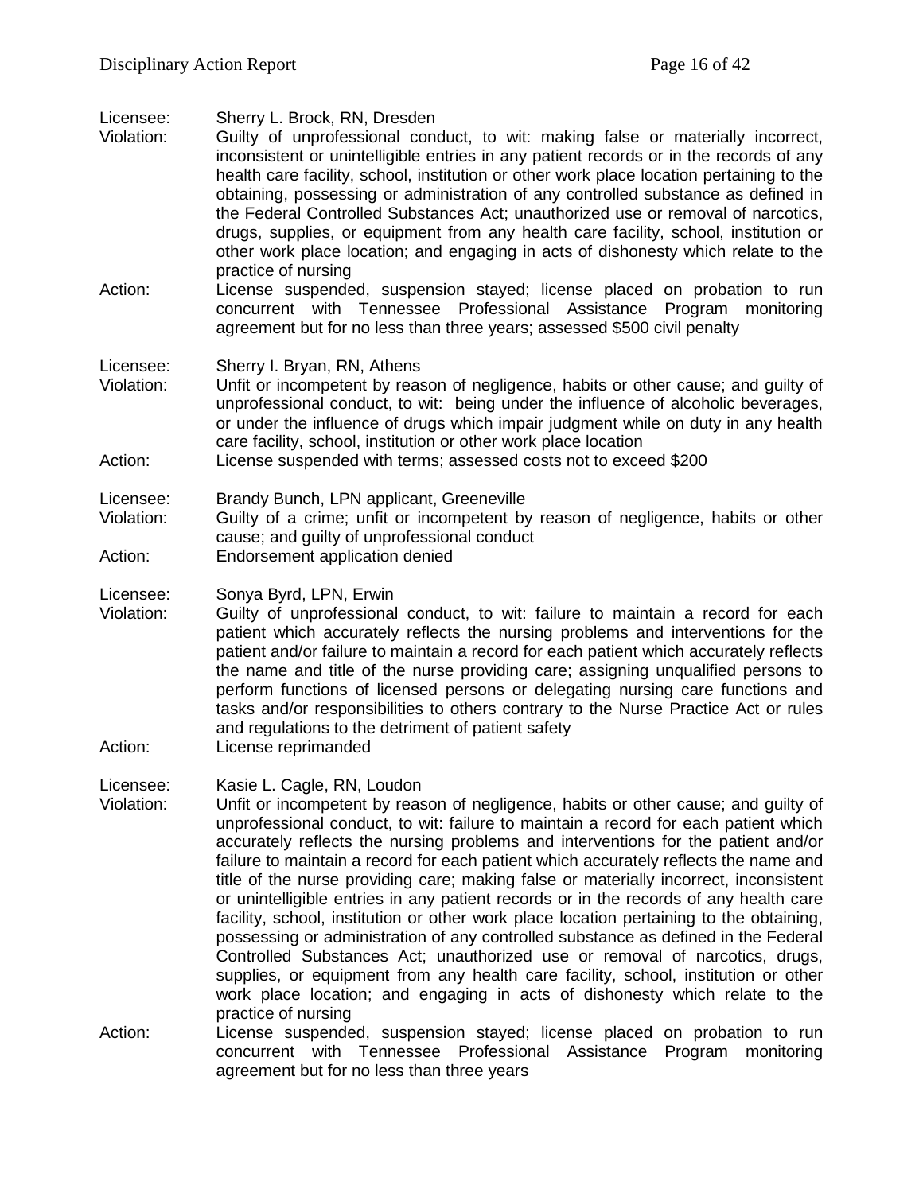Licensee: Sherry L. Brock, RN, Dresden
Violation: Guilty of unprofessional conduct, to wit: making false or materially incorrect, inconsistent or unintelligible entries in any patient records or in the records of any health care facility, school, institution or other work place location pertaining to the obtaining, possessing or administration of any controlled substance as defined in the Federal Controlled Substances Act; unauthorized use or removal of narcotics, drugs, supplies, or equipment from any health care facility, school, institution or other work place location; and engaging in acts of dishonesty which relate to the practice of nursing
Action: License suspended, suspension stayed; license placed on probation to run concurrent with Tennessee Professional Assistance Program monitoring agreement but for no less than three years; assessed $500 civil penalty

Licensee: Sherry I. Bryan, RN, Athens
Violation: Unfit or incompetent by reason of negligence, habits or other cause; and guilty of unprofessional conduct, to wit: being under the influence of alcoholic beverages, or under the influence of drugs which impair judgment while on duty in any health care facility, school, institution or other work place location
Action: License suspended with terms; assessed costs not to exceed $200

Licensee: Brandy Bunch, LPN applicant, Greeneville
Violation: Guilty of a crime; unfit or incompetent by reason of negligence, habits or other cause; and guilty of unprofessional conduct
Action: Endorsement application denied

Licensee: Sonya Byrd, LPN, Erwin
Violation: Guilty of unprofessional conduct, to wit: failure to maintain a record for each patient which accurately reflects the nursing problems and interventions for the patient and/or failure to maintain a record for each patient which accurately reflects the name and title of the nurse providing care; assigning unqualified persons to perform functions of licensed persons or delegating nursing care functions and tasks and/or responsibilities to others contrary to the Nurse Practice Act or rules and regulations to the detriment of patient safety
Action: License reprimanded

Licensee: Kasie L. Cagle, RN, Loudon
Violation: Unfit or incompetent by reason of negligence, habits or other cause; and guilty of unprofessional conduct, to wit: failure to maintain a record for each patient which accurately reflects the nursing problems and interventions for the patient and/or failure to maintain a record for each patient which accurately reflects the name and title of the nurse providing care; making false or materially incorrect, inconsistent or unintelligible entries in any patient records or in the records of any health care facility, school, institution or other work place location pertaining to the obtaining, possessing or administration of any controlled substance as defined in the Federal Controlled Substances Act; unauthorized use or removal of narcotics, drugs, supplies, or equipment from any health care facility, school, institution or other work place location; and engaging in acts of dishonesty which relate to the practice of nursing
Action: License suspended, suspension stayed; license placed on probation to run concurrent with Tennessee Professional Assistance Program monitoring agreement but for no less than three years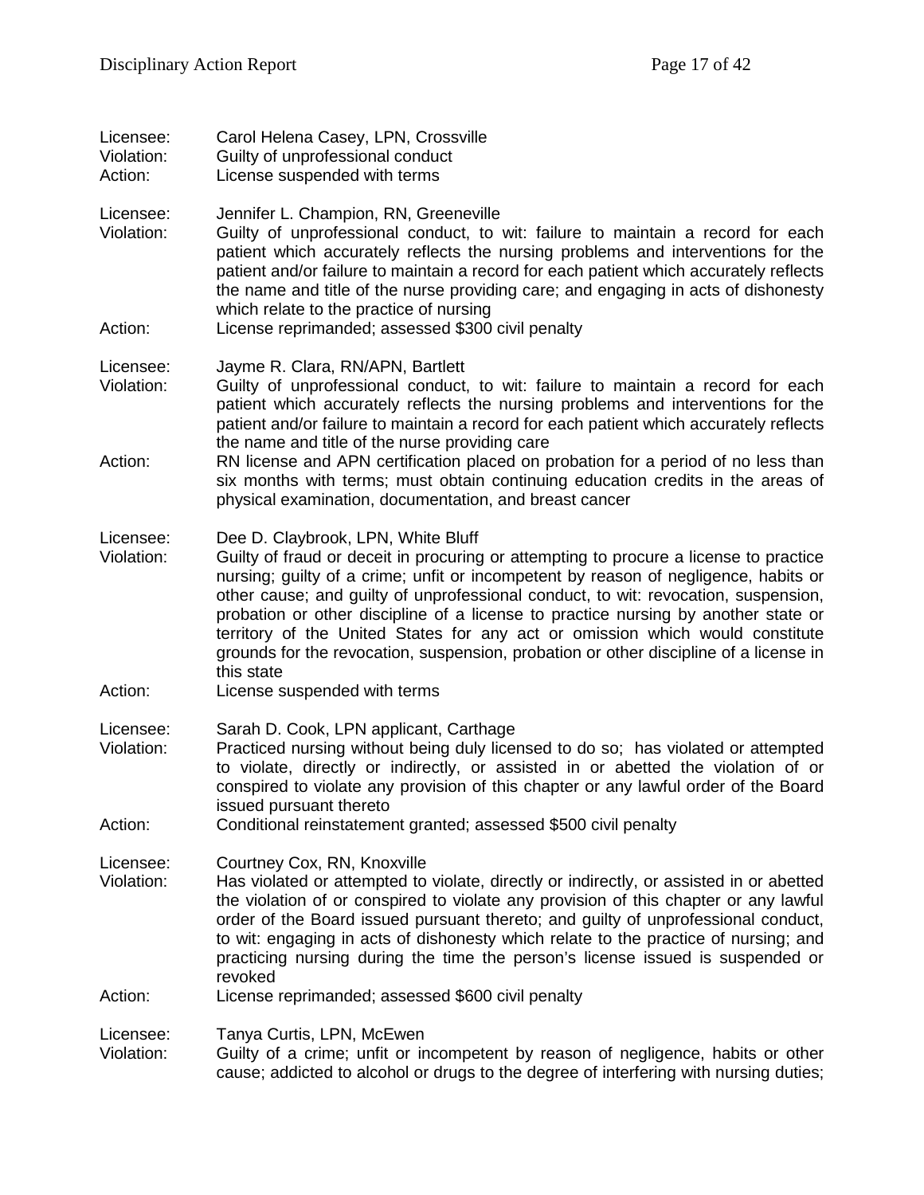Licensee: Carol Helena Casey, LPN, Crossville
Violation: Guilty of unprofessional conduct
Action: License suspended with terms

Licensee: Jennifer L. Champion, RN, Greeneville
Violation: Guilty of unprofessional conduct, to wit: failure to maintain a record for each patient which accurately reflects the nursing problems and interventions for the patient and/or failure to maintain a record for each patient which accurately reflects the name and title of the nurse providing care; and engaging in acts of dishonesty which relate to the practice of nursing
Action: License reprimanded; assessed $300 civil penalty

Licensee: Jayme R. Clara, RN/APN, Bartlett
Violation: Guilty of unprofessional conduct, to wit: failure to maintain a record for each patient which accurately reflects the nursing problems and interventions for the patient and/or failure to maintain a record for each patient which accurately reflects the name and title of the nurse providing care
Action: RN license and APN certification placed on probation for a period of no less than six months with terms; must obtain continuing education credits in the areas of physical examination, documentation, and breast cancer

Licensee: Dee D. Claybrook, LPN, White Bluff
Violation: Guilty of fraud or deceit in procuring or attempting to procure a license to practice nursing; guilty of a crime; unfit or incompetent by reason of negligence, habits or other cause; and guilty of unprofessional conduct, to wit: revocation, suspension, probation or other discipline of a license to practice nursing by another state or territory of the United States for any act or omission which would constitute grounds for the revocation, suspension, probation or other discipline of a license in this state
Action: License suspended with terms

Licensee: Sarah D. Cook, LPN applicant, Carthage
Violation: Practiced nursing without being duly licensed to do so; has violated or attempted to violate, directly or indirectly, or assisted in or abetted the violation of or conspired to violate any provision of this chapter or any lawful order of the Board issued pursuant thereto
Action: Conditional reinstatement granted; assessed $500 civil penalty

Licensee: Courtney Cox, RN, Knoxville
Violation: Has violated or attempted to violate, directly or indirectly, or assisted in or abetted the violation of or conspired to violate any provision of this chapter or any lawful order of the Board issued pursuant thereto; and guilty of unprofessional conduct, to wit: engaging in acts of dishonesty which relate to the practice of nursing; and practicing nursing during the time the person's license issued is suspended or revoked
Action: License reprimanded; assessed $600 civil penalty

Licensee: Tanya Curtis, LPN, McEwen
Violation: Guilty of a crime; unfit or incompetent by reason of negligence, habits or other cause; addicted to alcohol or drugs to the degree of interfering with nursing duties;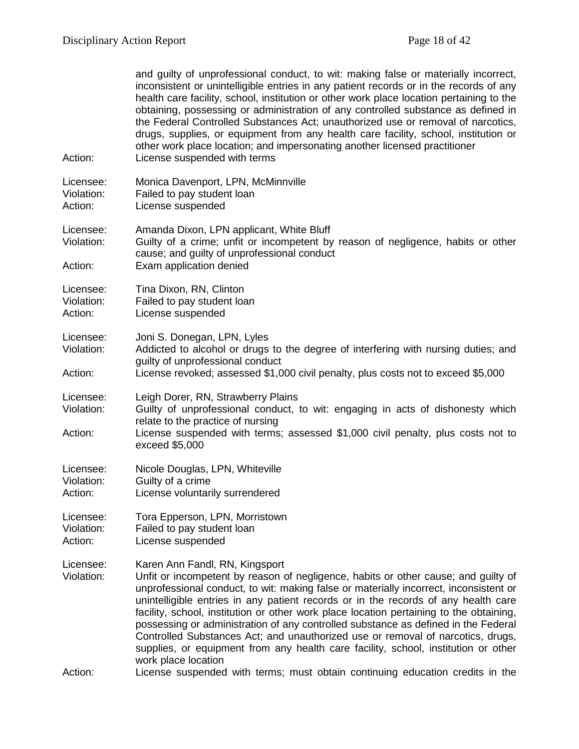and guilty of unprofessional conduct, to wit: making false or materially incorrect, inconsistent or unintelligible entries in any patient records or in the records of any health care facility, school, institution or other work place location pertaining to the obtaining, possessing or administration of any controlled substance as defined in the Federal Controlled Substances Act; unauthorized use or removal of narcotics, drugs, supplies, or equipment from any health care facility, school, institution or other work place location; and impersonating another licensed practitioner

Action: License suspended with terms

Licensee: Monica Davenport, LPN, McMinnville
Violation: Failed to pay student loan
Action: License suspended

Licensee: Amanda Dixon, LPN applicant, White Bluff
Violation: Guilty of a crime; unfit or incompetent by reason of negligence, habits or other cause; and guilty of unprofessional conduct
Action: Exam application denied

Licensee: Tina Dixon, RN, Clinton
Violation: Failed to pay student loan
Action: License suspended

Licensee: Joni S. Donegan, LPN, Lyles
Violation: Addicted to alcohol or drugs to the degree of interfering with nursing duties; and guilty of unprofessional conduct
Action: License revoked; assessed $1,000 civil penalty, plus costs not to exceed $5,000

Licensee: Leigh Dorer, RN, Strawberry Plains
Violation: Guilty of unprofessional conduct, to wit: engaging in acts of dishonesty which relate to the practice of nursing
Action: License suspended with terms; assessed $1,000 civil penalty, plus costs not to exceed $5,000

Licensee: Nicole Douglas, LPN, Whiteville
Violation: Guilty of a crime
Action: License voluntarily surrendered

Licensee: Tora Epperson, LPN, Morristown
Violation: Failed to pay student loan
Action: License suspended

Licensee: Karen Ann Fandl, RN, Kingsport
Violation: Unfit or incompetent by reason of negligence, habits or other cause; and guilty of unprofessional conduct, to wit: making false or materially incorrect, inconsistent or unintelligible entries in any patient records or in the records of any health care facility, school, institution or other work place location pertaining to the obtaining, possessing or administration of any controlled substance as defined in the Federal Controlled Substances Act; and unauthorized use or removal of narcotics, drugs, supplies, or equipment from any health care facility, school, institution or other work place location
Action: License suspended with terms; must obtain continuing education credits in the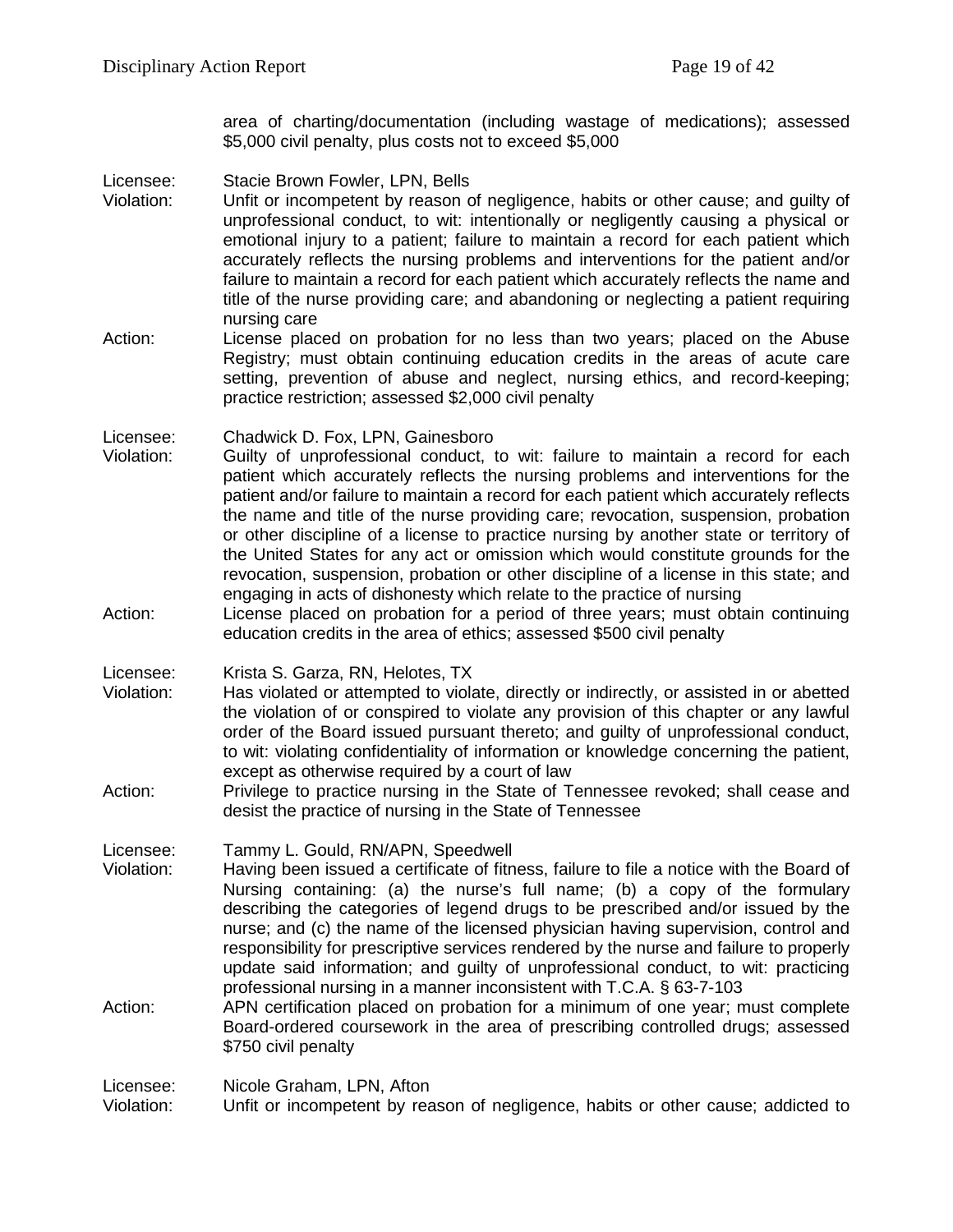area of charting/documentation (including wastage of medications); assessed $5,000 civil penalty, plus costs not to exceed $5,000

Licensee: Stacie Brown Fowler, LPN, Bells
Violation: Unfit or incompetent by reason of negligence, habits or other cause; and guilty of unprofessional conduct, to wit: intentionally or negligently causing a physical or emotional injury to a patient; failure to maintain a record for each patient which accurately reflects the nursing problems and interventions for the patient and/or failure to maintain a record for each patient which accurately reflects the name and title of the nurse providing care; and abandoning or neglecting a patient requiring nursing care
Action: License placed on probation for no less than two years; placed on the Abuse Registry; must obtain continuing education credits in the areas of acute care setting, prevention of abuse and neglect, nursing ethics, and record-keeping; practice restriction; assessed $2,000 civil penalty

Licensee: Chadwick D. Fox, LPN, Gainesboro
Violation: Guilty of unprofessional conduct, to wit: failure to maintain a record for each patient which accurately reflects the nursing problems and interventions for the patient and/or failure to maintain a record for each patient which accurately reflects the name and title of the nurse providing care; revocation, suspension, probation or other discipline of a license to practice nursing by another state or territory of the United States for any act or omission which would constitute grounds for the revocation, suspension, probation or other discipline of a license in this state; and engaging in acts of dishonesty which relate to the practice of nursing
Action: License placed on probation for a period of three years; must obtain continuing education credits in the area of ethics; assessed $500 civil penalty

Licensee: Krista S. Garza, RN, Helotes, TX
Violation: Has violated or attempted to violate, directly or indirectly, or assisted in or abetted the violation of or conspired to violate any provision of this chapter or any lawful order of the Board issued pursuant thereto; and guilty of unprofessional conduct, to wit: violating confidentiality of information or knowledge concerning the patient, except as otherwise required by a court of law
Action: Privilege to practice nursing in the State of Tennessee revoked; shall cease and desist the practice of nursing in the State of Tennessee

Licensee: Tammy L. Gould, RN/APN, Speedwell
Violation: Having been issued a certificate of fitness, failure to file a notice with the Board of Nursing containing: (a) the nurse's full name; (b) a copy of the formulary describing the categories of legend drugs to be prescribed and/or issued by the nurse; and (c) the name of the licensed physician having supervision, control and responsibility for prescriptive services rendered by the nurse and failure to properly update said information; and guilty of unprofessional conduct, to wit: practicing professional nursing in a manner inconsistent with T.C.A. § 63-7-103
Action: APN certification placed on probation for a minimum of one year; must complete Board-ordered coursework in the area of prescribing controlled drugs; assessed $750 civil penalty

Licensee: Nicole Graham, LPN, Afton
Violation: Unfit or incompetent by reason of negligence, habits or other cause; addicted to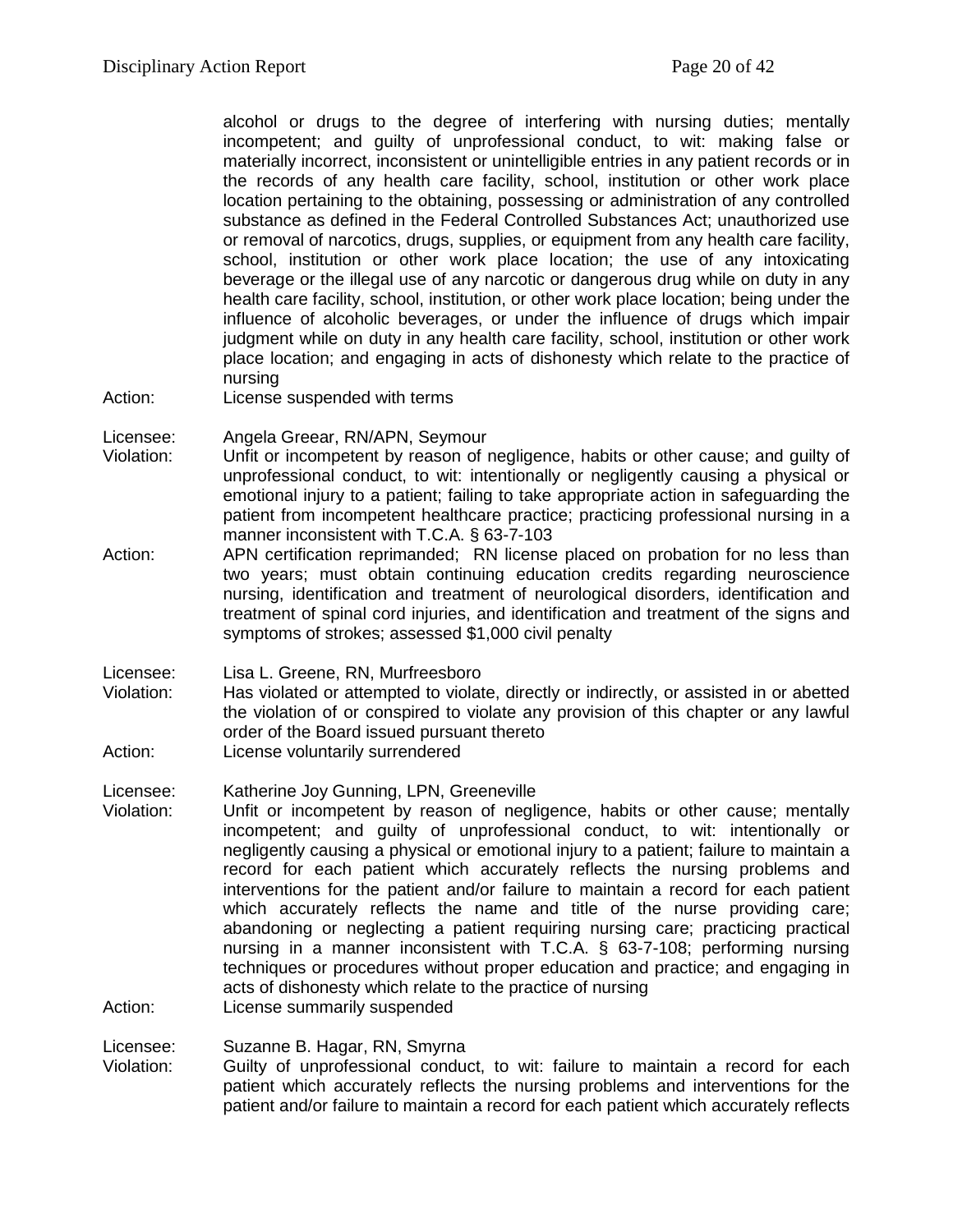alcohol or drugs to the degree of interfering with nursing duties; mentally incompetent; and guilty of unprofessional conduct, to wit: making false or materially incorrect, inconsistent or unintelligible entries in any patient records or in the records of any health care facility, school, institution or other work place location pertaining to the obtaining, possessing or administration of any controlled substance as defined in the Federal Controlled Substances Act; unauthorized use or removal of narcotics, drugs, supplies, or equipment from any health care facility, school, institution or other work place location; the use of any intoxicating beverage or the illegal use of any narcotic or dangerous drug while on duty in any health care facility, school, institution, or other work place location; being under the influence of alcoholic beverages, or under the influence of drugs which impair judgment while on duty in any health care facility, school, institution or other work place location; and engaging in acts of dishonesty which relate to the practice of nursing

Action: License suspended with terms

Licensee: Angela Greear, RN/APN, Seymour

Violation: Unfit or incompetent by reason of negligence, habits or other cause; and guilty of unprofessional conduct, to wit: intentionally or negligently causing a physical or emotional injury to a patient; failing to take appropriate action in safeguarding the patient from incompetent healthcare practice; practicing professional nursing in a manner inconsistent with T.C.A. § 63-7-103

Action: APN certification reprimanded; RN license placed on probation for no less than two years; must obtain continuing education credits regarding neuroscience nursing, identification and treatment of neurological disorders, identification and treatment of spinal cord injuries, and identification and treatment of the signs and symptoms of strokes; assessed $1,000 civil penalty

Licensee: Lisa L. Greene, RN, Murfreesboro

Violation: Has violated or attempted to violate, directly or indirectly, or assisted in or abetted the violation of or conspired to violate any provision of this chapter or any lawful order of the Board issued pursuant thereto

Action: License voluntarily surrendered

Licensee: Katherine Joy Gunning, LPN, Greeneville

Violation: Unfit or incompetent by reason of negligence, habits or other cause; mentally incompetent; and guilty of unprofessional conduct, to wit: intentionally or negligently causing a physical or emotional injury to a patient; failure to maintain a record for each patient which accurately reflects the nursing problems and interventions for the patient and/or failure to maintain a record for each patient which accurately reflects the name and title of the nurse providing care; abandoning or neglecting a patient requiring nursing care; practicing practical nursing in a manner inconsistent with T.C.A. § 63-7-108; performing nursing techniques or procedures without proper education and practice; and engaging in acts of dishonesty which relate to the practice of nursing

Action: License summarily suspended

Licensee: Suzanne B. Hagar, RN, Smyrna

Violation: Guilty of unprofessional conduct, to wit: failure to maintain a record for each patient which accurately reflects the nursing problems and interventions for the patient and/or failure to maintain a record for each patient which accurately reflects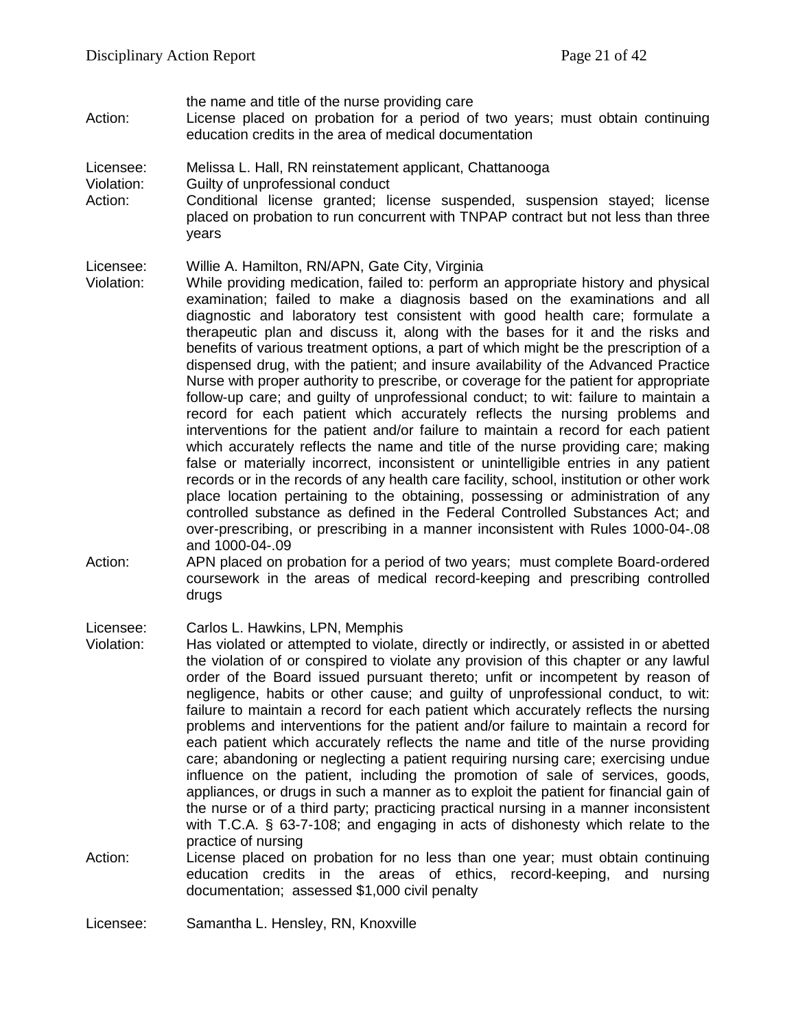the name and title of the nurse providing care

Action: License placed on probation for a period of two years; must obtain continuing education credits in the area of medical documentation

Licensee: Melissa L. Hall, RN reinstatement applicant, Chattanooga
Violation: Guilty of unprofessional conduct
Action: Conditional license granted; license suspended, suspension stayed; license placed on probation to run concurrent with TNPAP contract but not less than three years

Licensee: Willie A. Hamilton, RN/APN, Gate City, Virginia
Violation: While providing medication, failed to: perform an appropriate history and physical examination; failed to make a diagnosis based on the examinations and all diagnostic and laboratory test consistent with good health care; formulate a therapeutic plan and discuss it, along with the bases for it and the risks and benefits of various treatment options, a part of which might be the prescription of a dispensed drug, with the patient; and insure availability of the Advanced Practice Nurse with proper authority to prescribe, or coverage for the patient for appropriate follow-up care; and guilty of unprofessional conduct; to wit: failure to maintain a record for each patient which accurately reflects the nursing problems and interventions for the patient and/or failure to maintain a record for each patient which accurately reflects the name and title of the nurse providing care; making false or materially incorrect, inconsistent or unintelligible entries in any patient records or in the records of any health care facility, school, institution or other work place location pertaining to the obtaining, possessing or administration of any controlled substance as defined in the Federal Controlled Substances Act; and over-prescribing, or prescribing in a manner inconsistent with Rules 1000-04-.08 and 1000-04-.09
Action: APN placed on probation for a period of two years; must complete Board-ordered coursework in the areas of medical record-keeping and prescribing controlled drugs

Licensee: Carlos L. Hawkins, LPN, Memphis
Violation: Has violated or attempted to violate, directly or indirectly, or assisted in or abetted the violation of or conspired to violate any provision of this chapter or any lawful order of the Board issued pursuant thereto; unfit or incompetent by reason of negligence, habits or other cause; and guilty of unprofessional conduct, to wit: failure to maintain a record for each patient which accurately reflects the nursing problems and interventions for the patient and/or failure to maintain a record for each patient which accurately reflects the name and title of the nurse providing care; abandoning or neglecting a patient requiring nursing care; exercising undue influence on the patient, including the promotion of sale of services, goods, appliances, or drugs in such a manner as to exploit the patient for financial gain of the nurse or of a third party; practicing practical nursing in a manner inconsistent with T.C.A. § 63-7-108; and engaging in acts of dishonesty which relate to the practice of nursing
Action: License placed on probation for no less than one year; must obtain continuing education credits in the areas of ethics, record-keeping, and nursing documentation; assessed $1,000 civil penalty

Licensee: Samantha L. Hensley, RN, Knoxville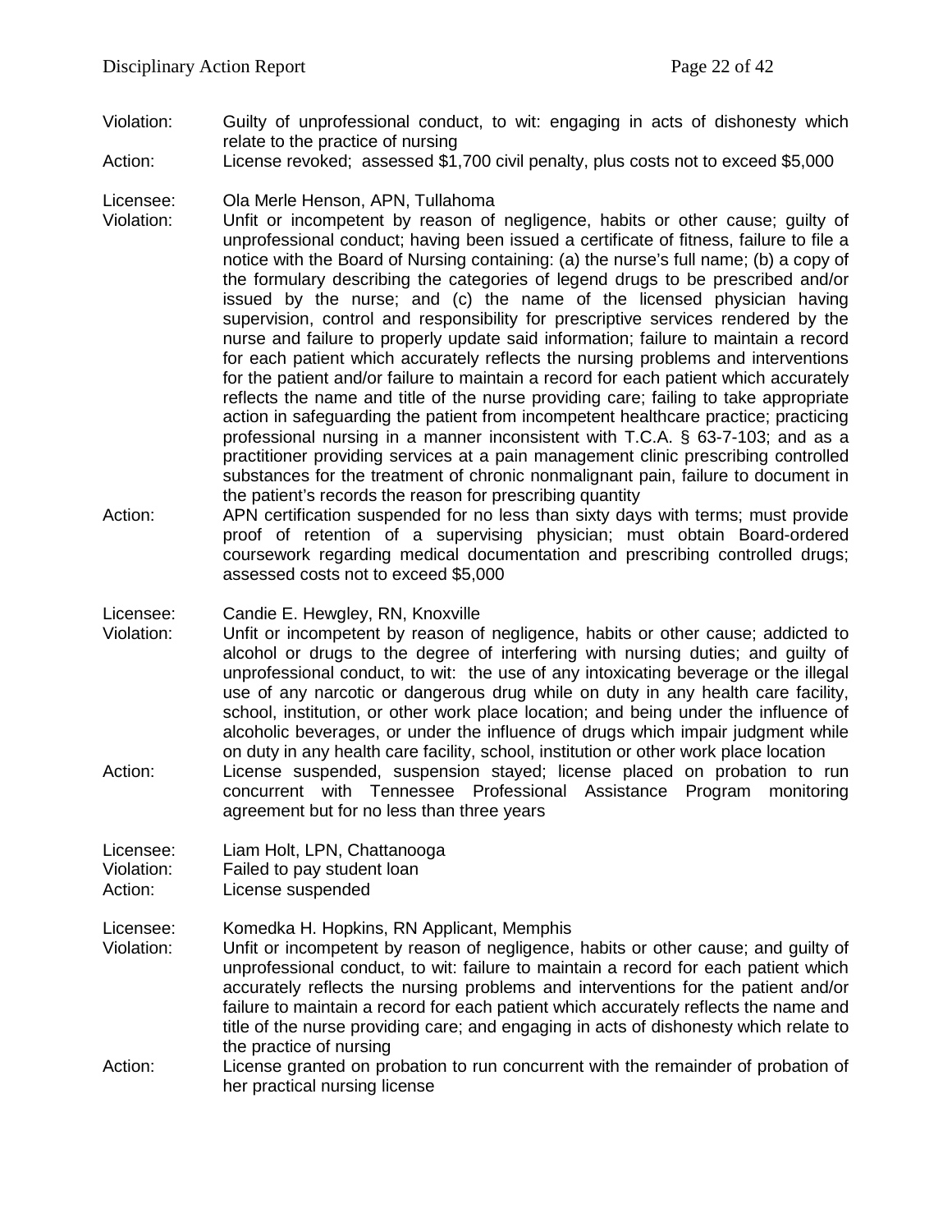Violation: Guilty of unprofessional conduct, to wit: engaging in acts of dishonesty which relate to the practice of nursing

Action: License revoked; assessed $1,700 civil penalty, plus costs not to exceed $5,000

Licensee: Ola Merle Henson, APN, Tullahoma

Violation: Unfit or incompetent by reason of negligence, habits or other cause; guilty of unprofessional conduct; having been issued a certificate of fitness, failure to file a notice with the Board of Nursing containing: (a) the nurse's full name; (b) a copy of the formulary describing the categories of legend drugs to be prescribed and/or issued by the nurse; and (c) the name of the licensed physician having supervision, control and responsibility for prescriptive services rendered by the nurse and failure to properly update said information; failure to maintain a record for each patient which accurately reflects the nursing problems and interventions for the patient and/or failure to maintain a record for each patient which accurately reflects the name and title of the nurse providing care; failing to take appropriate action in safeguarding the patient from incompetent healthcare practice; practicing professional nursing in a manner inconsistent with T.C.A. § 63-7-103; and as a practitioner providing services at a pain management clinic prescribing controlled substances for the treatment of chronic nonmalignant pain, failure to document in the patient's records the reason for prescribing quantity

Action: APN certification suspended for no less than sixty days with terms; must provide proof of retention of a supervising physician; must obtain Board-ordered coursework regarding medical documentation and prescribing controlled drugs; assessed costs not to exceed $5,000

Licensee: Candie E. Hewgley, RN, Knoxville

Violation: Unfit or incompetent by reason of negligence, habits or other cause; addicted to alcohol or drugs to the degree of interfering with nursing duties; and guilty of unprofessional conduct, to wit: the use of any intoxicating beverage or the illegal use of any narcotic or dangerous drug while on duty in any health care facility, school, institution, or other work place location; and being under the influence of alcoholic beverages, or under the influence of drugs which impair judgment while on duty in any health care facility, school, institution or other work place location

Action: License suspended, suspension stayed; license placed on probation to run concurrent with Tennessee Professional Assistance Program monitoring agreement but for no less than three years

Licensee: Liam Holt, LPN, Chattanooga

Violation: Failed to pay student loan

Action: License suspended

Licensee: Komedka H. Hopkins, RN Applicant, Memphis

Violation: Unfit or incompetent by reason of negligence, habits or other cause; and guilty of unprofessional conduct, to wit: failure to maintain a record for each patient which accurately reflects the nursing problems and interventions for the patient and/or failure to maintain a record for each patient which accurately reflects the name and title of the nurse providing care; and engaging in acts of dishonesty which relate to the practice of nursing

Action: License granted on probation to run concurrent with the remainder of probation of her practical nursing license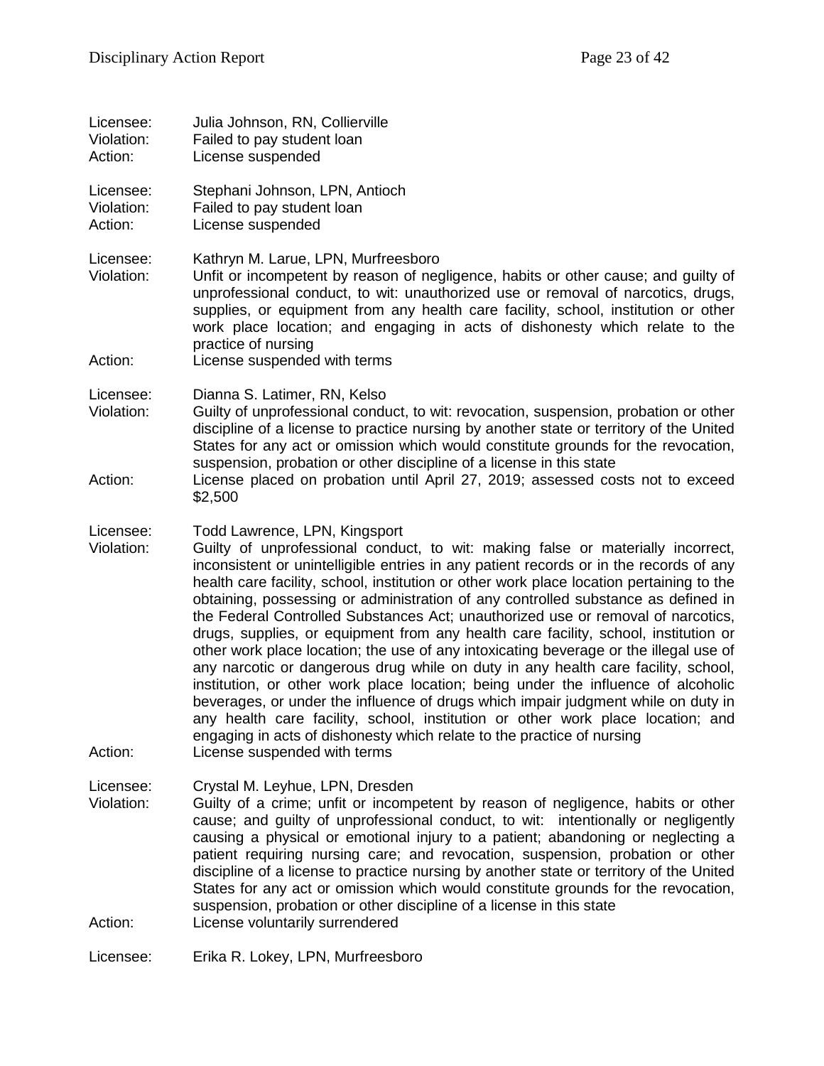Licensee: Julia Johnson, RN, Collierville
Violation: Failed to pay student loan
Action: License suspended

Licensee: Stephani Johnson, LPN, Antioch
Violation: Failed to pay student loan
Action: License suspended

Licensee: Kathryn M. Larue, LPN, Murfreesboro
Violation: Unfit or incompetent by reason of negligence, habits or other cause; and guilty of unprofessional conduct, to wit: unauthorized use or removal of narcotics, drugs, supplies, or equipment from any health care facility, school, institution or other work place location; and engaging in acts of dishonesty which relate to the practice of nursing
Action: License suspended with terms

Licensee: Dianna S. Latimer, RN, Kelso
Violation: Guilty of unprofessional conduct, to wit: revocation, suspension, probation or other discipline of a license to practice nursing by another state or territory of the United States for any act or omission which would constitute grounds for the revocation, suspension, probation or other discipline of a license in this state
Action: License placed on probation until April 27, 2019; assessed costs not to exceed $2,500

Licensee: Todd Lawrence, LPN, Kingsport
Violation: Guilty of unprofessional conduct, to wit: making false or materially incorrect, inconsistent or unintelligible entries in any patient records or in the records of any health care facility, school, institution or other work place location pertaining to the obtaining, possessing or administration of any controlled substance as defined in the Federal Controlled Substances Act; unauthorized use or removal of narcotics, drugs, supplies, or equipment from any health care facility, school, institution or other work place location; the use of any intoxicating beverage or the illegal use of any narcotic or dangerous drug while on duty in any health care facility, school, institution, or other work place location; being under the influence of alcoholic beverages, or under the influence of drugs which impair judgment while on duty in any health care facility, school, institution or other work place location; and engaging in acts of dishonesty which relate to the practice of nursing
Action: License suspended with terms

Licensee: Crystal M. Leyhue, LPN, Dresden
Violation: Guilty of a crime; unfit or incompetent by reason of negligence, habits or other cause; and guilty of unprofessional conduct, to wit: intentionally or negligently causing a physical or emotional injury to a patient; abandoning or neglecting a patient requiring nursing care; and revocation, suspension, probation or other discipline of a license to practice nursing by another state or territory of the United States for any act or omission which would constitute grounds for the revocation, suspension, probation or other discipline of a license in this state
Action: License voluntarily surrendered

Licensee: Erika R. Lokey, LPN, Murfreesboro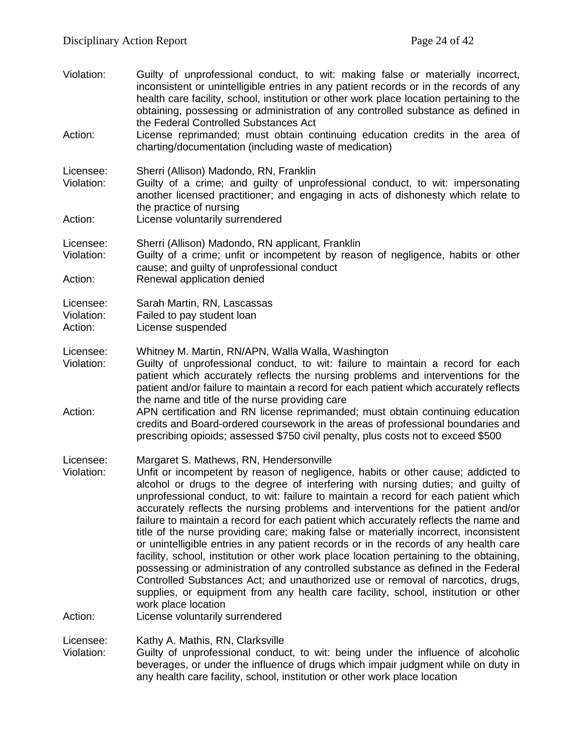Violation: Guilty of unprofessional conduct, to wit: making false or materially incorrect, inconsistent or unintelligible entries in any patient records or in the records of any health care facility, school, institution or other work place location pertaining to the obtaining, possessing or administration of any controlled substance as defined in the Federal Controlled Substances Act

Action: License reprimanded; must obtain continuing education credits in the area of charting/documentation (including waste of medication)

Licensee: Sherri (Allison) Madondo, RN, Franklin

Violation: Guilty of a crime; and guilty of unprofessional conduct, to wit: impersonating another licensed practitioner; and engaging in acts of dishonesty which relate to the practice of nursing

Action: License voluntarily surrendered

Licensee: Sherri (Allison) Madondo, RN applicant, Franklin

Violation: Guilty of a crime; unfit or incompetent by reason of negligence, habits or other cause; and guilty of unprofessional conduct

Action: Renewal application denied

Licensee: Sarah Martin, RN, Lascassas

Violation: Failed to pay student loan

Action: License suspended

Licensee: Whitney M. Martin, RN/APN, Walla Walla, Washington

Violation: Guilty of unprofessional conduct, to wit: failure to maintain a record for each patient which accurately reflects the nursing problems and interventions for the patient and/or failure to maintain a record for each patient which accurately reflects the name and title of the nurse providing care

Action: APN certification and RN license reprimanded; must obtain continuing education credits and Board-ordered coursework in the areas of professional boundaries and prescribing opioids; assessed $750 civil penalty, plus costs not to exceed $500

Licensee: Margaret S. Mathews, RN, Hendersonville

Violation: Unfit or incompetent by reason of negligence, habits or other cause; addicted to alcohol or drugs to the degree of interfering with nursing duties; and guilty of unprofessional conduct, to wit: failure to maintain a record for each patient which accurately reflects the nursing problems and interventions for the patient and/or failure to maintain a record for each patient which accurately reflects the name and title of the nurse providing care; making false or materially incorrect, inconsistent or unintelligible entries in any patient records or in the records of any health care facility, school, institution or other work place location pertaining to the obtaining, possessing or administration of any controlled substance as defined in the Federal Controlled Substances Act; and unauthorized use or removal of narcotics, drugs, supplies, or equipment from any health care facility, school, institution or other work place location

Action: License voluntarily surrendered

Licensee: Kathy A. Mathis, RN, Clarksville

Violation: Guilty of unprofessional conduct, to wit: being under the influence of alcoholic beverages, or under the influence of drugs which impair judgment while on duty in any health care facility, school, institution or other work place location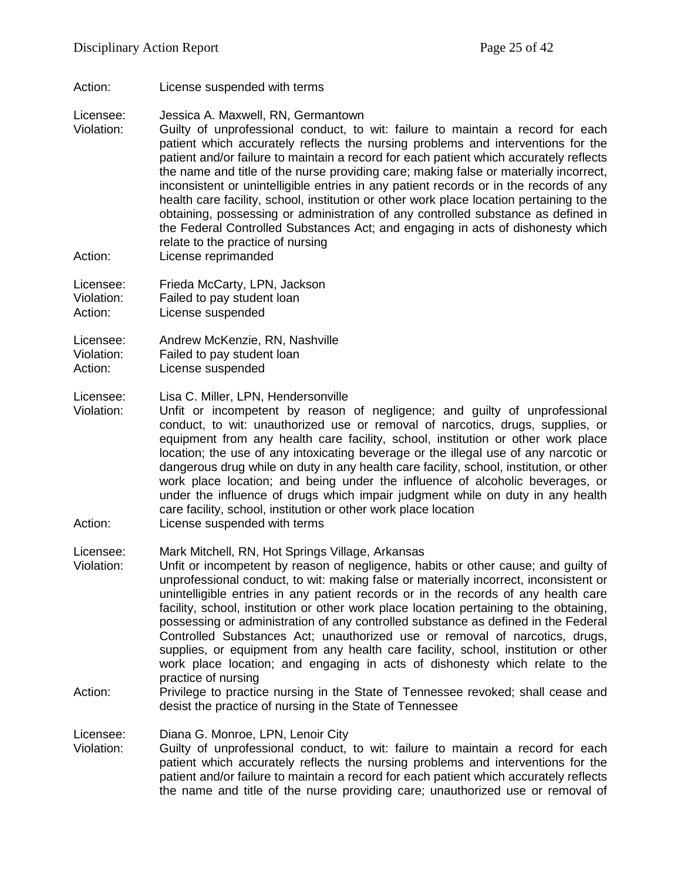Action: License suspended with terms

Licensee: Jessica A. Maxwell, RN, Germantown
Violation: Guilty of unprofessional conduct, to wit: failure to maintain a record for each patient which accurately reflects the nursing problems and interventions for the patient and/or failure to maintain a record for each patient which accurately reflects the name and title of the nurse providing care; making false or materially incorrect, inconsistent or unintelligible entries in any patient records or in the records of any health care facility, school, institution or other work place location pertaining to the obtaining, possessing or administration of any controlled substance as defined in the Federal Controlled Substances Act; and engaging in acts of dishonesty which relate to the practice of nursing
Action: License reprimanded

Licensee: Frieda McCarty, LPN, Jackson
Violation: Failed to pay student loan
Action: License suspended

Licensee: Andrew McKenzie, RN, Nashville
Violation: Failed to pay student loan
Action: License suspended

Licensee: Lisa C. Miller, LPN, Hendersonville
Violation: Unfit or incompetent by reason of negligence; and guilty of unprofessional conduct, to wit: unauthorized use or removal of narcotics, drugs, supplies, or equipment from any health care facility, school, institution or other work place location; the use of any intoxicating beverage or the illegal use of any narcotic or dangerous drug while on duty in any health care facility, school, institution, or other work place location; and being under the influence of alcoholic beverages, or under the influence of drugs which impair judgment while on duty in any health care facility, school, institution or other work place location
Action: License suspended with terms

Licensee: Mark Mitchell, RN, Hot Springs Village, Arkansas
Violation: Unfit or incompetent by reason of negligence, habits or other cause; and guilty of unprofessional conduct, to wit: making false or materially incorrect, inconsistent or unintelligible entries in any patient records or in the records of any health care facility, school, institution or other work place location pertaining to the obtaining, possessing or administration of any controlled substance as defined in the Federal Controlled Substances Act; unauthorized use or removal of narcotics, drugs, supplies, or equipment from any health care facility, school, institution or other work place location; and engaging in acts of dishonesty which relate to the practice of nursing
Action: Privilege to practice nursing in the State of Tennessee revoked; shall cease and desist the practice of nursing in the State of Tennessee

Licensee: Diana G. Monroe, LPN, Lenoir City
Violation: Guilty of unprofessional conduct, to wit: failure to maintain a record for each patient which accurately reflects the nursing problems and interventions for the patient and/or failure to maintain a record for each patient which accurately reflects the name and title of the nurse providing care; unauthorized use or removal of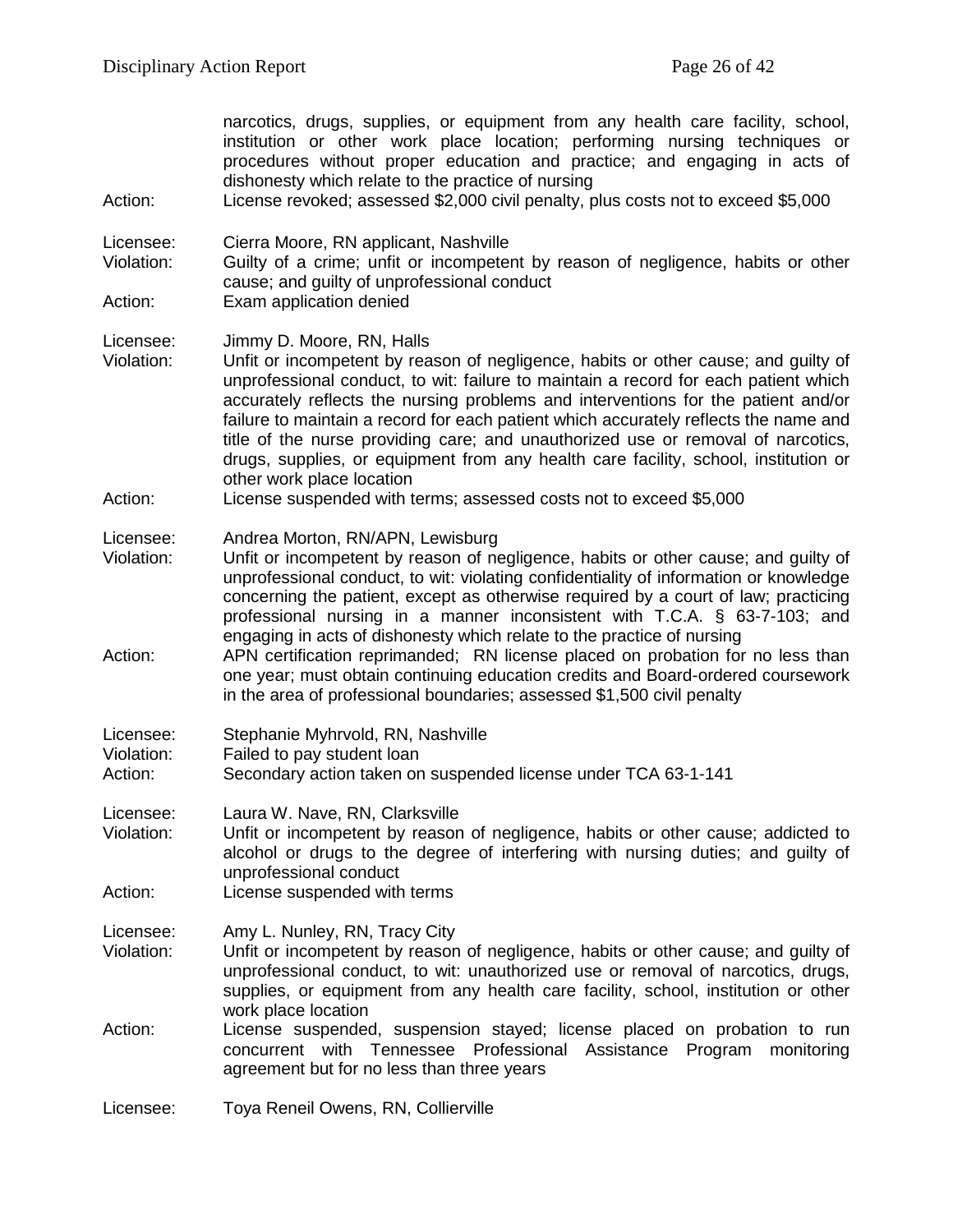narcotics, drugs, supplies, or equipment from any health care facility, school, institution or other work place location; performing nursing techniques or procedures without proper education and practice; and engaging in acts of dishonesty which relate to the practice of nursing

Action: License revoked; assessed $2,000 civil penalty, plus costs not to exceed $5,000

Licensee: Cierra Moore, RN applicant, Nashville
Violation: Guilty of a crime; unfit or incompetent by reason of negligence, habits or other cause; and guilty of unprofessional conduct
Action: Exam application denied

Licensee: Jimmy D. Moore, RN, Halls
Violation: Unfit or incompetent by reason of negligence, habits or other cause; and guilty of unprofessional conduct, to wit: failure to maintain a record for each patient which accurately reflects the nursing problems and interventions for the patient and/or failure to maintain a record for each patient which accurately reflects the name and title of the nurse providing care; and unauthorized use or removal of narcotics, drugs, supplies, or equipment from any health care facility, school, institution or other work place location
Action: License suspended with terms; assessed costs not to exceed $5,000

Licensee: Andrea Morton, RN/APN, Lewisburg
Violation: Unfit or incompetent by reason of negligence, habits or other cause; and guilty of unprofessional conduct, to wit: violating confidentiality of information or knowledge concerning the patient, except as otherwise required by a court of law; practicing professional nursing in a manner inconsistent with T.C.A. § 63-7-103; and engaging in acts of dishonesty which relate to the practice of nursing
Action: APN certification reprimanded; RN license placed on probation for no less than one year; must obtain continuing education credits and Board-ordered coursework in the area of professional boundaries; assessed $1,500 civil penalty

Licensee: Stephanie Myhrvold, RN, Nashville
Violation: Failed to pay student loan
Action: Secondary action taken on suspended license under TCA 63-1-141

Licensee: Laura W. Nave, RN, Clarksville
Violation: Unfit or incompetent by reason of negligence, habits or other cause; addicted to alcohol or drugs to the degree of interfering with nursing duties; and guilty of unprofessional conduct
Action: License suspended with terms

Licensee: Amy L. Nunley, RN, Tracy City
Violation: Unfit or incompetent by reason of negligence, habits or other cause; and guilty of unprofessional conduct, to wit: unauthorized use or removal of narcotics, drugs, supplies, or equipment from any health care facility, school, institution or other work place location
Action: License suspended, suspension stayed; license placed on probation to run concurrent with Tennessee Professional Assistance Program monitoring agreement but for no less than three years

Licensee: Toya Reneil Owens, RN, Collierville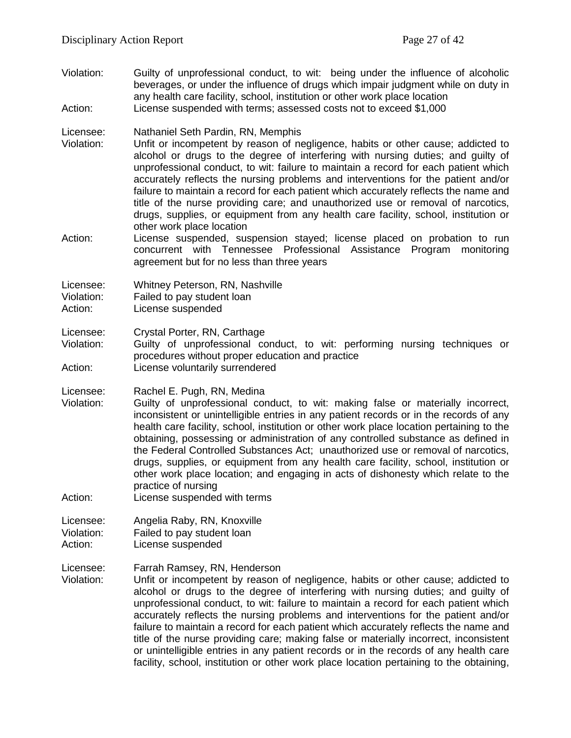Violation: Guilty of unprofessional conduct, to wit: being under the influence of alcoholic beverages, or under the influence of drugs which impair judgment while on duty in any health care facility, school, institution or other work place location

Action: License suspended with terms; assessed costs not to exceed $1,000

Licensee: Nathaniel Seth Pardin, RN, Memphis

Violation: Unfit or incompetent by reason of negligence, habits or other cause; addicted to alcohol or drugs to the degree of interfering with nursing duties; and guilty of unprofessional conduct, to wit: failure to maintain a record for each patient which accurately reflects the nursing problems and interventions for the patient and/or failure to maintain a record for each patient which accurately reflects the name and title of the nurse providing care; and unauthorized use or removal of narcotics, drugs, supplies, or equipment from any health care facility, school, institution or other work place location

Action: License suspended, suspension stayed; license placed on probation to run concurrent with Tennessee Professional Assistance Program monitoring agreement but for no less than three years

Licensee: Whitney Peterson, RN, Nashville

Violation: Failed to pay student loan

Action: License suspended

Licensee: Crystal Porter, RN, Carthage

Violation: Guilty of unprofessional conduct, to wit: performing nursing techniques or procedures without proper education and practice

Action: License voluntarily surrendered

Licensee: Rachel E. Pugh, RN, Medina

Violation: Guilty of unprofessional conduct, to wit: making false or materially incorrect, inconsistent or unintelligible entries in any patient records or in the records of any health care facility, school, institution or other work place location pertaining to the obtaining, possessing or administration of any controlled substance as defined in the Federal Controlled Substances Act; unauthorized use or removal of narcotics, drugs, supplies, or equipment from any health care facility, school, institution or other work place location; and engaging in acts of dishonesty which relate to the practice of nursing

Action: License suspended with terms

Licensee: Angelia Raby, RN, Knoxville

Violation: Failed to pay student loan

Action: License suspended

Licensee: Farrah Ramsey, RN, Henderson

Violation: Unfit or incompetent by reason of negligence, habits or other cause; addicted to alcohol or drugs to the degree of interfering with nursing duties; and guilty of unprofessional conduct, to wit: failure to maintain a record for each patient which accurately reflects the nursing problems and interventions for the patient and/or failure to maintain a record for each patient which accurately reflects the name and title of the nurse providing care; making false or materially incorrect, inconsistent or unintelligible entries in any patient records or in the records of any health care facility, school, institution or other work place location pertaining to the obtaining,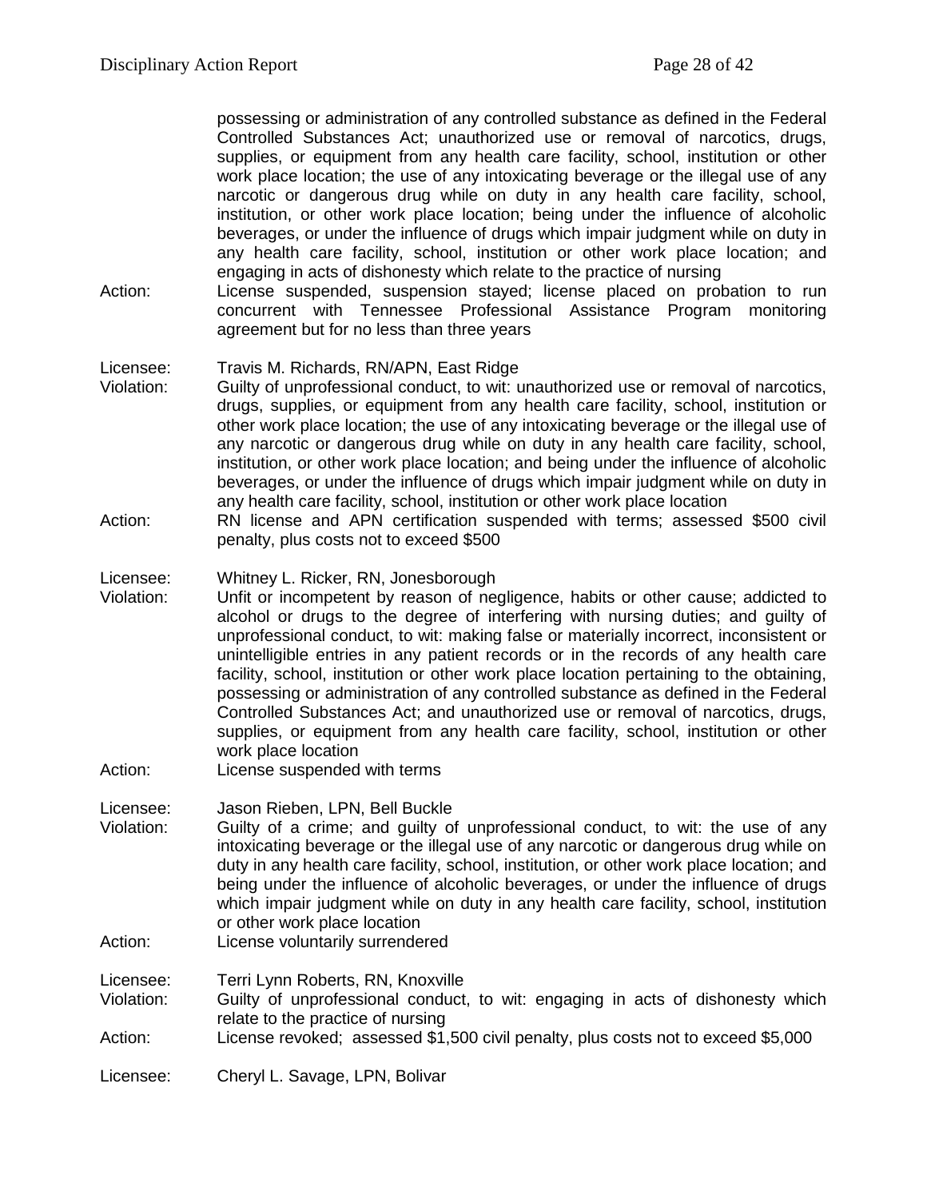possessing or administration of any controlled substance as defined in the Federal Controlled Substances Act; unauthorized use or removal of narcotics, drugs, supplies, or equipment from any health care facility, school, institution or other work place location; the use of any intoxicating beverage or the illegal use of any narcotic or dangerous drug while on duty in any health care facility, school, institution, or other work place location; being under the influence of alcoholic beverages, or under the influence of drugs which impair judgment while on duty in any health care facility, school, institution or other work place location; and engaging in acts of dishonesty which relate to the practice of nursing

Action: License suspended, suspension stayed; license placed on probation to run concurrent with Tennessee Professional Assistance Program monitoring agreement but for no less than three years

Licensee: Travis M. Richards, RN/APN, East Ridge

Violation: Guilty of unprofessional conduct, to wit: unauthorized use or removal of narcotics, drugs, supplies, or equipment from any health care facility, school, institution or other work place location; the use of any intoxicating beverage or the illegal use of any narcotic or dangerous drug while on duty in any health care facility, school, institution, or other work place location; and being under the influence of alcoholic beverages, or under the influence of drugs which impair judgment while on duty in any health care facility, school, institution or other work place location

Action: RN license and APN certification suspended with terms; assessed $500 civil penalty, plus costs not to exceed $500

Licensee: Whitney L. Ricker, RN, Jonesborough

Violation: Unfit or incompetent by reason of negligence, habits or other cause; addicted to alcohol or drugs to the degree of interfering with nursing duties; and guilty of unprofessional conduct, to wit: making false or materially incorrect, inconsistent or unintelligible entries in any patient records or in the records of any health care facility, school, institution or other work place location pertaining to the obtaining, possessing or administration of any controlled substance as defined in the Federal Controlled Substances Act; and unauthorized use or removal of narcotics, drugs, supplies, or equipment from any health care facility, school, institution or other work place location

Action: License suspended with terms

Licensee: Jason Rieben, LPN, Bell Buckle

Violation: Guilty of a crime; and guilty of unprofessional conduct, to wit: the use of any intoxicating beverage or the illegal use of any narcotic or dangerous drug while on duty in any health care facility, school, institution, or other work place location; and being under the influence of alcoholic beverages, or under the influence of drugs which impair judgment while on duty in any health care facility, school, institution or other work place location

Action: License voluntarily surrendered

Licensee: Terri Lynn Roberts, RN, Knoxville

Violation: Guilty of unprofessional conduct, to wit: engaging in acts of dishonesty which relate to the practice of nursing

Action: License revoked; assessed $1,500 civil penalty, plus costs not to exceed $5,000

Licensee: Cheryl L. Savage, LPN, Bolivar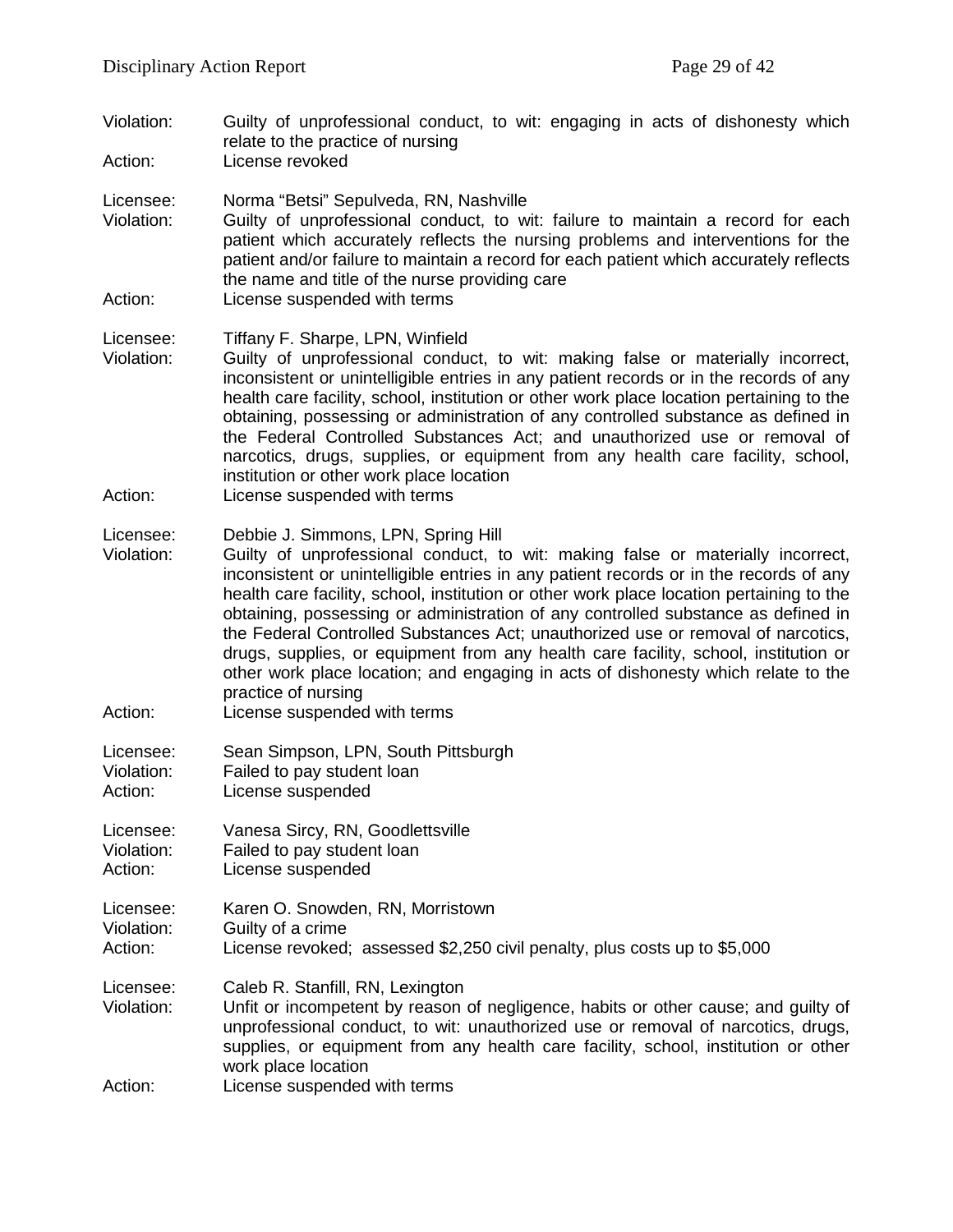Violation: Guilty of unprofessional conduct, to wit: engaging in acts of dishonesty which relate to the practice of nursing
Action: License revoked

Licensee: Norma "Betsi" Sepulveda, RN, Nashville
Violation: Guilty of unprofessional conduct, to wit: failure to maintain a record for each patient which accurately reflects the nursing problems and interventions for the patient and/or failure to maintain a record for each patient which accurately reflects the name and title of the nurse providing care
Action: License suspended with terms

Licensee: Tiffany F. Sharpe, LPN, Winfield
Violation: Guilty of unprofessional conduct, to wit: making false or materially incorrect, inconsistent or unintelligible entries in any patient records or in the records of any health care facility, school, institution or other work place location pertaining to the obtaining, possessing or administration of any controlled substance as defined in the Federal Controlled Substances Act; and unauthorized use or removal of narcotics, drugs, supplies, or equipment from any health care facility, school, institution or other work place location
Action: License suspended with terms

Licensee: Debbie J. Simmons, LPN, Spring Hill
Violation: Guilty of unprofessional conduct, to wit: making false or materially incorrect, inconsistent or unintelligible entries in any patient records or in the records of any health care facility, school, institution or other work place location pertaining to the obtaining, possessing or administration of any controlled substance as defined in the Federal Controlled Substances Act; unauthorized use or removal of narcotics, drugs, supplies, or equipment from any health care facility, school, institution or other work place location; and engaging in acts of dishonesty which relate to the practice of nursing
Action: License suspended with terms

Licensee: Sean Simpson, LPN, South Pittsburgh
Violation: Failed to pay student loan
Action: License suspended

Licensee: Vanesa Sircy, RN, Goodlettsville
Violation: Failed to pay student loan
Action: License suspended

Licensee: Karen O. Snowden, RN, Morristown
Violation: Guilty of a crime
Action: License revoked; assessed $2,250 civil penalty, plus costs up to $5,000

Licensee: Caleb R. Stanfill, RN, Lexington
Violation: Unfit or incompetent by reason of negligence, habits or other cause; and guilty of unprofessional conduct, to wit: unauthorized use or removal of narcotics, drugs, supplies, or equipment from any health care facility, school, institution or other work place location
Action: License suspended with terms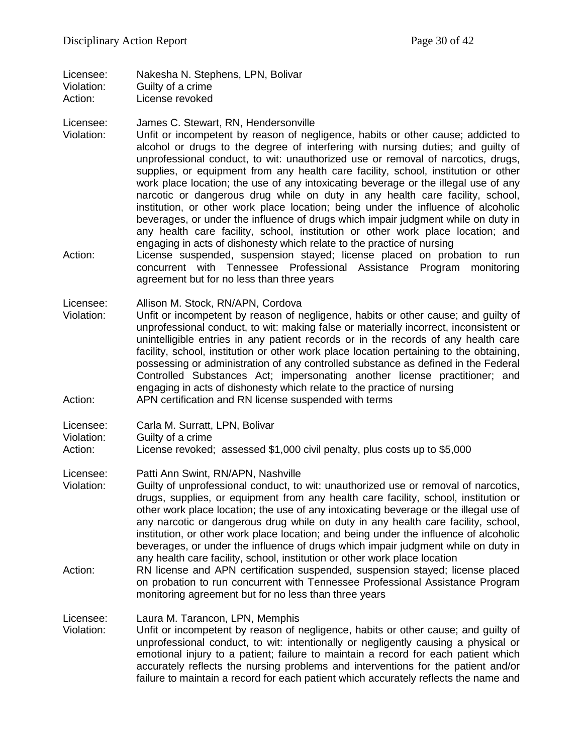Licensee: Nakesha N. Stephens, LPN, Bolivar
Violation: Guilty of a crime
Action: License revoked

Licensee: James C. Stewart, RN, Hendersonville
Violation: Unfit or incompetent by reason of negligence, habits or other cause; addicted to alcohol or drugs to the degree of interfering with nursing duties; and guilty of unprofessional conduct, to wit: unauthorized use or removal of narcotics, drugs, supplies, or equipment from any health care facility, school, institution or other work place location; the use of any intoxicating beverage or the illegal use of any narcotic or dangerous drug while on duty in any health care facility, school, institution, or other work place location; being under the influence of alcoholic beverages, or under the influence of drugs which impair judgment while on duty in any health care facility, school, institution or other work place location; and engaging in acts of dishonesty which relate to the practice of nursing
Action: License suspended, suspension stayed; license placed on probation to run concurrent with Tennessee Professional Assistance Program monitoring agreement but for no less than three years

Licensee: Allison M. Stock, RN/APN, Cordova
Violation: Unfit or incompetent by reason of negligence, habits or other cause; and guilty of unprofessional conduct, to wit: making false or materially incorrect, inconsistent or unintelligible entries in any patient records or in the records of any health care facility, school, institution or other work place location pertaining to the obtaining, possessing or administration of any controlled substance as defined in the Federal Controlled Substances Act; impersonating another license practitioner; and engaging in acts of dishonesty which relate to the practice of nursing
Action: APN certification and RN license suspended with terms

Licensee: Carla M. Surratt, LPN, Bolivar
Violation: Guilty of a crime
Action: License revoked; assessed $1,000 civil penalty, plus costs up to $5,000

Licensee: Patti Ann Swint, RN/APN, Nashville
Violation: Guilty of unprofessional conduct, to wit: unauthorized use or removal of narcotics, drugs, supplies, or equipment from any health care facility, school, institution or other work place location; the use of any intoxicating beverage or the illegal use of any narcotic or dangerous drug while on duty in any health care facility, school, institution, or other work place location; and being under the influence of alcoholic beverages, or under the influence of drugs which impair judgment while on duty in any health care facility, school, institution or other work place location
Action: RN license and APN certification suspended, suspension stayed; license placed on probation to run concurrent with Tennessee Professional Assistance Program monitoring agreement but for no less than three years

Licensee: Laura M. Tarancon, LPN, Memphis
Violation: Unfit or incompetent by reason of negligence, habits or other cause; and guilty of unprofessional conduct, to wit: intentionally or negligently causing a physical or emotional injury to a patient; failure to maintain a record for each patient which accurately reflects the nursing problems and interventions for the patient and/or failure to maintain a record for each patient which accurately reflects the name and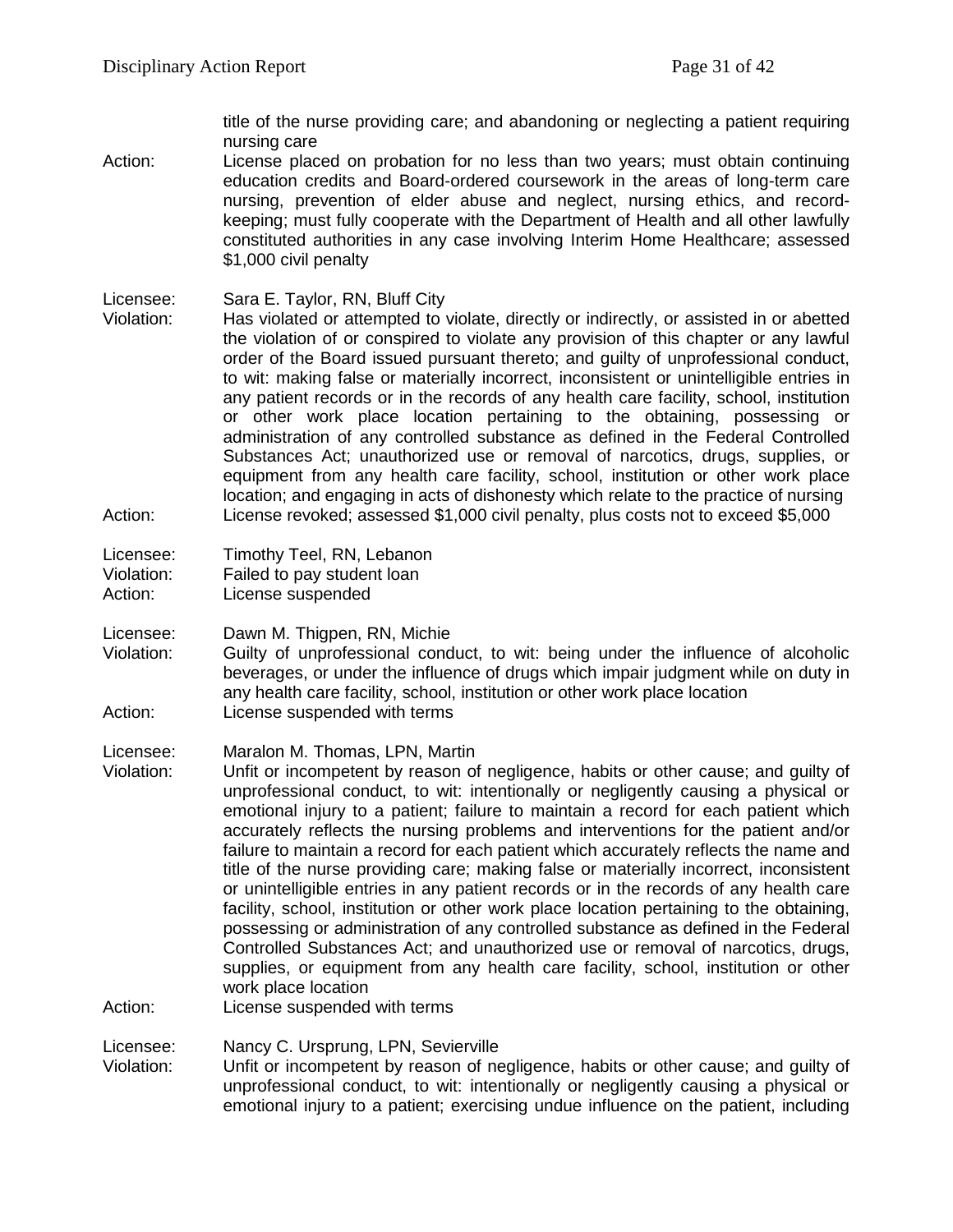title of the nurse providing care; and abandoning or neglecting a patient requiring nursing care

Action: License placed on probation for no less than two years; must obtain continuing education credits and Board-ordered coursework in the areas of long-term care nursing, prevention of elder abuse and neglect, nursing ethics, and record-keeping; must fully cooperate with the Department of Health and all other lawfully constituted authorities in any case involving Interim Home Healthcare; assessed $1,000 civil penalty

Licensee: Sara E. Taylor, RN, Bluff City

Violation: Has violated or attempted to violate, directly or indirectly, or assisted in or abetted the violation of or conspired to violate any provision of this chapter or any lawful order of the Board issued pursuant thereto; and guilty of unprofessional conduct, to wit: making false or materially incorrect, inconsistent or unintelligible entries in any patient records or in the records of any health care facility, school, institution or other work place location pertaining to the obtaining, possessing or administration of any controlled substance as defined in the Federal Controlled Substances Act; unauthorized use or removal of narcotics, drugs, supplies, or equipment from any health care facility, school, institution or other work place location; and engaging in acts of dishonesty which relate to the practice of nursing

Action: License revoked; assessed $1,000 civil penalty, plus costs not to exceed $5,000

Licensee: Timothy Teel, RN, Lebanon

Violation: Failed to pay student loan

Action: License suspended

Licensee: Dawn M. Thigpen, RN, Michie

Violation: Guilty of unprofessional conduct, to wit: being under the influence of alcoholic beverages, or under the influence of drugs which impair judgment while on duty in any health care facility, school, institution or other work place location

Action: License suspended with terms

Licensee: Maralon M. Thomas, LPN, Martin

Violation: Unfit or incompetent by reason of negligence, habits or other cause; and guilty of unprofessional conduct, to wit: intentionally or negligently causing a physical or emotional injury to a patient; failure to maintain a record for each patient which accurately reflects the nursing problems and interventions for the patient and/or failure to maintain a record for each patient which accurately reflects the name and title of the nurse providing care; making false or materially incorrect, inconsistent or unintelligible entries in any patient records or in the records of any health care facility, school, institution or other work place location pertaining to the obtaining, possessing or administration of any controlled substance as defined in the Federal Controlled Substances Act; and unauthorized use or removal of narcotics, drugs, supplies, or equipment from any health care facility, school, institution or other work place location

Action: License suspended with terms

Licensee: Nancy C. Ursprung, LPN, Sevierville

Violation: Unfit or incompetent by reason of negligence, habits or other cause; and guilty of unprofessional conduct, to wit: intentionally or negligently causing a physical or emotional injury to a patient; exercising undue influence on the patient, including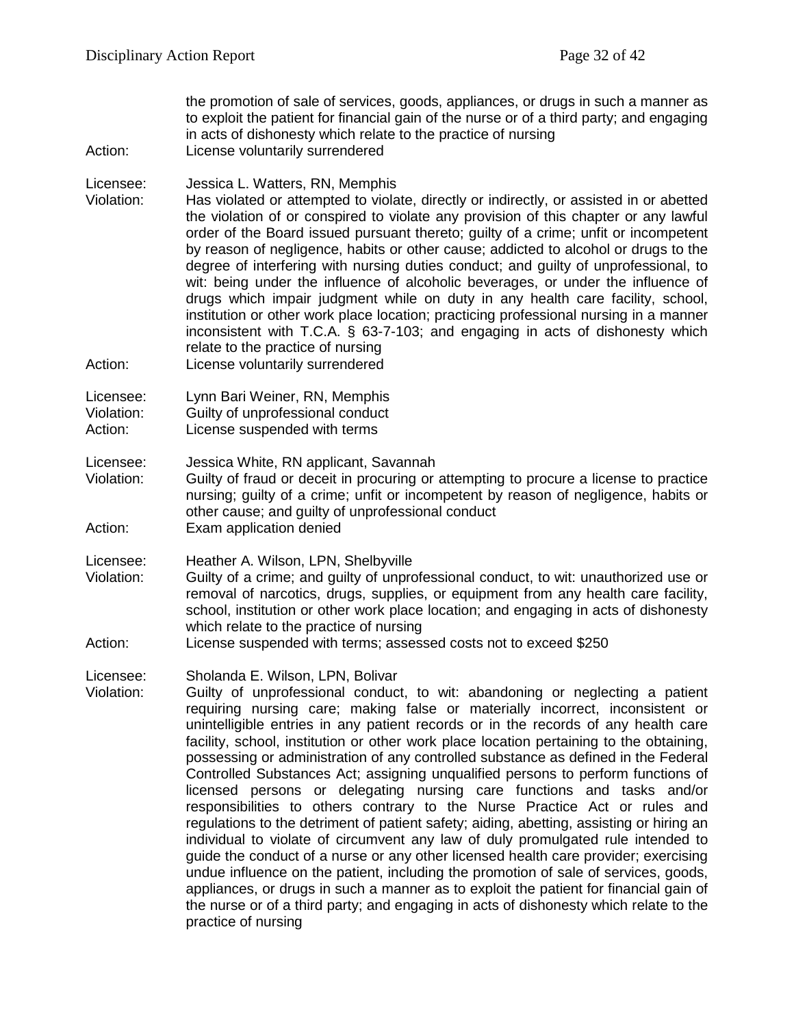the promotion of sale of services, goods, appliances, or drugs in such a manner as to exploit the patient for financial gain of the nurse or of a third party; and engaging in acts of dishonesty which relate to the practice of nursing

Action: License voluntarily surrendered

Licensee: Jessica L. Watters, RN, Memphis

Violation: Has violated or attempted to violate, directly or indirectly, or assisted in or abetted the violation of or conspired to violate any provision of this chapter or any lawful order of the Board issued pursuant thereto; guilty of a crime; unfit or incompetent by reason of negligence, habits or other cause; addicted to alcohol or drugs to the degree of interfering with nursing duties conduct; and guilty of unprofessional, to wit: being under the influence of alcoholic beverages, or under the influence of drugs which impair judgment while on duty in any health care facility, school, institution or other work place location; practicing professional nursing in a manner inconsistent with T.C.A. § 63-7-103; and engaging in acts of dishonesty which relate to the practice of nursing

Action: License voluntarily surrendered

Licensee: Lynn Bari Weiner, RN, Memphis

Violation: Guilty of unprofessional conduct

Action: License suspended with terms

Licensee: Jessica White, RN applicant, Savannah

Violation: Guilty of fraud or deceit in procuring or attempting to procure a license to practice nursing; guilty of a crime; unfit or incompetent by reason of negligence, habits or other cause; and guilty of unprofessional conduct

Action: Exam application denied

Licensee: Heather A. Wilson, LPN, Shelbyville

Violation: Guilty of a crime; and guilty of unprofessional conduct, to wit: unauthorized use or removal of narcotics, drugs, supplies, or equipment from any health care facility, school, institution or other work place location; and engaging in acts of dishonesty which relate to the practice of nursing

Action: License suspended with terms; assessed costs not to exceed $250

Licensee: Sholanda E. Wilson, LPN, Bolivar

Violation: Guilty of unprofessional conduct, to wit: abandoning or neglecting a patient requiring nursing care; making false or materially incorrect, inconsistent or unintelligible entries in any patient records or in the records of any health care facility, school, institution or other work place location pertaining to the obtaining, possessing or administration of any controlled substance as defined in the Federal Controlled Substances Act; assigning unqualified persons to perform functions of licensed persons or delegating nursing care functions and tasks and/or responsibilities to others contrary to the Nurse Practice Act or rules and regulations to the detriment of patient safety; aiding, abetting, assisting or hiring an individual to violate of circumvent any law of duly promulgated rule intended to guide the conduct of a nurse or any other licensed health care provider; exercising undue influence on the patient, including the promotion of sale of services, goods, appliances, or drugs in such a manner as to exploit the patient for financial gain of the nurse or of a third party; and engaging in acts of dishonesty which relate to the practice of nursing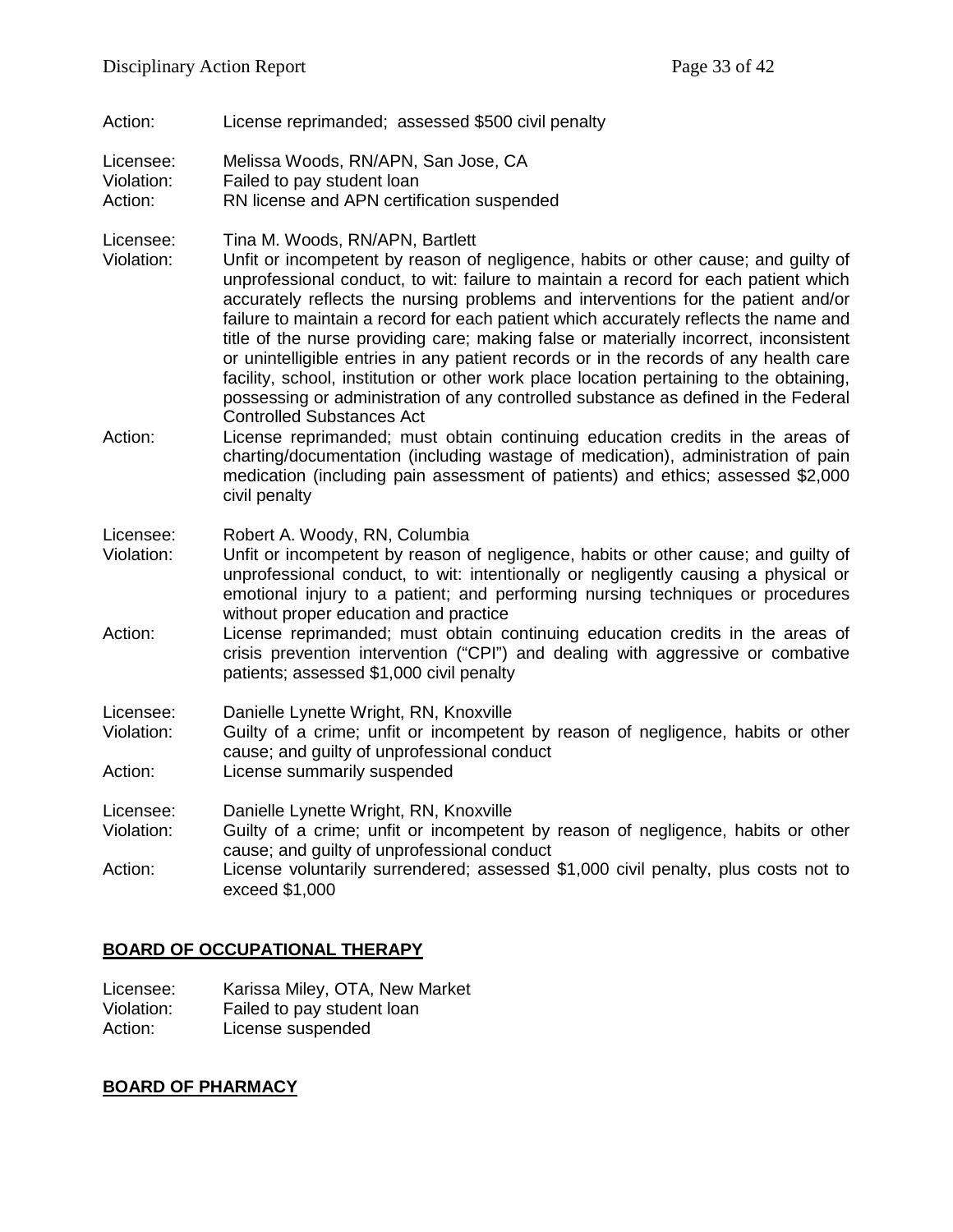Action: License reprimanded; assessed $500 civil penalty

Licensee: Melissa Woods, RN/APN, San Jose, CA
Violation: Failed to pay student loan
Action: RN license and APN certification suspended

Licensee: Tina M. Woods, RN/APN, Bartlett
Violation: Unfit or incompetent by reason of negligence, habits or other cause; and guilty of unprofessional conduct, to wit: failure to maintain a record for each patient which accurately reflects the nursing problems and interventions for the patient and/or failure to maintain a record for each patient which accurately reflects the name and title of the nurse providing care; making false or materially incorrect, inconsistent or unintelligible entries in any patient records or in the records of any health care facility, school, institution or other work place location pertaining to the obtaining, possessing or administration of any controlled substance as defined in the Federal Controlled Substances Act
Action: License reprimanded; must obtain continuing education credits in the areas of charting/documentation (including wastage of medication), administration of pain medication (including pain assessment of patients) and ethics; assessed $2,000 civil penalty

Licensee: Robert A. Woody, RN, Columbia
Violation: Unfit or incompetent by reason of negligence, habits or other cause; and guilty of unprofessional conduct, to wit: intentionally or negligently causing a physical or emotional injury to a patient; and performing nursing techniques or procedures without proper education and practice
Action: License reprimanded; must obtain continuing education credits in the areas of crisis prevention intervention ("CPI") and dealing with aggressive or combative patients; assessed $1,000 civil penalty

Licensee: Danielle Lynette Wright, RN, Knoxville
Violation: Guilty of a crime; unfit or incompetent by reason of negligence, habits or other cause; and guilty of unprofessional conduct
Action: License summarily suspended

Licensee: Danielle Lynette Wright, RN, Knoxville
Violation: Guilty of a crime; unfit or incompetent by reason of negligence, habits or other cause; and guilty of unprofessional conduct
Action: License voluntarily surrendered; assessed $1,000 civil penalty, plus costs not to exceed $1,000

## BOARD OF OCCUPATIONAL THERAPY

Licensee: Karissa Miley, OTA, New Market
Violation: Failed to pay student loan
Action: License suspended

## BOARD OF PHARMACY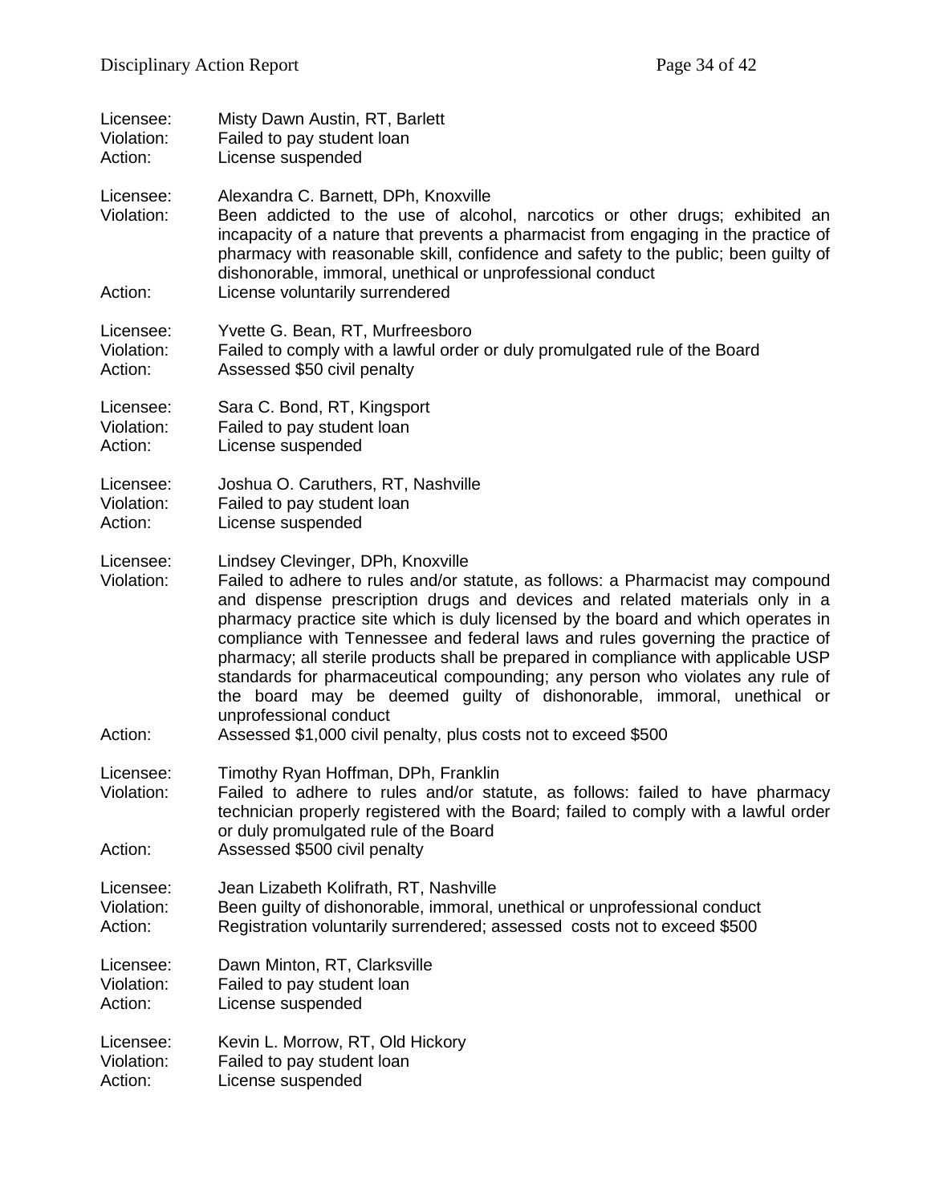Licensee: Misty Dawn Austin, RT, Barlett
Violation: Failed to pay student loan
Action: License suspended

Licensee: Alexandra C. Barnett, DPh, Knoxville
Violation: Been addicted to the use of alcohol, narcotics or other drugs; exhibited an incapacity of a nature that prevents a pharmacist from engaging in the practice of pharmacy with reasonable skill, confidence and safety to the public; been guilty of dishonorable, immoral, unethical or unprofessional conduct
Action: License voluntarily surrendered

Licensee: Yvette G. Bean, RT, Murfreesboro
Violation: Failed to comply with a lawful order or duly promulgated rule of the Board
Action: Assessed $50 civil penalty

Licensee: Sara C. Bond, RT, Kingsport
Violation: Failed to pay student loan
Action: License suspended

Licensee: Joshua O. Caruthers, RT, Nashville
Violation: Failed to pay student loan
Action: License suspended

Licensee: Lindsey Clevinger, DPh, Knoxville
Violation: Failed to adhere to rules and/or statute, as follows: a Pharmacist may compound and dispense prescription drugs and devices and related materials only in a pharmacy practice site which is duly licensed by the board and which operates in compliance with Tennessee and federal laws and rules governing the practice of pharmacy; all sterile products shall be prepared in compliance with applicable USP standards for pharmaceutical compounding; any person who violates any rule of the board may be deemed guilty of dishonorable, immoral, unethical or unprofessional conduct
Action: Assessed $1,000 civil penalty, plus costs not to exceed $500

Licensee: Timothy Ryan Hoffman, DPh, Franklin
Violation: Failed to adhere to rules and/or statute, as follows: failed to have pharmacy technician properly registered with the Board; failed to comply with a lawful order or duly promulgated rule of the Board
Action: Assessed $500 civil penalty

Licensee: Jean Lizabeth Kolifrath, RT, Nashville
Violation: Been guilty of dishonorable, immoral, unethical or unprofessional conduct
Action: Registration voluntarily surrendered; assessed costs not to exceed $500

Licensee: Dawn Minton, RT, Clarksville
Violation: Failed to pay student loan
Action: License suspended

Licensee: Kevin L. Morrow, RT, Old Hickory
Violation: Failed to pay student loan
Action: License suspended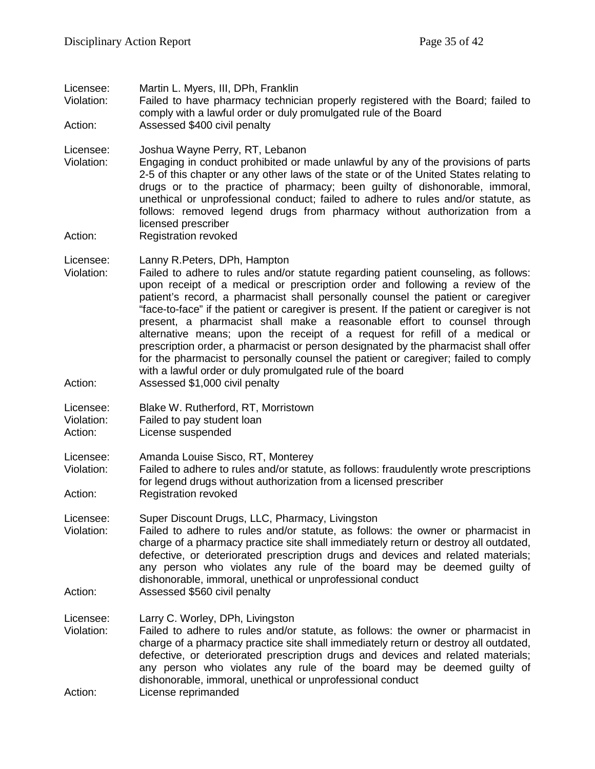Licensee: Martin L. Myers, III, DPh, Franklin
Violation: Failed to have pharmacy technician properly registered with the Board; failed to comply with a lawful order or duly promulgated rule of the Board
Action: Assessed $400 civil penalty

Licensee: Joshua Wayne Perry, RT, Lebanon
Violation: Engaging in conduct prohibited or made unlawful by any of the provisions of parts 2-5 of this chapter or any other laws of the state or of the United States relating to drugs or to the practice of pharmacy; been guilty of dishonorable, immoral, unethical or unprofessional conduct; failed to adhere to rules and/or statute, as follows: removed legend drugs from pharmacy without authorization from a licensed prescriber
Action: Registration revoked

Licensee: Lanny R.Peters, DPh, Hampton
Violation: Failed to adhere to rules and/or statute regarding patient counseling, as follows: upon receipt of a medical or prescription order and following a review of the patient's record, a pharmacist shall personally counsel the patient or caregiver "face-to-face" if the patient or caregiver is present. If the patient or caregiver is not present, a pharmacist shall make a reasonable effort to counsel through alternative means; upon the receipt of a request for refill of a medical or prescription order, a pharmacist or person designated by the pharmacist shall offer for the pharmacist to personally counsel the patient or caregiver; failed to comply with a lawful order or duly promulgated rule of the board
Action: Assessed $1,000 civil penalty

Licensee: Blake W. Rutherford, RT, Morristown
Violation: Failed to pay student loan
Action: License suspended

Licensee: Amanda Louise Sisco, RT, Monterey
Violation: Failed to adhere to rules and/or statute, as follows: fraudulently wrote prescriptions for legend drugs without authorization from a licensed prescriber
Action: Registration revoked

Licensee: Super Discount Drugs, LLC, Pharmacy, Livingston
Violation: Failed to adhere to rules and/or statute, as follows: the owner or pharmacist in charge of a pharmacy practice site shall immediately return or destroy all outdated, defective, or deteriorated prescription drugs and devices and related materials; any person who violates any rule of the board may be deemed guilty of dishonorable, immoral, unethical or unprofessional conduct
Action: Assessed $560 civil penalty

Licensee: Larry C. Worley, DPh, Livingston
Violation: Failed to adhere to rules and/or statute, as follows: the owner or pharmacist in charge of a pharmacy practice site shall immediately return or destroy all outdated, defective, or deteriorated prescription drugs and devices and related materials; any person who violates any rule of the board may be deemed guilty of dishonorable, immoral, unethical or unprofessional conduct
Action: License reprimanded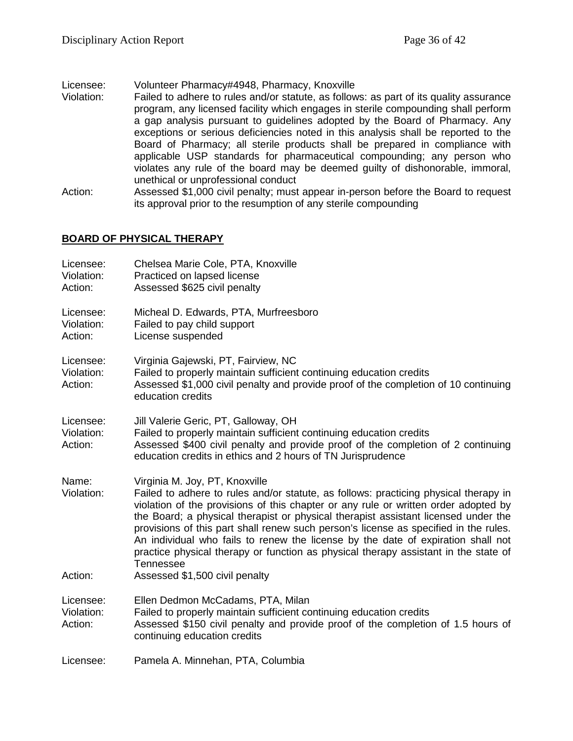Licensee: Volunteer Pharmacy#4948, Pharmacy, Knoxville
Violation: Failed to adhere to rules and/or statute, as follows: as part of its quality assurance program, any licensed facility which engages in sterile compounding shall perform a gap analysis pursuant to guidelines adopted by the Board of Pharmacy. Any exceptions or serious deficiencies noted in this analysis shall be reported to the Board of Pharmacy; all sterile products shall be prepared in compliance with applicable USP standards for pharmaceutical compounding; any person who violates any rule of the board may be deemed guilty of dishonorable, immoral, unethical or unprofessional conduct
Action: Assessed $1,000 civil penalty; must appear in-person before the Board to request its approval prior to the resumption of any sterile compounding

**BOARD OF PHYSICAL THERAPY**

Licensee: Chelsea Marie Cole, PTA, Knoxville
Violation: Practiced on lapsed license
Action: Assessed $625 civil penalty

Licensee: Micheal D. Edwards, PTA, Murfreesboro
Violation: Failed to pay child support
Action: License suspended

Licensee: Virginia Gajewski, PT, Fairview, NC
Violation: Failed to properly maintain sufficient continuing education credits
Action: Assessed $1,000 civil penalty and provide proof of the completion of 10 continuing education credits

Licensee: Jill Valerie Geric, PT, Galloway, OH
Violation: Failed to properly maintain sufficient continuing education credits
Action: Assessed $400 civil penalty and provide proof of the completion of 2 continuing education credits in ethics and 2 hours of TN Jurisprudence

Name: Virginia M. Joy, PT, Knoxville
Violation: Failed to adhere to rules and/or statute, as follows: practicing physical therapy in violation of the provisions of this chapter or any rule or written order adopted by the Board; a physical therapist or physical therapist assistant licensed under the provisions of this part shall renew such person's license as specified in the rules. An individual who fails to renew the license by the date of expiration shall not practice physical therapy or function as physical therapy assistant in the state of Tennessee
Action: Assessed $1,500 civil penalty

Licensee: Ellen Dedmon McCadams, PTA, Milan
Violation: Failed to properly maintain sufficient continuing education credits
Action: Assessed $150 civil penalty and provide proof of the completion of 1.5 hours of continuing education credits

Licensee: Pamela A. Minnehan, PTA, Columbia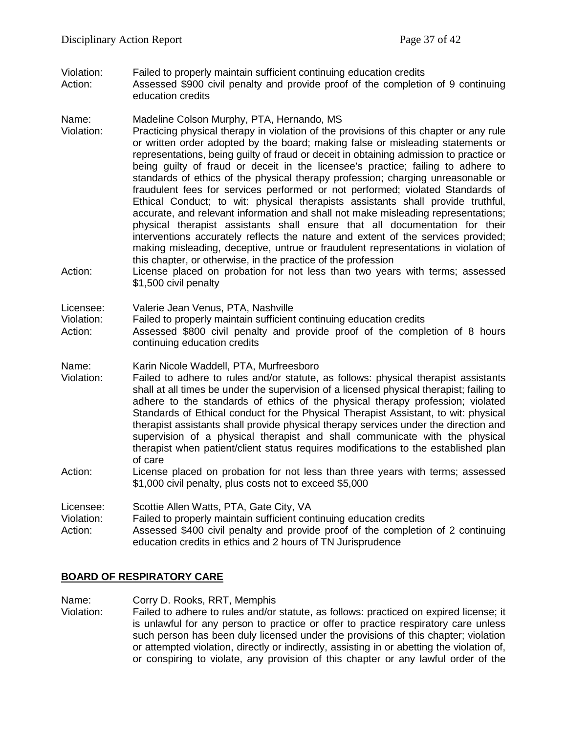Violation: Failed to properly maintain sufficient continuing education credits
Action: Assessed $900 civil penalty and provide proof of the completion of 9 continuing education credits

Name: Madeline Colson Murphy, PTA, Hernando, MS
Violation: Practicing physical therapy in violation of the provisions of this chapter or any rule or written order adopted by the board; making false or misleading statements or representations, being guilty of fraud or deceit in obtaining admission to practice or being guilty of fraud or deceit in the licensee's practice; failing to adhere to standards of ethics of the physical therapy profession; charging unreasonable or fraudulent fees for services performed or not performed; violated Standards of Ethical Conduct; to wit: physical therapists assistants shall provide truthful, accurate, and relevant information and shall not make misleading representations; physical therapist assistants shall ensure that all documentation for their interventions accurately reflects the nature and extent of the services provided; making misleading, deceptive, untrue or fraudulent representations in violation of this chapter, or otherwise, in the practice of the profession
Action: License placed on probation for not less than two years with terms; assessed $1,500 civil penalty

Licensee: Valerie Jean Venus, PTA, Nashville
Violation: Failed to properly maintain sufficient continuing education credits
Action: Assessed $800 civil penalty and provide proof of the completion of 8 hours continuing education credits

Name: Karin Nicole Waddell, PTA, Murfreesboro
Violation: Failed to adhere to rules and/or statute, as follows: physical therapist assistants shall at all times be under the supervision of a licensed physical therapist; failing to adhere to the standards of ethics of the physical therapy profession; violated Standards of Ethical conduct for the Physical Therapist Assistant, to wit: physical therapist assistants shall provide physical therapy services under the direction and supervision of a physical therapist and shall communicate with the physical therapist when patient/client status requires modifications to the established plan of care
Action: License placed on probation for not less than three years with terms; assessed $1,000 civil penalty, plus costs not to exceed $5,000

Licensee: Scottie Allen Watts, PTA, Gate City, VA
Violation: Failed to properly maintain sufficient continuing education credits
Action: Assessed $400 civil penalty and provide proof of the completion of 2 continuing education credits in ethics and 2 hours of TN Jurisprudence

**BOARD OF RESPIRATORY CARE**

Name: Corry D. Rooks, RRT, Memphis
Violation: Failed to adhere to rules and/or statute, as follows: practiced on expired license; it is unlawful for any person to practice or offer to practice respiratory care unless such person has been duly licensed under the provisions of this chapter; violation or attempted violation, directly or indirectly, assisting in or abetting the violation of, or conspiring to violate, any provision of this chapter or any lawful order of the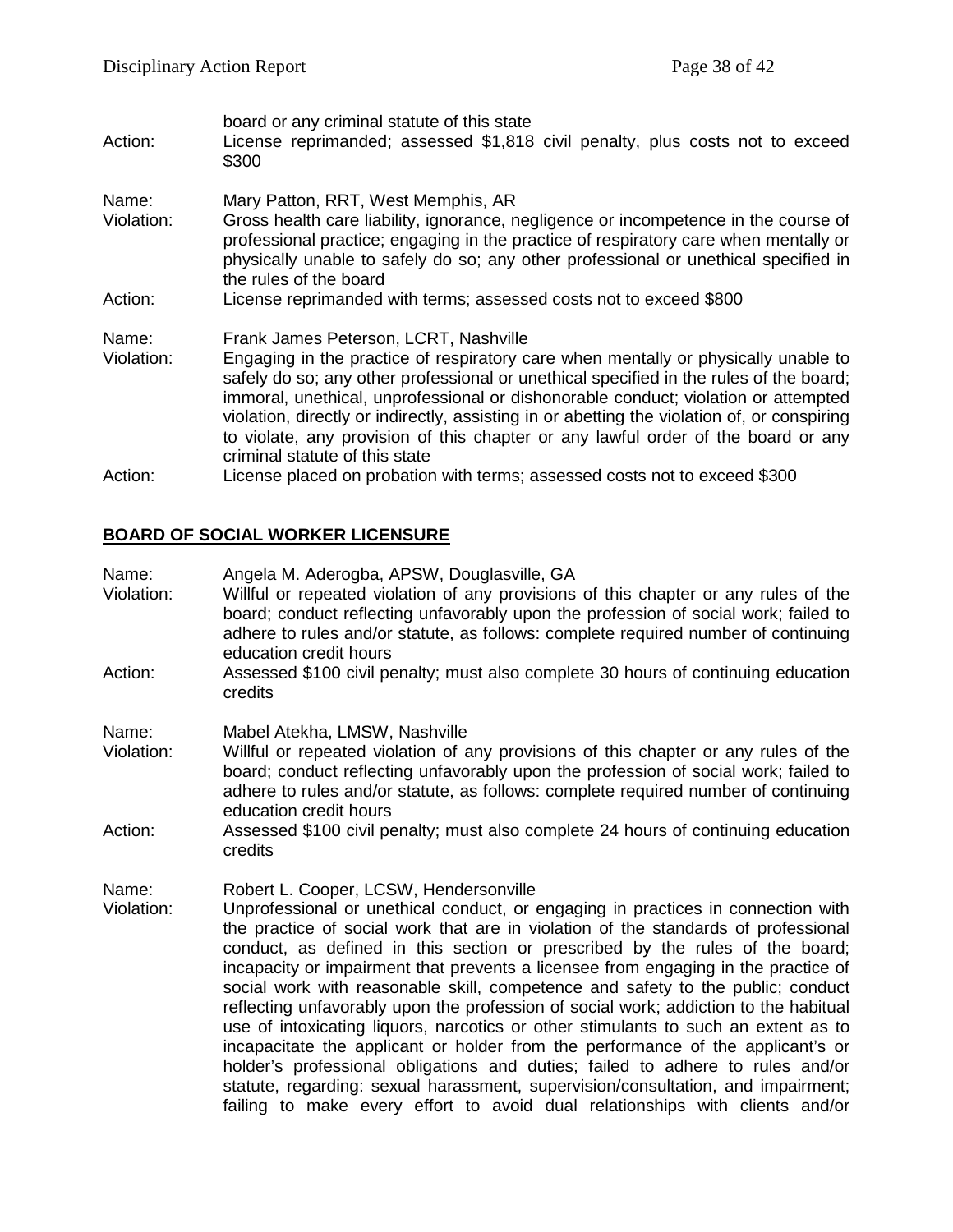board or any criminal statute of this state

Action: License reprimanded; assessed $1,818 civil penalty, plus costs not to exceed $300

Name: Mary Patton, RRT, West Memphis, AR
Violation: Gross health care liability, ignorance, negligence or incompetence in the course of professional practice; engaging in the practice of respiratory care when mentally or physically unable to safely do so; any other professional or unethical specified in the rules of the board
Action: License reprimanded with terms; assessed costs not to exceed $800

Name: Frank James Peterson, LCRT, Nashville
Violation: Engaging in the practice of respiratory care when mentally or physically unable to safely do so; any other professional or unethical specified in the rules of the board; immoral, unethical, unprofessional or dishonorable conduct; violation or attempted violation, directly or indirectly, assisting in or abetting the violation of, or conspiring to violate, any provision of this chapter or any lawful order of the board or any criminal statute of this state
Action: License placed on probation with terms; assessed costs not to exceed $300

## BOARD OF SOCIAL WORKER LICENSURE

Name: Angela M. Aderogba, APSW, Douglasville, GA
Violation: Willful or repeated violation of any provisions of this chapter or any rules of the board; conduct reflecting unfavorably upon the profession of social work; failed to adhere to rules and/or statute, as follows: complete required number of continuing education credit hours
Action: Assessed $100 civil penalty; must also complete 30 hours of continuing education credits

Name: Mabel Atekha, LMSW, Nashville
Violation: Willful or repeated violation of any provisions of this chapter or any rules of the board; conduct reflecting unfavorably upon the profession of social work; failed to adhere to rules and/or statute, as follows: complete required number of continuing education credit hours
Action: Assessed $100 civil penalty; must also complete 24 hours of continuing education credits

Name: Robert L. Cooper, LCSW, Hendersonville
Violation: Unprofessional or unethical conduct, or engaging in practices in connection with the practice of social work that are in violation of the standards of professional conduct, as defined in this section or prescribed by the rules of the board; incapacity or impairment that prevents a licensee from engaging in the practice of social work with reasonable skill, competence and safety to the public; conduct reflecting unfavorably upon the profession of social work; addiction to the habitual use of intoxicating liquors, narcotics or other stimulants to such an extent as to incapacitate the applicant or holder from the performance of the applicant's or holder's professional obligations and duties; failed to adhere to rules and/or statute, regarding: sexual harassment, supervision/consultation, and impairment; failing to make every effort to avoid dual relationships with clients and/or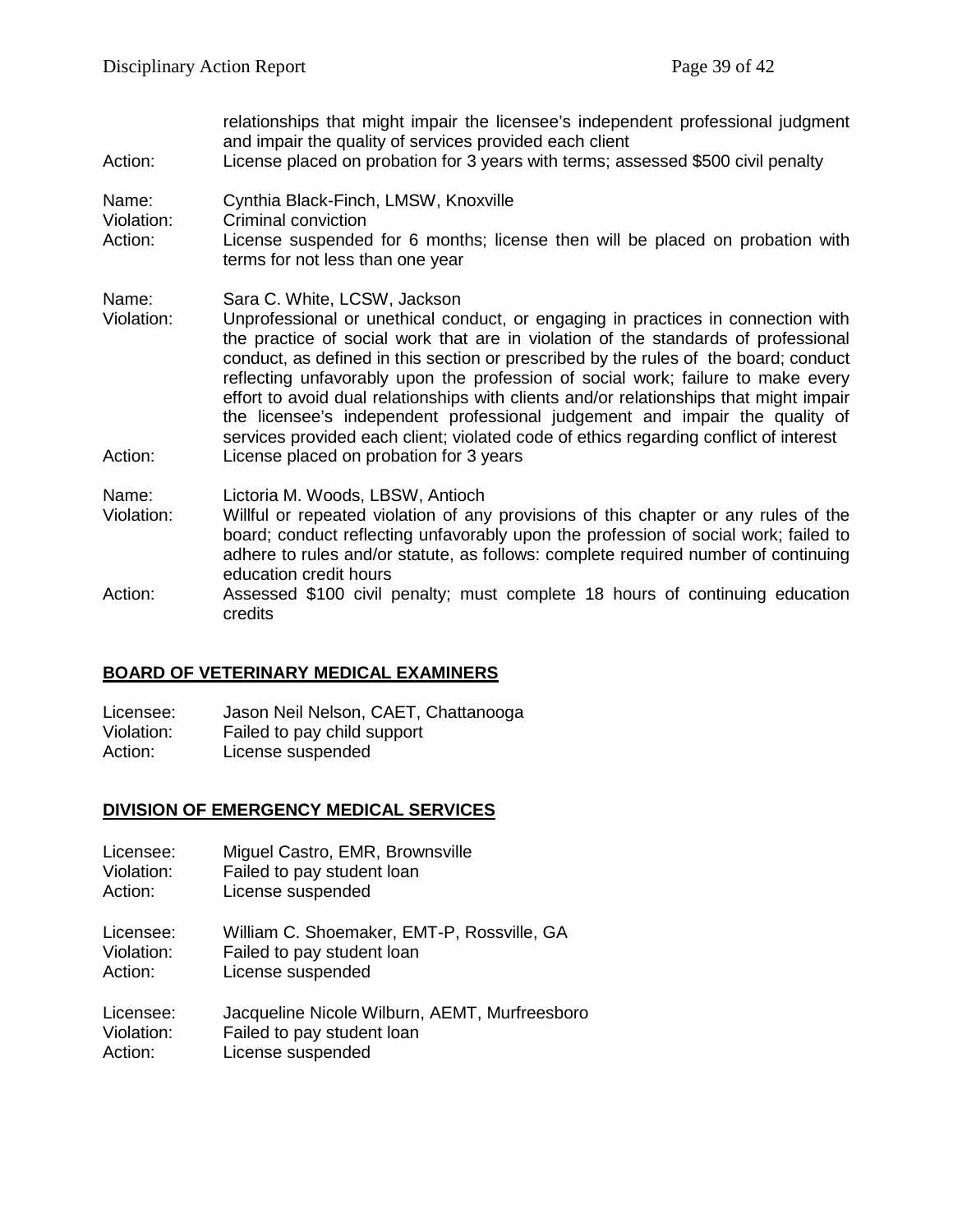relationships that might impair the licensee's independent professional judgment and impair the quality of services provided each client

Action: License placed on probation for 3 years with terms; assessed $500 civil penalty

Name: Cynthia Black-Finch, LMSW, Knoxville
Violation: Criminal conviction
Action: License suspended for 6 months; license then will be placed on probation with terms for not less than one year

Name: Sara C. White, LCSW, Jackson
Violation: Unprofessional or unethical conduct, or engaging in practices in connection with the practice of social work that are in violation of the standards of professional conduct, as defined in this section or prescribed by the rules of the board; conduct reflecting unfavorably upon the profession of social work; failure to make every effort to avoid dual relationships with clients and/or relationships that might impair the licensee's independent professional judgement and impair the quality of services provided each client; violated code of ethics regarding conflict of interest
Action: License placed on probation for 3 years

Name: Lictoria M. Woods, LBSW, Antioch
Violation: Willful or repeated violation of any provisions of this chapter or any rules of the board; conduct reflecting unfavorably upon the profession of social work; failed to adhere to rules and/or statute, as follows: complete required number of continuing education credit hours
Action: Assessed $100 civil penalty; must complete 18 hours of continuing education credits

## BOARD OF VETERINARY MEDICAL EXAMINERS

Licensee: Jason Neil Nelson, CAET, Chattanooga
Violation: Failed to pay child support
Action: License suspended

## DIVISION OF EMERGENCY MEDICAL SERVICES

Licensee: Miguel Castro, EMR, Brownsville
Violation: Failed to pay student loan
Action: License suspended

Licensee: William C. Shoemaker, EMT-P, Rossville, GA
Violation: Failed to pay student loan
Action: License suspended

Licensee: Jacqueline Nicole Wilburn, AEMT, Murfreesboro
Violation: Failed to pay student loan
Action: License suspended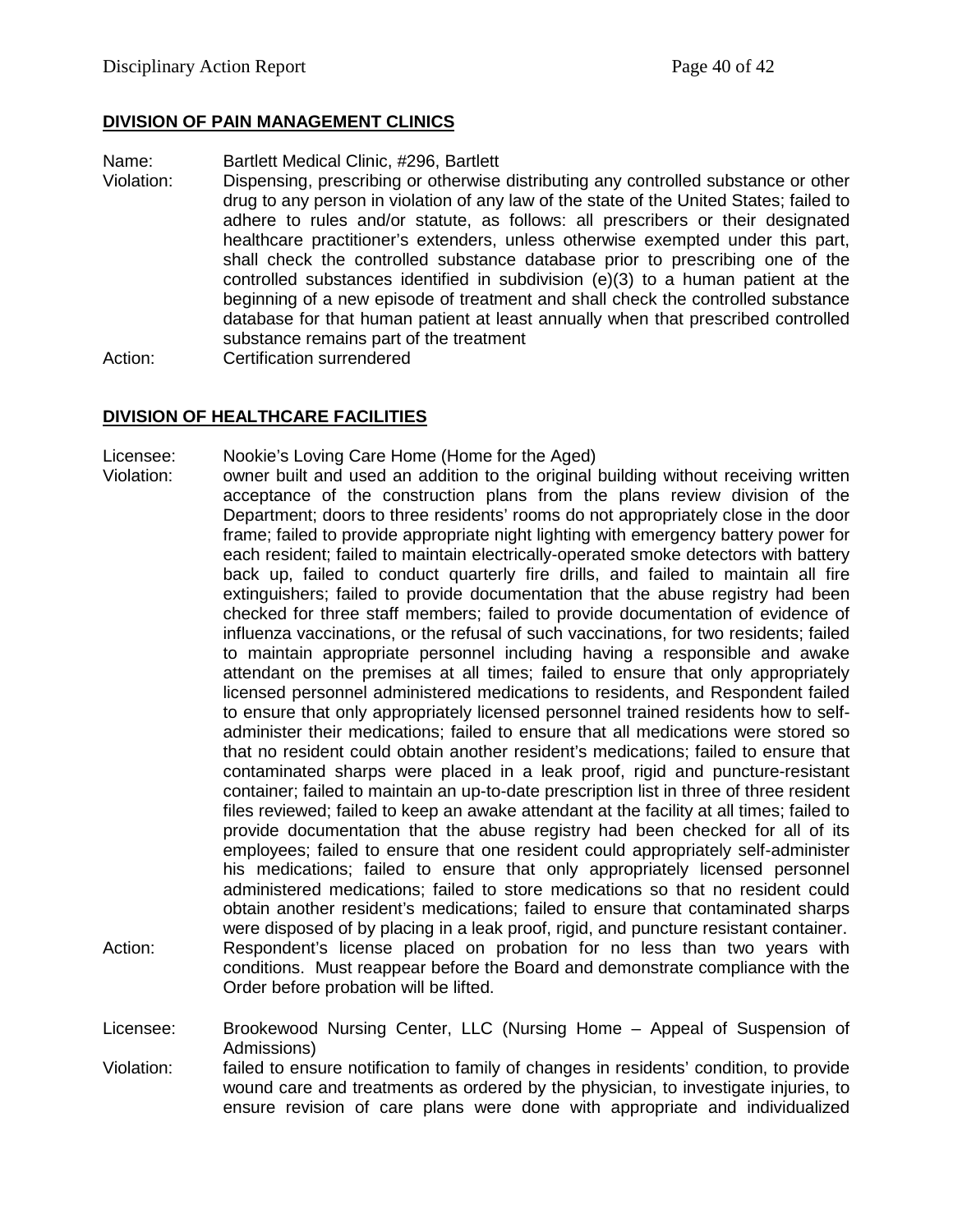## DIVISION OF PAIN MANAGEMENT CLINICS

Name: Bartlett Medical Clinic, #296, Bartlett

Violation: Dispensing, prescribing or otherwise distributing any controlled substance or other drug to any person in violation of any law of the state of the United States; failed to adhere to rules and/or statute, as follows: all prescribers or their designated healthcare practitioner's extenders, unless otherwise exempted under this part, shall check the controlled substance database prior to prescribing one of the controlled substances identified in subdivision (e)(3) to a human patient at the beginning of a new episode of treatment and shall check the controlled substance database for that human patient at least annually when that prescribed controlled substance remains part of the treatment

Action: Certification surrendered

## DIVISION OF HEALTHCARE FACILITIES

Licensee: Nookie's Loving Care Home (Home for the Aged)

Violation: owner built and used an addition to the original building without receiving written acceptance of the construction plans from the plans review division of the Department; doors to three residents' rooms do not appropriately close in the door frame; failed to provide appropriate night lighting with emergency battery power for each resident; failed to maintain electrically-operated smoke detectors with battery back up, failed to conduct quarterly fire drills, and failed to maintain all fire extinguishers; failed to provide documentation that the abuse registry had been checked for three staff members; failed to provide documentation of evidence of influenza vaccinations, or the refusal of such vaccinations, for two residents; failed to maintain appropriate personnel including having a responsible and awake attendant on the premises at all times; failed to ensure that only appropriately licensed personnel administered medications to residents, and Respondent failed to ensure that only appropriately licensed personnel trained residents how to self-administer their medications; failed to ensure that all medications were stored so that no resident could obtain another resident's medications; failed to ensure that contaminated sharps were placed in a leak proof, rigid and puncture-resistant container; failed to maintain an up-to-date prescription list in three of three resident files reviewed; failed to keep an awake attendant at the facility at all times; failed to provide documentation that the abuse registry had been checked for all of its employees; failed to ensure that one resident could appropriately self-administer his medications; failed to ensure that only appropriately licensed personnel administered medications; failed to store medications so that no resident could obtain another resident's medications; failed to ensure that contaminated sharps were disposed of by placing in a leak proof, rigid, and puncture resistant container.

Action: Respondent's license placed on probation for no less than two years with conditions. Must reappear before the Board and demonstrate compliance with the Order before probation will be lifted.

Licensee: Brookewood Nursing Center, LLC (Nursing Home – Appeal of Suspension of Admissions)

Violation: failed to ensure notification to family of changes in residents' condition, to provide wound care and treatments as ordered by the physician, to investigate injuries, to ensure revision of care plans were done with appropriate and individualized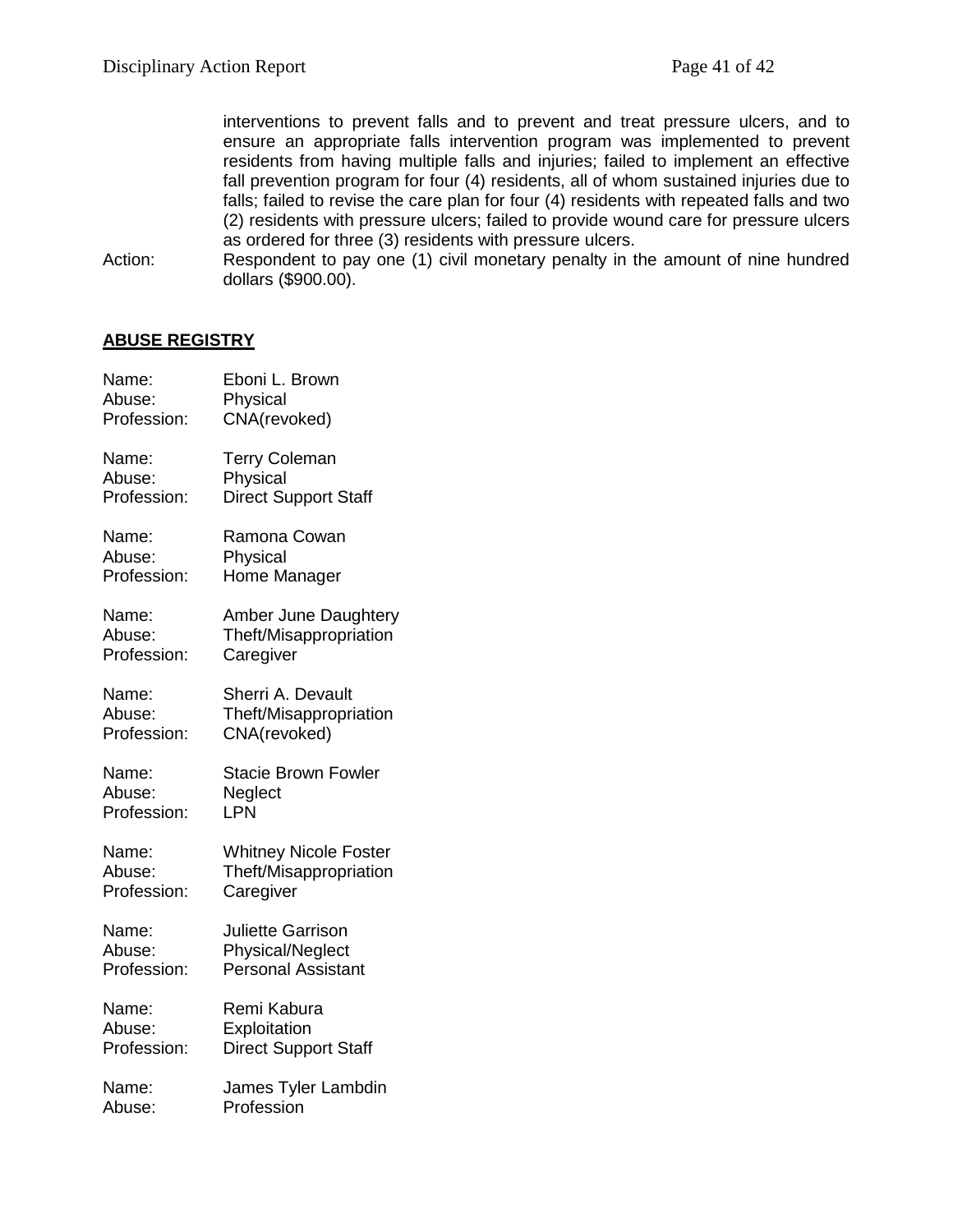interventions to prevent falls and to prevent and treat pressure ulcers, and to ensure an appropriate falls intervention program was implemented to prevent residents from having multiple falls and injuries; failed to implement an effective fall prevention program for four (4) residents, all of whom sustained injuries due to falls; failed to revise the care plan for four (4) residents with repeated falls and two (2) residents with pressure ulcers; failed to provide wound care for pressure ulcers as ordered for three (3) residents with pressure ulcers.

Action: Respondent to pay one (1) civil monetary penalty in the amount of nine hundred dollars ($900.00).

**ABUSE REGISTRY**

Name: Eboni L. Brown
Abuse: Physical
Profession: CNA(revoked)

Name: Terry Coleman
Abuse: Physical
Profession: Direct Support Staff

Name: Ramona Cowan
Abuse: Physical
Profession: Home Manager

Name: Amber June Daughtery
Abuse: Theft/Misappropriation
Profession: Caregiver

Name: Sherri A. Devault
Abuse: Theft/Misappropriation
Profession: CNA(revoked)

Name: Stacie Brown Fowler
Abuse: Neglect
Profession: LPN

Name: Whitney Nicole Foster
Abuse: Theft/Misappropriation
Profession: Caregiver

Name: Juliette Garrison
Abuse: Physical/Neglect
Profession: Personal Assistant

Name: Remi Kabura
Abuse: Exploitation
Profession: Direct Support Staff

Name: James Tyler Lambdin
Abuse: Profession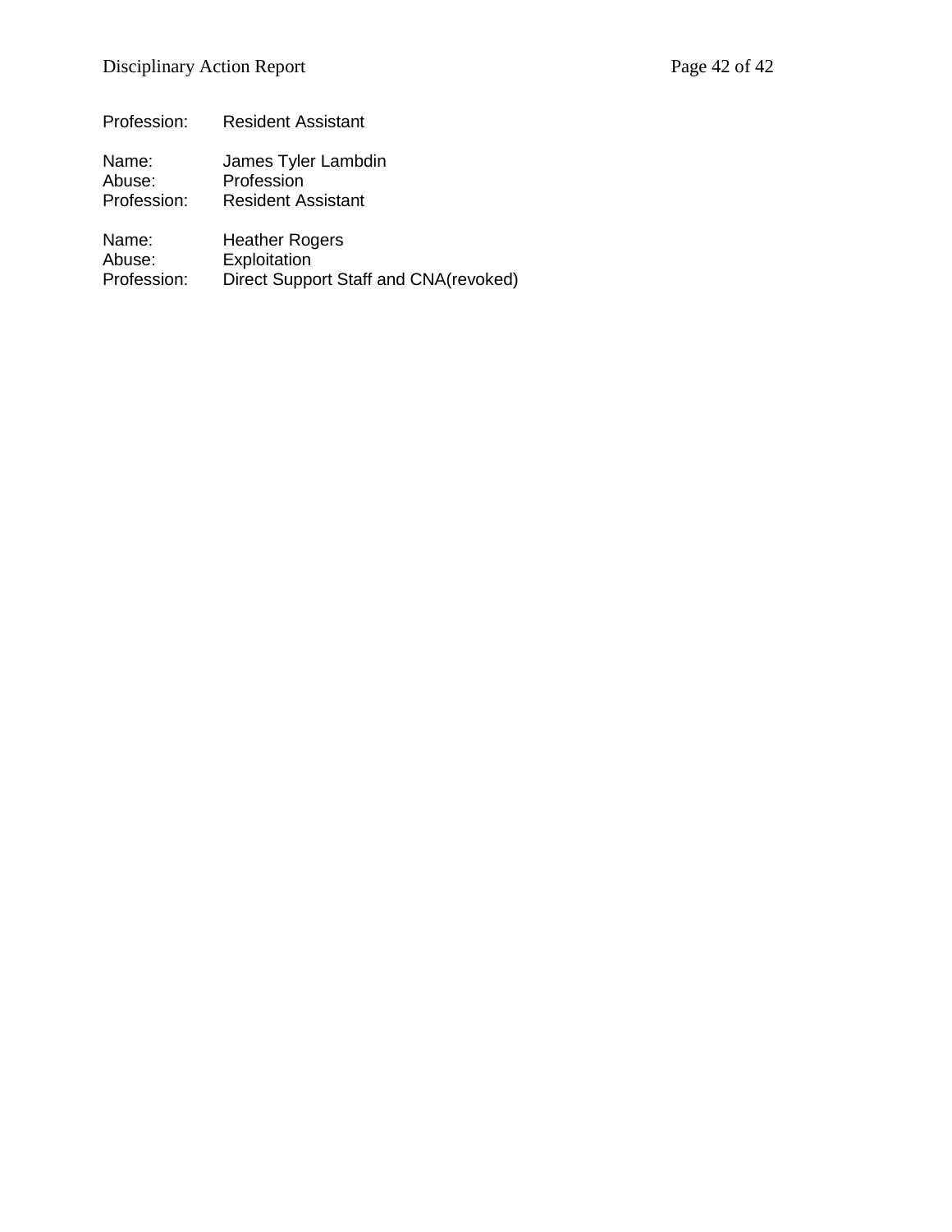Profession: Resident Assistant

Name: James Tyler Lambdin
Abuse: Profession
Profession: Resident Assistant

Name: Heather Rogers
Abuse: Exploitation
Profession: Direct Support Staff and CNA(revoked)